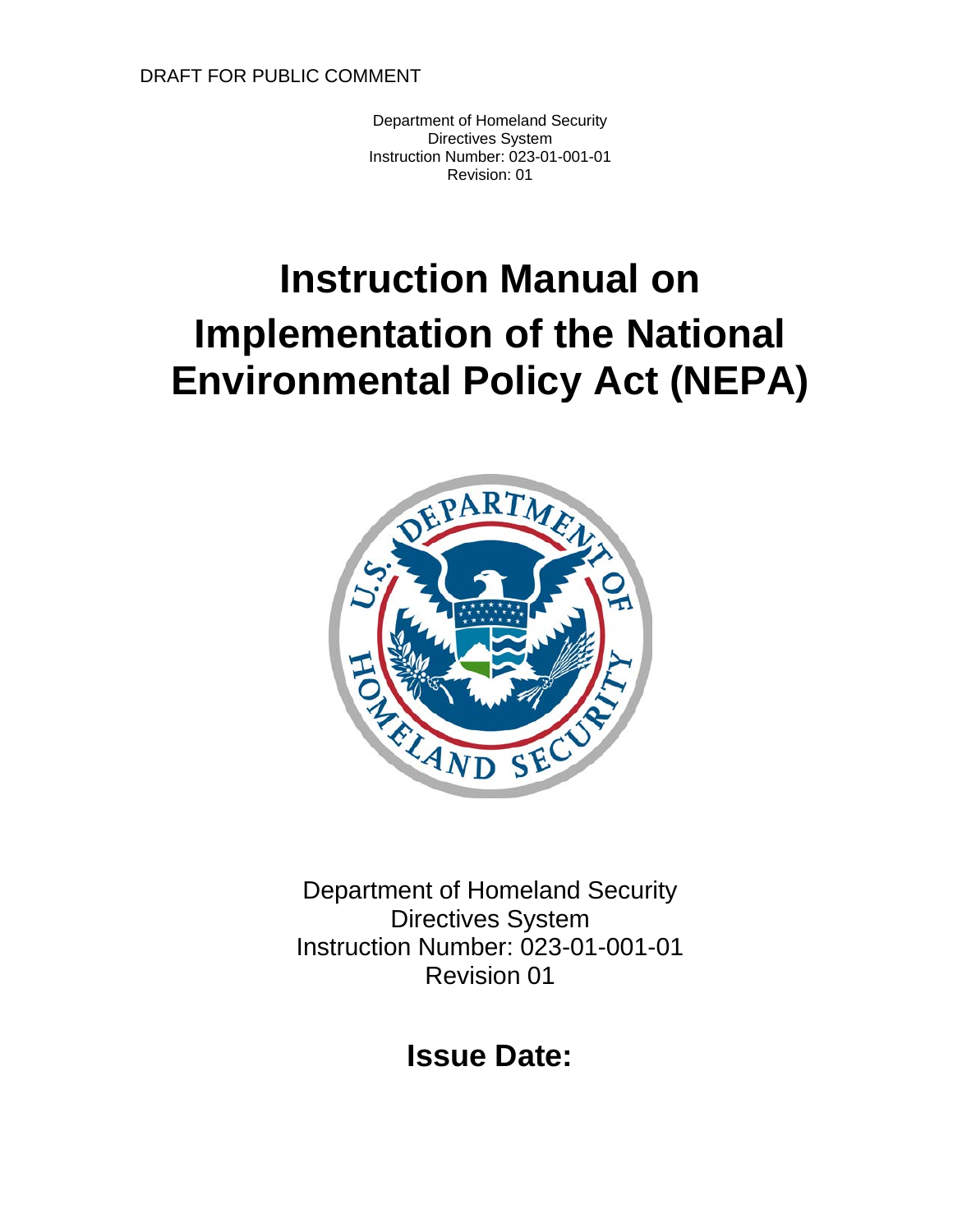DRAFT FOR PUBLIC COMMENT

Department of Homeland Security
Directives System
Instruction Number: 023-01-001-01
Revision: 01

# Instruction Manual on Implementation of the National Environmental Policy Act (NEPA)

Department of Homeland Security
Directives System
Instruction Number: 023-01-001-01
Revision 01

## Issue Date: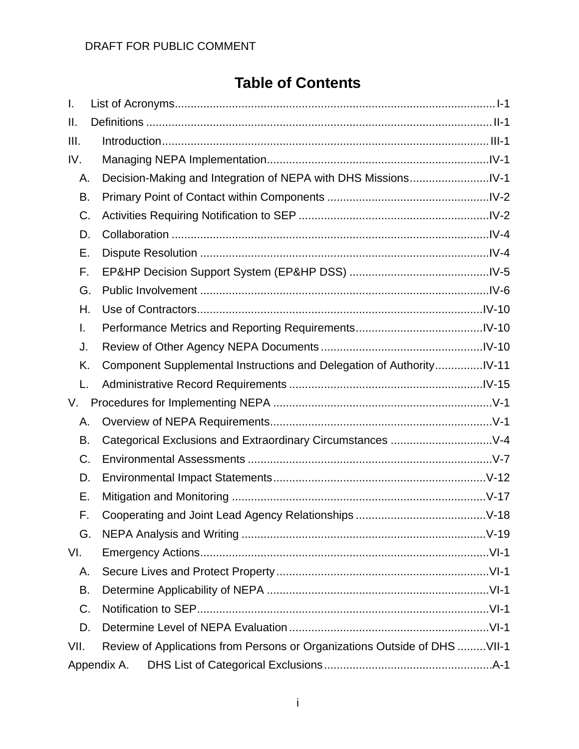# Table of Contents

I. List of Acronyms ........ I-1

II. Definitions ........ II-1

III. Introduction ........ III-1

IV. Managing NEPA Implementation ........ IV-1

- A. Decision-Making and Integration of NEPA with DHS Missions ........ IV-1
- B. Primary Point of Contact within Components ........ IV-2
- C. Activities Requiring Notification to SEP ........ IV-2
- D. Collaboration ........ IV-4
- E. Dispute Resolution ........ IV-4
- F. EP&HP Decision Support System (EP&HP DSS) ........ IV-5
- G. Public Involvement ........ IV-6
- H. Use of Contractors ........ IV-10
- I. Performance Metrics and Reporting Requirements ........ IV-10
- J. Review of Other Agency NEPA Documents ........ IV-10
- K. Component Supplemental Instructions and Delegation of Authority ........ IV-11
- L. Administrative Record Requirements ........ IV-15

V. Procedures for Implementing NEPA ........ V-1

- A. Overview of NEPA Requirements ........ V-1
- B. Categorical Exclusions and Extraordinary Circumstances ........ V-4
- C. Environmental Assessments ........ V-7
- D. Environmental Impact Statements ........ V-12
- E. Mitigation and Monitoring ........ V-17
- F. Cooperating and Joint Lead Agency Relationships ........ V-18
- G. NEPA Analysis and Writing ........ V-19

VI. Emergency Actions ........ VI-1

- A. Secure Lives and Protect Property ........ VI-1
- B. Determine Applicability of NEPA ........ VI-1
- C. Notification to SEP ........ VI-1
- D. Determine Level of NEPA Evaluation ........ VI-1

VII. Review of Applications from Persons or Organizations Outside of DHS ........ VII-1

Appendix A. DHS List of Categorical Exclusions ........ A-1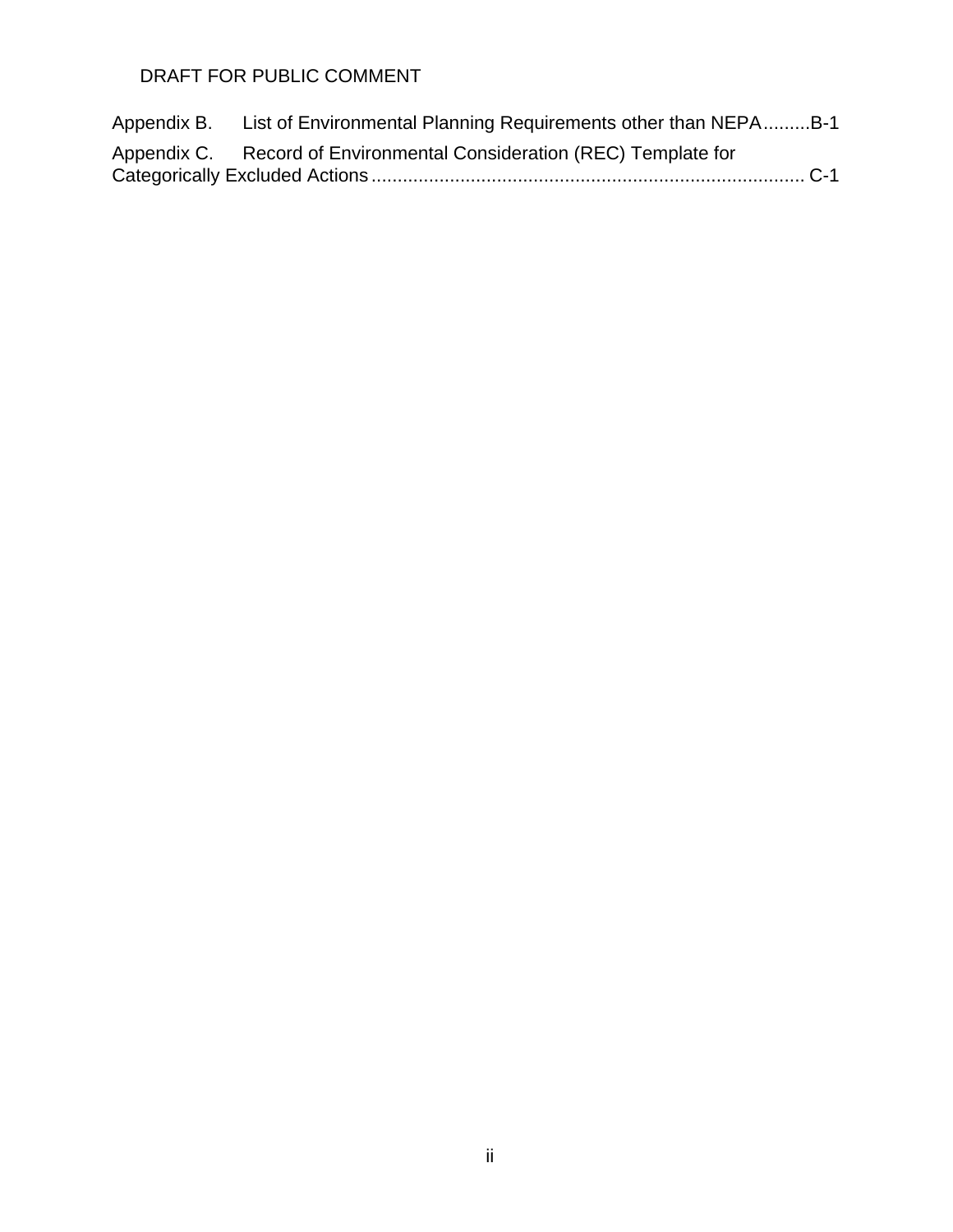Appendix B. List of Environmental Planning Requirements other than NEPA .........B-1

Appendix C. Record of Environmental Consideration (REC) Template for Categorically Excluded Actions .................................................................................. C-1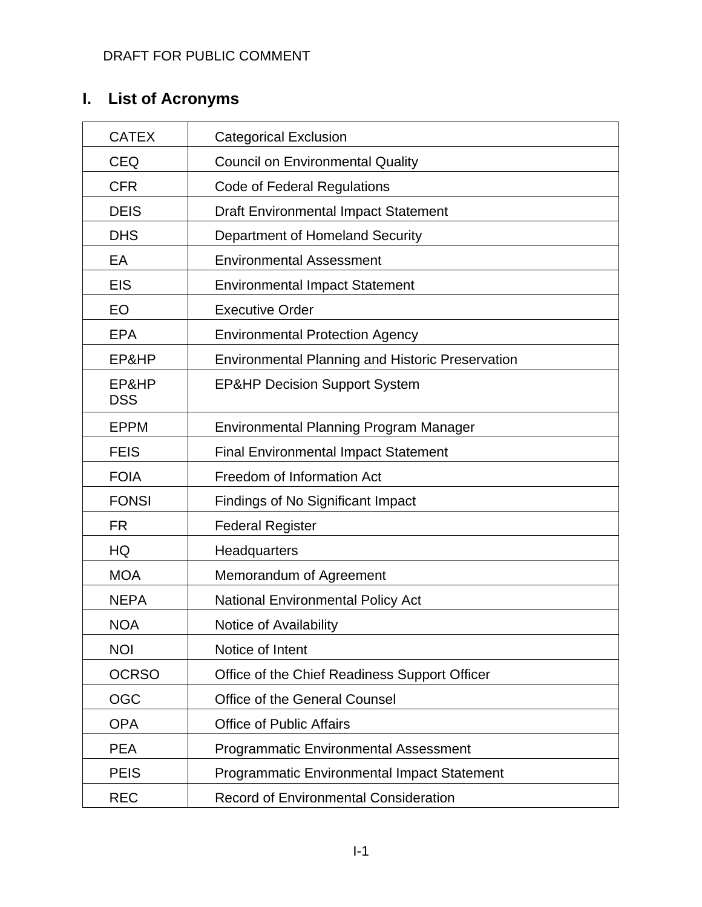DRAFT FOR PUBLIC COMMENT

# I. List of Acronyms

| | |
|---|---|
| CATEX | Categorical Exclusion |
| CEQ | Council on Environmental Quality |
| CFR | Code of Federal Regulations |
| DEIS | Draft Environmental Impact Statement |
| DHS | Department of Homeland Security |
| EA | Environmental Assessment |
| EIS | Environmental Impact Statement |
| EO | Executive Order |
| EPA | Environmental Protection Agency |
| EP&HP | Environmental Planning and Historic Preservation |
| EP&HP DSS | EP&HP Decision Support System |
| EPPM | Environmental Planning Program Manager |
| FEIS | Final Environmental Impact Statement |
| FOIA | Freedom of Information Act |
| FONSI | Findings of No Significant Impact |
| FR | Federal Register |
| HQ | Headquarters |
| MOA | Memorandum of Agreement |
| NEPA | National Environmental Policy Act |
| NOA | Notice of Availability |
| NOI | Notice of Intent |
| OCRSO | Office of the Chief Readiness Support Officer |
| OGC | Office of the General Counsel |
| OPA | Office of Public Affairs |
| PEA | Programmatic Environmental Assessment |
| PEIS | Programmatic Environmental Impact Statement |
| REC | Record of Environmental Consideration |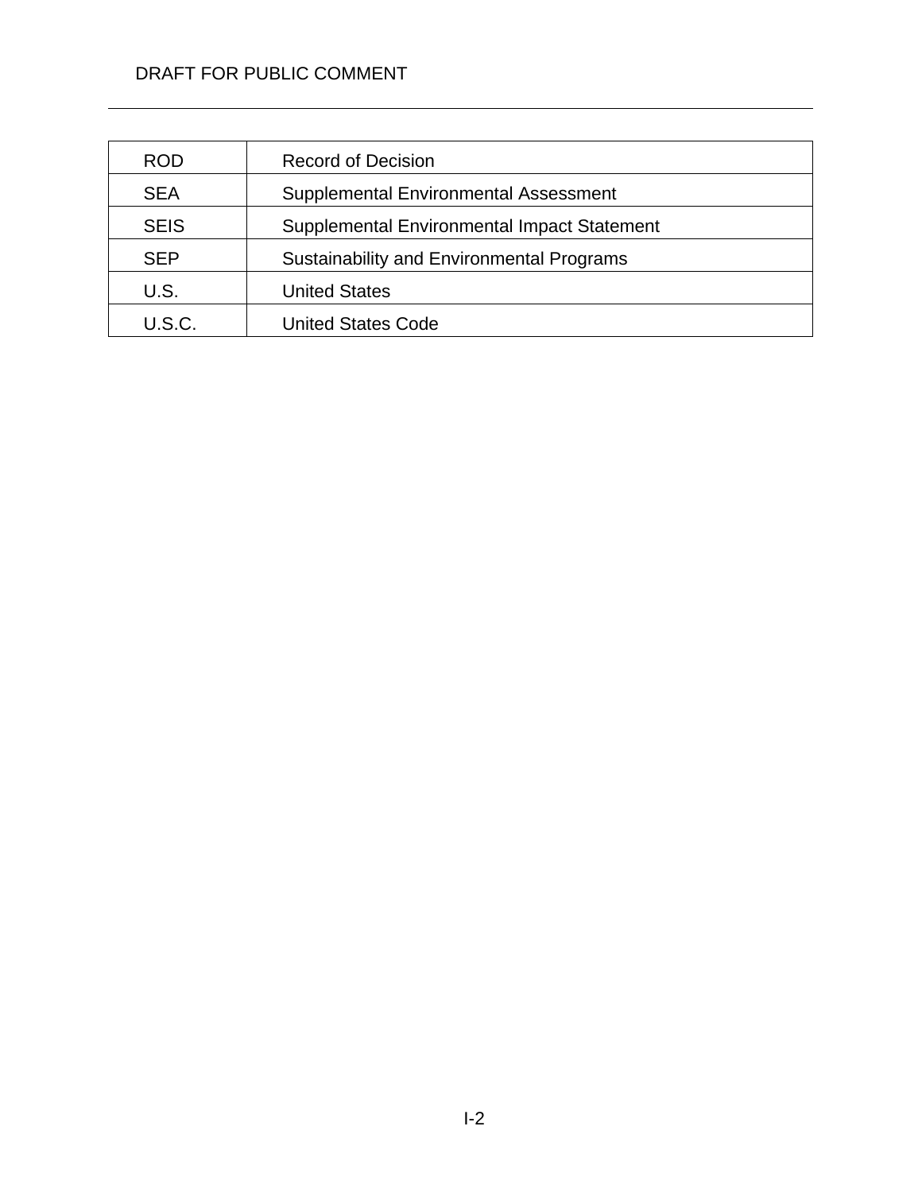| ROD | Record of Decision |
|---|---|
| SEA | Supplemental Environmental Assessment |
| SEIS | Supplemental Environmental Impact Statement |
| SEP | Sustainability and Environmental Programs |
| U.S. | United States |
| U.S.C. | United States Code |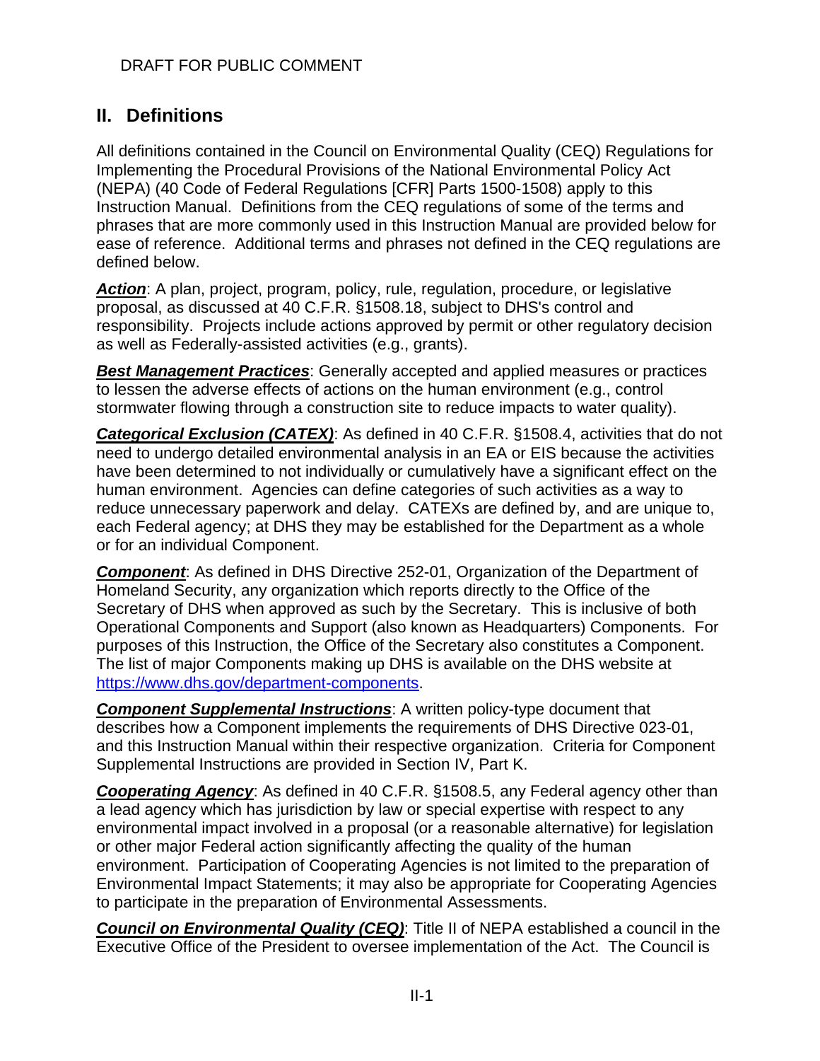## II. Definitions

All definitions contained in the Council on Environmental Quality (CEQ) Regulations for Implementing the Procedural Provisions of the National Environmental Policy Act (NEPA) (40 Code of Federal Regulations [CFR] Parts 1500-1508) apply to this Instruction Manual. Definitions from the CEQ regulations of some of the terms and phrases that are more commonly used in this Instruction Manual are provided below for ease of reference. Additional terms and phrases not defined in the CEQ regulations are defined below.

***Action***: A plan, project, program, policy, rule, regulation, procedure, or legislative proposal, as discussed at 40 C.F.R. §1508.18, subject to DHS's control and responsibility. Projects include actions approved by permit or other regulatory decision as well as Federally-assisted activities (e.g., grants).

***Best Management Practices***: Generally accepted and applied measures or practices to lessen the adverse effects of actions on the human environment (e.g., control stormwater flowing through a construction site to reduce impacts to water quality).

***Categorical Exclusion (CATEX)***: As defined in 40 C.F.R. §1508.4, activities that do not need to undergo detailed environmental analysis in an EA or EIS because the activities have been determined to not individually or cumulatively have a significant effect on the human environment. Agencies can define categories of such activities as a way to reduce unnecessary paperwork and delay. CATEXs are defined by, and are unique to, each Federal agency; at DHS they may be established for the Department as a whole or for an individual Component.

***Component***: As defined in DHS Directive 252-01, Organization of the Department of Homeland Security, any organization which reports directly to the Office of the Secretary of DHS when approved as such by the Secretary. This is inclusive of both Operational Components and Support (also known as Headquarters) Components. For purposes of this Instruction, the Office of the Secretary also constitutes a Component. The list of major Components making up DHS is available on the DHS website at https://www.dhs.gov/department-components.

***Component Supplemental Instructions***: A written policy-type document that describes how a Component implements the requirements of DHS Directive 023-01, and this Instruction Manual within their respective organization. Criteria for Component Supplemental Instructions are provided in Section IV, Part K.

***Cooperating Agency***: As defined in 40 C.F.R. §1508.5, any Federal agency other than a lead agency which has jurisdiction by law or special expertise with respect to any environmental impact involved in a proposal (or a reasonable alternative) for legislation or other major Federal action significantly affecting the quality of the human environment. Participation of Cooperating Agencies is not limited to the preparation of Environmental Impact Statements; it may also be appropriate for Cooperating Agencies to participate in the preparation of Environmental Assessments.

***Council on Environmental Quality (CEQ)***: Title II of NEPA established a council in the Executive Office of the President to oversee implementation of the Act. The Council is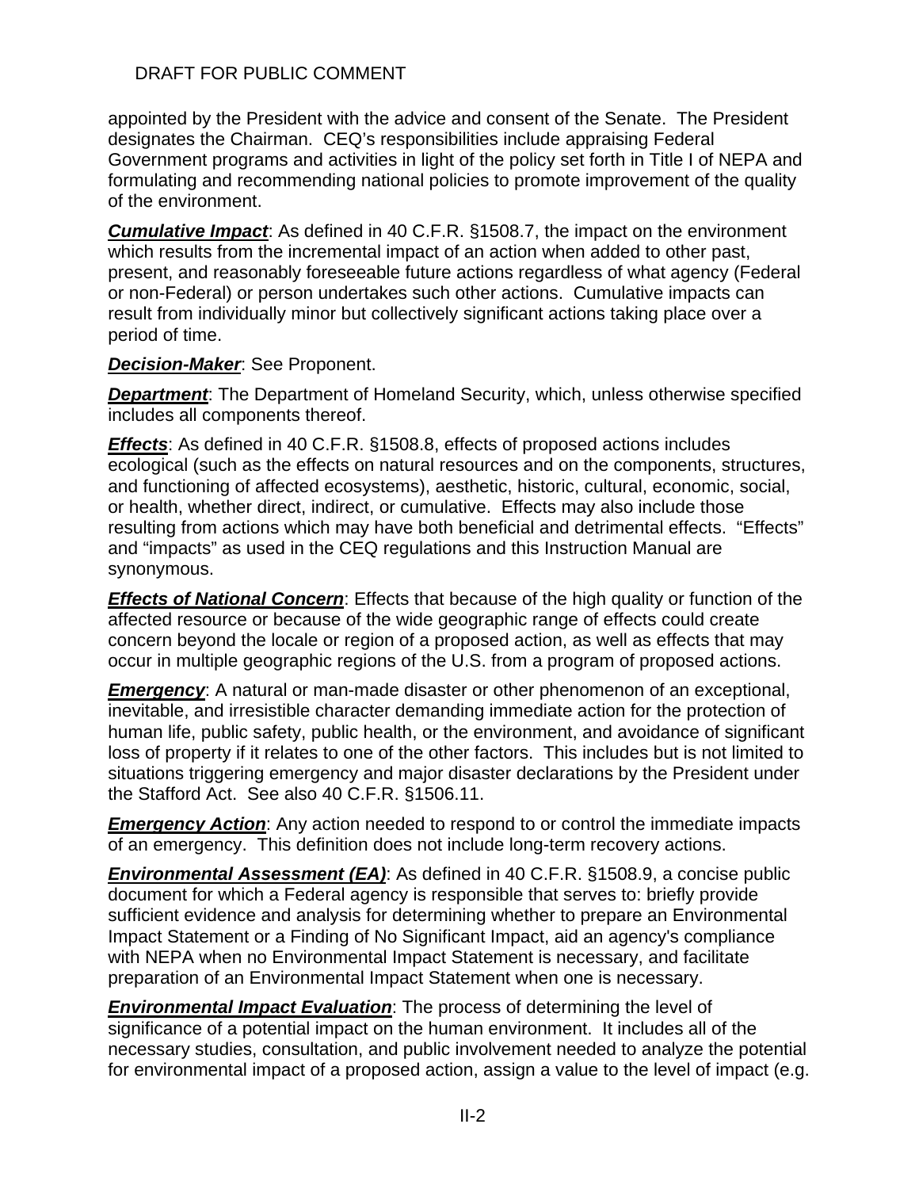appointed by the President with the advice and consent of the Senate. The President designates the Chairman. CEQ's responsibilities include appraising Federal Government programs and activities in light of the policy set forth in Title I of NEPA and formulating and recommending national policies to promote improvement of the quality of the environment.

***Cumulative Impact***: As defined in 40 C.F.R. §1508.7, the impact on the environment which results from the incremental impact of an action when added to other past, present, and reasonably foreseeable future actions regardless of what agency (Federal or non-Federal) or person undertakes such other actions. Cumulative impacts can result from individually minor but collectively significant actions taking place over a period of time.

***Decision-Maker***: See Proponent.

***Department***: The Department of Homeland Security, which, unless otherwise specified includes all components thereof.

***Effects***: As defined in 40 C.F.R. §1508.8, effects of proposed actions includes ecological (such as the effects on natural resources and on the components, structures, and functioning of affected ecosystems), aesthetic, historic, cultural, economic, social, or health, whether direct, indirect, or cumulative. Effects may also include those resulting from actions which may have both beneficial and detrimental effects. "Effects" and "impacts" as used in the CEQ regulations and this Instruction Manual are synonymous.

***Effects of National Concern***: Effects that because of the high quality or function of the affected resource or because of the wide geographic range of effects could create concern beyond the locale or region of a proposed action, as well as effects that may occur in multiple geographic regions of the U.S. from a program of proposed actions.

***Emergency***: A natural or man-made disaster or other phenomenon of an exceptional, inevitable, and irresistible character demanding immediate action for the protection of human life, public safety, public health, or the environment, and avoidance of significant loss of property if it relates to one of the other factors. This includes but is not limited to situations triggering emergency and major disaster declarations by the President under the Stafford Act. See also 40 C.F.R. §1506.11.

***Emergency Action***: Any action needed to respond to or control the immediate impacts of an emergency. This definition does not include long-term recovery actions.

***Environmental Assessment (EA)***: As defined in 40 C.F.R. §1508.9, a concise public document for which a Federal agency is responsible that serves to: briefly provide sufficient evidence and analysis for determining whether to prepare an Environmental Impact Statement or a Finding of No Significant Impact, aid an agency's compliance with NEPA when no Environmental Impact Statement is necessary, and facilitate preparation of an Environmental Impact Statement when one is necessary.

***Environmental Impact Evaluation***: The process of determining the level of significance of a potential impact on the human environment. It includes all of the necessary studies, consultation, and public involvement needed to analyze the potential for environmental impact of a proposed action, assign a value to the level of impact (e.g.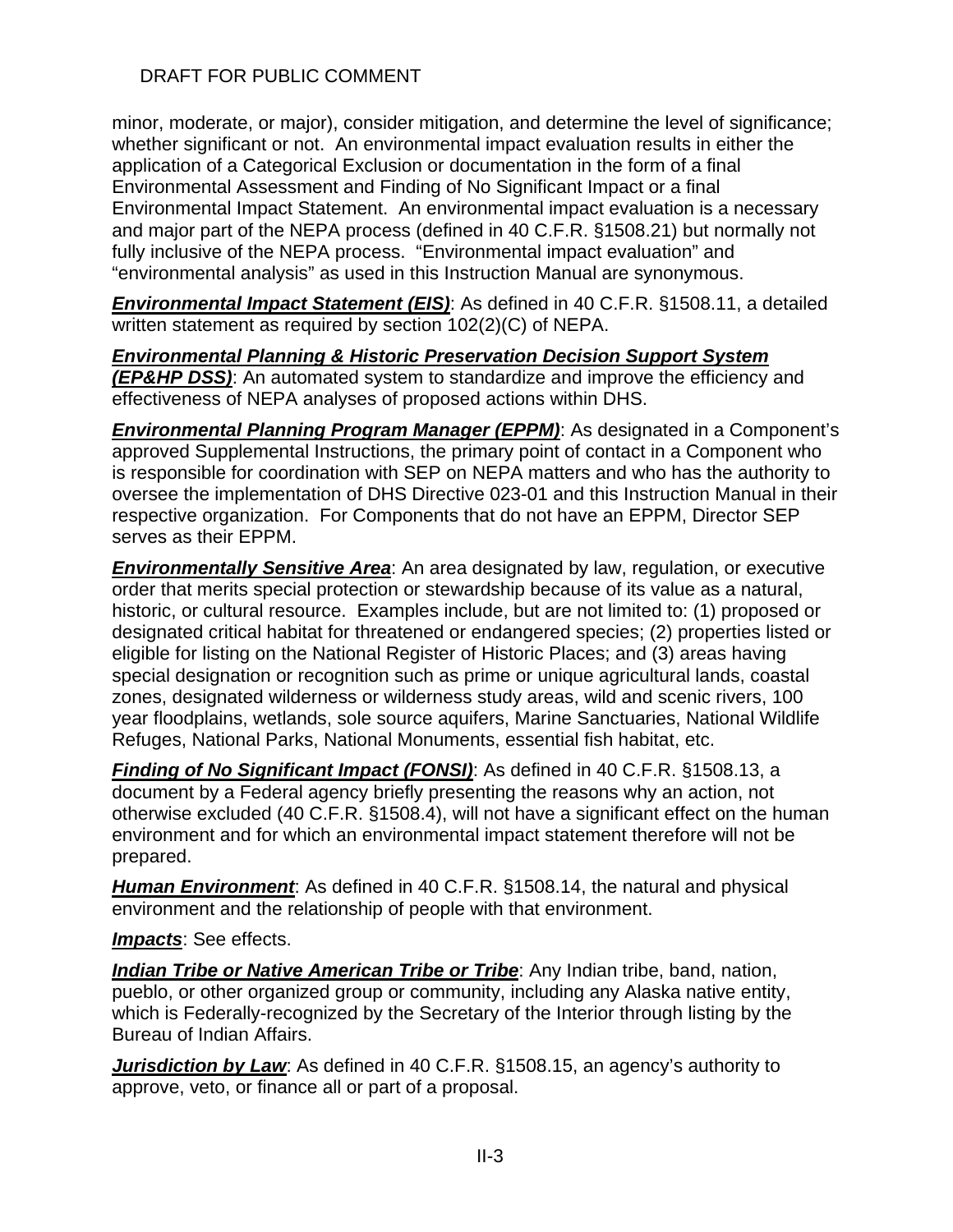minor, moderate, or major), consider mitigation, and determine the level of significance; whether significant or not. An environmental impact evaluation results in either the application of a Categorical Exclusion or documentation in the form of a final Environmental Assessment and Finding of No Significant Impact or a final Environmental Impact Statement. An environmental impact evaluation is a necessary and major part of the NEPA process (defined in 40 C.F.R. §1508.21) but normally not fully inclusive of the NEPA process. "Environmental impact evaluation" and "environmental analysis" as used in this Instruction Manual are synonymous.

***Environmental Impact Statement (EIS)***: As defined in 40 C.F.R. §1508.11, a detailed written statement as required by section 102(2)(C) of NEPA.

***Environmental Planning & Historic Preservation Decision Support System (EP&HP DSS)***: An automated system to standardize and improve the efficiency and effectiveness of NEPA analyses of proposed actions within DHS.

***Environmental Planning Program Manager (EPPM)***: As designated in a Component's approved Supplemental Instructions, the primary point of contact in a Component who is responsible for coordination with SEP on NEPA matters and who has the authority to oversee the implementation of DHS Directive 023-01 and this Instruction Manual in their respective organization. For Components that do not have an EPPM, Director SEP serves as their EPPM.

***Environmentally Sensitive Area***: An area designated by law, regulation, or executive order that merits special protection or stewardship because of its value as a natural, historic, or cultural resource. Examples include, but are not limited to: (1) proposed or designated critical habitat for threatened or endangered species; (2) properties listed or eligible for listing on the National Register of Historic Places; and (3) areas having special designation or recognition such as prime or unique agricultural lands, coastal zones, designated wilderness or wilderness study areas, wild and scenic rivers, 100 year floodplains, wetlands, sole source aquifers, Marine Sanctuaries, National Wildlife Refuges, National Parks, National Monuments, essential fish habitat, etc.

***Finding of No Significant Impact (FONSI)***: As defined in 40 C.F.R. §1508.13, a document by a Federal agency briefly presenting the reasons why an action, not otherwise excluded (40 C.F.R. §1508.4), will not have a significant effect on the human environment and for which an environmental impact statement therefore will not be prepared.

***Human Environment***: As defined in 40 C.F.R. §1508.14, the natural and physical environment and the relationship of people with that environment.

***Impacts***: See effects.

***Indian Tribe or Native American Tribe or Tribe***: Any Indian tribe, band, nation, pueblo, or other organized group or community, including any Alaska native entity, which is Federally-recognized by the Secretary of the Interior through listing by the Bureau of Indian Affairs.

***Jurisdiction by Law***: As defined in 40 C.F.R. §1508.15, an agency's authority to approve, veto, or finance all or part of a proposal.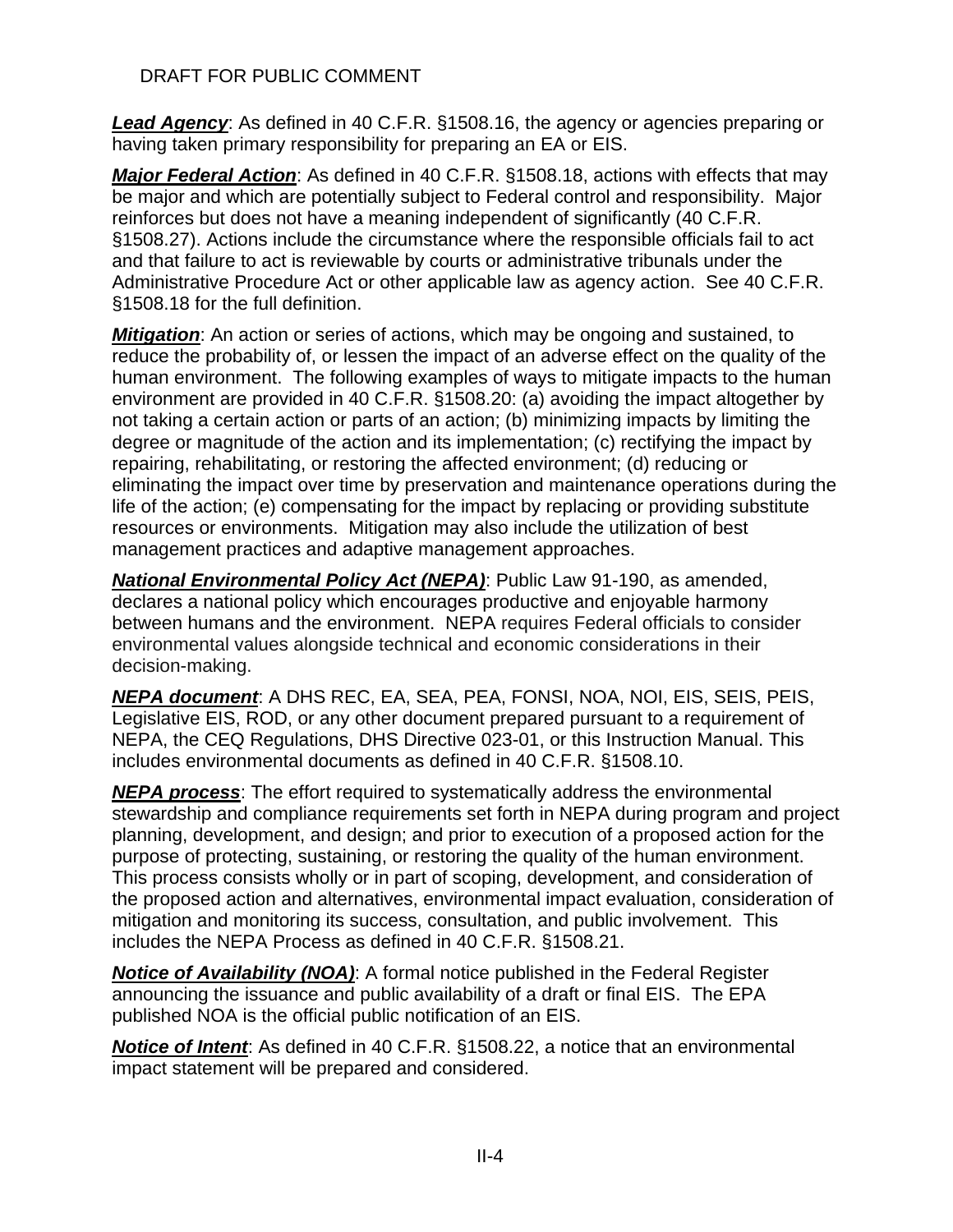***Lead Agency***: As defined in 40 C.F.R. §1508.16, the agency or agencies preparing or having taken primary responsibility for preparing an EA or EIS.

***Major Federal Action***: As defined in 40 C.F.R. §1508.18, actions with effects that may be major and which are potentially subject to Federal control and responsibility. Major reinforces but does not have a meaning independent of significantly (40 C.F.R. §1508.27). Actions include the circumstance where the responsible officials fail to act and that failure to act is reviewable by courts or administrative tribunals under the Administrative Procedure Act or other applicable law as agency action. See 40 C.F.R. §1508.18 for the full definition.

***Mitigation***: An action or series of actions, which may be ongoing and sustained, to reduce the probability of, or lessen the impact of an adverse effect on the quality of the human environment. The following examples of ways to mitigate impacts to the human environment are provided in 40 C.F.R. §1508.20: (a) avoiding the impact altogether by not taking a certain action or parts of an action; (b) minimizing impacts by limiting the degree or magnitude of the action and its implementation; (c) rectifying the impact by repairing, rehabilitating, or restoring the affected environment; (d) reducing or eliminating the impact over time by preservation and maintenance operations during the life of the action; (e) compensating for the impact by replacing or providing substitute resources or environments. Mitigation may also include the utilization of best management practices and adaptive management approaches.

***National Environmental Policy Act (NEPA)***: Public Law 91-190, as amended, declares a national policy which encourages productive and enjoyable harmony between humans and the environment. NEPA requires Federal officials to consider environmental values alongside technical and economic considerations in their decision-making.

***NEPA document***: A DHS REC, EA, SEA, PEA, FONSI, NOA, NOI, EIS, SEIS, PEIS, Legislative EIS, ROD, or any other document prepared pursuant to a requirement of NEPA, the CEQ Regulations, DHS Directive 023-01, or this Instruction Manual. This includes environmental documents as defined in 40 C.F.R. §1508.10.

***NEPA process***: The effort required to systematically address the environmental stewardship and compliance requirements set forth in NEPA during program and project planning, development, and design; and prior to execution of a proposed action for the purpose of protecting, sustaining, or restoring the quality of the human environment. This process consists wholly or in part of scoping, development, and consideration of the proposed action and alternatives, environmental impact evaluation, consideration of mitigation and monitoring its success, consultation, and public involvement. This includes the NEPA Process as defined in 40 C.F.R. §1508.21.

***Notice of Availability (NOA)***: A formal notice published in the Federal Register announcing the issuance and public availability of a draft or final EIS. The EPA published NOA is the official public notification of an EIS.

***Notice of Intent***: As defined in 40 C.F.R. §1508.22, a notice that an environmental impact statement will be prepared and considered.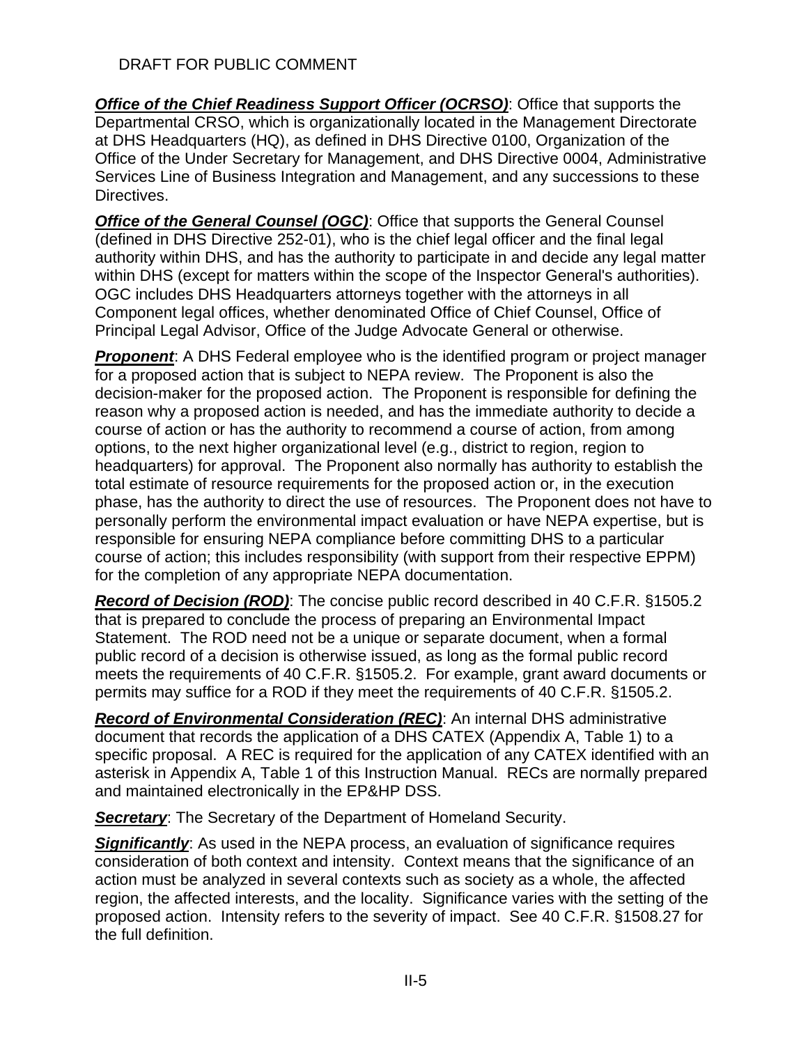***Office of the Chief Readiness Support Officer (OCRSO)***: Office that supports the Departmental CRSO, which is organizationally located in the Management Directorate at DHS Headquarters (HQ), as defined in DHS Directive 0100, Organization of the Office of the Under Secretary for Management, and DHS Directive 0004, Administrative Services Line of Business Integration and Management, and any successions to these Directives.

***Office of the General Counsel (OGC)***: Office that supports the General Counsel (defined in DHS Directive 252-01), who is the chief legal officer and the final legal authority within DHS, and has the authority to participate in and decide any legal matter within DHS (except for matters within the scope of the Inspector General's authorities). OGC includes DHS Headquarters attorneys together with the attorneys in all Component legal offices, whether denominated Office of Chief Counsel, Office of Principal Legal Advisor, Office of the Judge Advocate General or otherwise.

***Proponent***: A DHS Federal employee who is the identified program or project manager for a proposed action that is subject to NEPA review. The Proponent is also the decision-maker for the proposed action. The Proponent is responsible for defining the reason why a proposed action is needed, and has the immediate authority to decide a course of action or has the authority to recommend a course of action, from among options, to the next higher organizational level (e.g., district to region, region to headquarters) for approval. The Proponent also normally has authority to establish the total estimate of resource requirements for the proposed action or, in the execution phase, has the authority to direct the use of resources. The Proponent does not have to personally perform the environmental impact evaluation or have NEPA expertise, but is responsible for ensuring NEPA compliance before committing DHS to a particular course of action; this includes responsibility (with support from their respective EPPM) for the completion of any appropriate NEPA documentation.

***Record of Decision (ROD)***: The concise public record described in 40 C.F.R. §1505.2 that is prepared to conclude the process of preparing an Environmental Impact Statement. The ROD need not be a unique or separate document, when a formal public record of a decision is otherwise issued, as long as the formal public record meets the requirements of 40 C.F.R. §1505.2. For example, grant award documents or permits may suffice for a ROD if they meet the requirements of 40 C.F.R. §1505.2.

***Record of Environmental Consideration (REC)***: An internal DHS administrative document that records the application of a DHS CATEX (Appendix A, Table 1) to a specific proposal. A REC is required for the application of any CATEX identified with an asterisk in Appendix A, Table 1 of this Instruction Manual. RECs are normally prepared and maintained electronically in the EP&HP DSS.

***Secretary***: The Secretary of the Department of Homeland Security.

***Significantly***: As used in the NEPA process, an evaluation of significance requires consideration of both context and intensity. Context means that the significance of an action must be analyzed in several contexts such as society as a whole, the affected region, the affected interests, and the locality. Significance varies with the setting of the proposed action. Intensity refers to the severity of impact. See 40 C.F.R. §1508.27 for the full definition.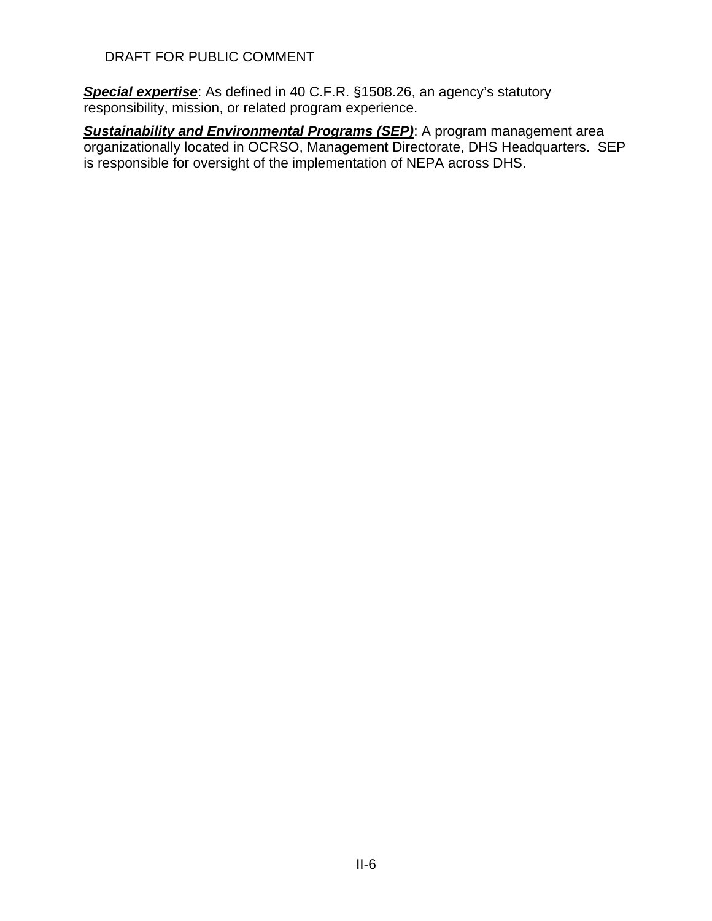***Special expertise***: As defined in 40 C.F.R. §1508.26, an agency's statutory responsibility, mission, or related program experience.

***Sustainability and Environmental Programs (SEP)***: A program management area organizationally located in OCRSO, Management Directorate, DHS Headquarters. SEP is responsible for oversight of the implementation of NEPA across DHS.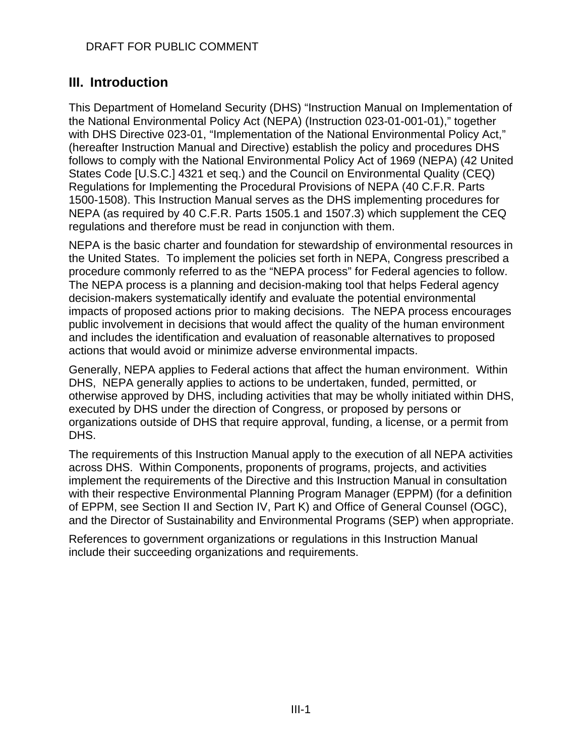DRAFT FOR PUBLIC COMMENT

## III. Introduction

This Department of Homeland Security (DHS) "Instruction Manual on Implementation of the National Environmental Policy Act (NEPA) (Instruction 023-01-001-01)," together with DHS Directive 023-01, "Implementation of the National Environmental Policy Act," (hereafter Instruction Manual and Directive) establish the policy and procedures DHS follows to comply with the National Environmental Policy Act of 1969 (NEPA) (42 United States Code [U.S.C.] 4321 et seq.) and the Council on Environmental Quality (CEQ) Regulations for Implementing the Procedural Provisions of NEPA (40 C.F.R. Parts 1500-1508). This Instruction Manual serves as the DHS implementing procedures for NEPA (as required by 40 C.F.R. Parts 1505.1 and 1507.3) which supplement the CEQ regulations and therefore must be read in conjunction with them.

NEPA is the basic charter and foundation for stewardship of environmental resources in the United States. To implement the policies set forth in NEPA, Congress prescribed a procedure commonly referred to as the "NEPA process" for Federal agencies to follow. The NEPA process is a planning and decision-making tool that helps Federal agency decision-makers systematically identify and evaluate the potential environmental impacts of proposed actions prior to making decisions. The NEPA process encourages public involvement in decisions that would affect the quality of the human environment and includes the identification and evaluation of reasonable alternatives to proposed actions that would avoid or minimize adverse environmental impacts.

Generally, NEPA applies to Federal actions that affect the human environment. Within DHS, NEPA generally applies to actions to be undertaken, funded, permitted, or otherwise approved by DHS, including activities that may be wholly initiated within DHS, executed by DHS under the direction of Congress, or proposed by persons or organizations outside of DHS that require approval, funding, a license, or a permit from DHS.

The requirements of this Instruction Manual apply to the execution of all NEPA activities across DHS. Within Components, proponents of programs, projects, and activities implement the requirements of the Directive and this Instruction Manual in consultation with their respective Environmental Planning Program Manager (EPPM) (for a definition of EPPM, see Section II and Section IV, Part K) and Office of General Counsel (OGC), and the Director of Sustainability and Environmental Programs (SEP) when appropriate.

References to government organizations or regulations in this Instruction Manual include their succeeding organizations and requirements.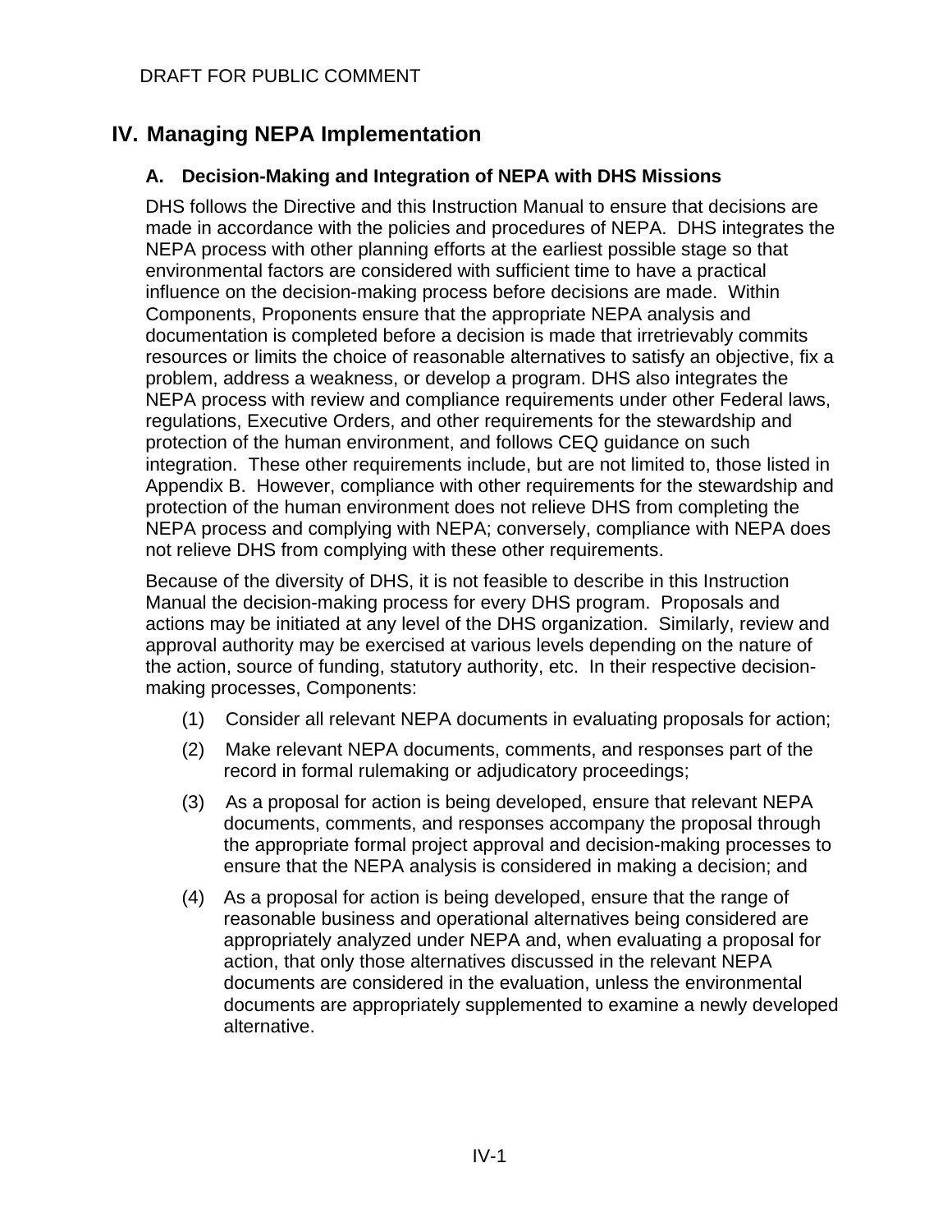# IV. Managing NEPA Implementation

## A. Decision-Making and Integration of NEPA with DHS Missions

DHS follows the Directive and this Instruction Manual to ensure that decisions are made in accordance with the policies and procedures of NEPA. DHS integrates the NEPA process with other planning efforts at the earliest possible stage so that environmental factors are considered with sufficient time to have a practical influence on the decision-making process before decisions are made. Within Components, Proponents ensure that the appropriate NEPA analysis and documentation is completed before a decision is made that irretrievably commits resources or limits the choice of reasonable alternatives to satisfy an objective, fix a problem, address a weakness, or develop a program. DHS also integrates the NEPA process with review and compliance requirements under other Federal laws, regulations, Executive Orders, and other requirements for the stewardship and protection of the human environment, and follows CEQ guidance on such integration. These other requirements include, but are not limited to, those listed in Appendix B. However, compliance with other requirements for the stewardship and protection of the human environment does not relieve DHS from completing the NEPA process and complying with NEPA; conversely, compliance with NEPA does not relieve DHS from complying with these other requirements.

Because of the diversity of DHS, it is not feasible to describe in this Instruction Manual the decision-making process for every DHS program. Proposals and actions may be initiated at any level of the DHS organization. Similarly, review and approval authority may be exercised at various levels depending on the nature of the action, source of funding, statutory authority, etc. In their respective decision-making processes, Components:

(1) Consider all relevant NEPA documents in evaluating proposals for action;

(2) Make relevant NEPA documents, comments, and responses part of the record in formal rulemaking or adjudicatory proceedings;

(3) As a proposal for action is being developed, ensure that relevant NEPA documents, comments, and responses accompany the proposal through the appropriate formal project approval and decision-making processes to ensure that the NEPA analysis is considered in making a decision; and

(4) As a proposal for action is being developed, ensure that the range of reasonable business and operational alternatives being considered are appropriately analyzed under NEPA and, when evaluating a proposal for action, that only those alternatives discussed in the relevant NEPA documents are considered in the evaluation, unless the environmental documents are appropriately supplemented to examine a newly developed alternative.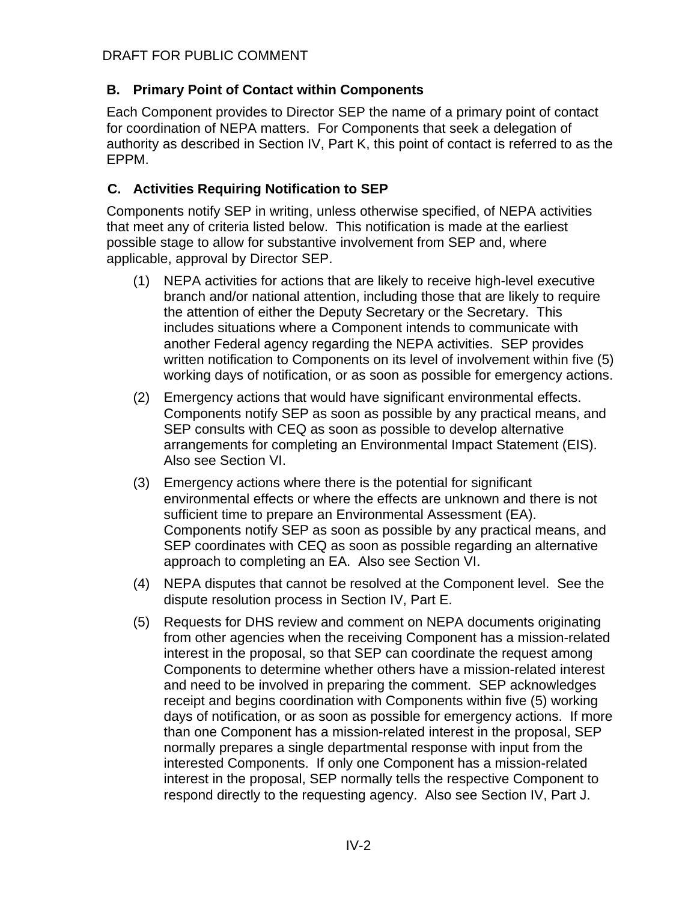DRAFT FOR PUBLIC COMMENT

## B. Primary Point of Contact within Components

Each Component provides to Director SEP the name of a primary point of contact for coordination of NEPA matters. For Components that seek a delegation of authority as described in Section IV, Part K, this point of contact is referred to as the EPPM.

## C. Activities Requiring Notification to SEP

Components notify SEP in writing, unless otherwise specified, of NEPA activities that meet any of criteria listed below. This notification is made at the earliest possible stage to allow for substantive involvement from SEP and, where applicable, approval by Director SEP.

(1) NEPA activities for actions that are likely to receive high-level executive branch and/or national attention, including those that are likely to require the attention of either the Deputy Secretary or the Secretary. This includes situations where a Component intends to communicate with another Federal agency regarding the NEPA activities. SEP provides written notification to Components on its level of involvement within five (5) working days of notification, or as soon as possible for emergency actions.

(2) Emergency actions that would have significant environmental effects. Components notify SEP as soon as possible by any practical means, and SEP consults with CEQ as soon as possible to develop alternative arrangements for completing an Environmental Impact Statement (EIS). Also see Section VI.

(3) Emergency actions where there is the potential for significant environmental effects or where the effects are unknown and there is not sufficient time to prepare an Environmental Assessment (EA). Components notify SEP as soon as possible by any practical means, and SEP coordinates with CEQ as soon as possible regarding an alternative approach to completing an EA. Also see Section VI.

(4) NEPA disputes that cannot be resolved at the Component level. See the dispute resolution process in Section IV, Part E.

(5) Requests for DHS review and comment on NEPA documents originating from other agencies when the receiving Component has a mission-related interest in the proposal, so that SEP can coordinate the request among Components to determine whether others have a mission-related interest and need to be involved in preparing the comment. SEP acknowledges receipt and begins coordination with Components within five (5) working days of notification, or as soon as possible for emergency actions. If more than one Component has a mission-related interest in the proposal, SEP normally prepares a single departmental response with input from the interested Components. If only one Component has a mission-related interest in the proposal, SEP normally tells the respective Component to respond directly to the requesting agency. Also see Section IV, Part J.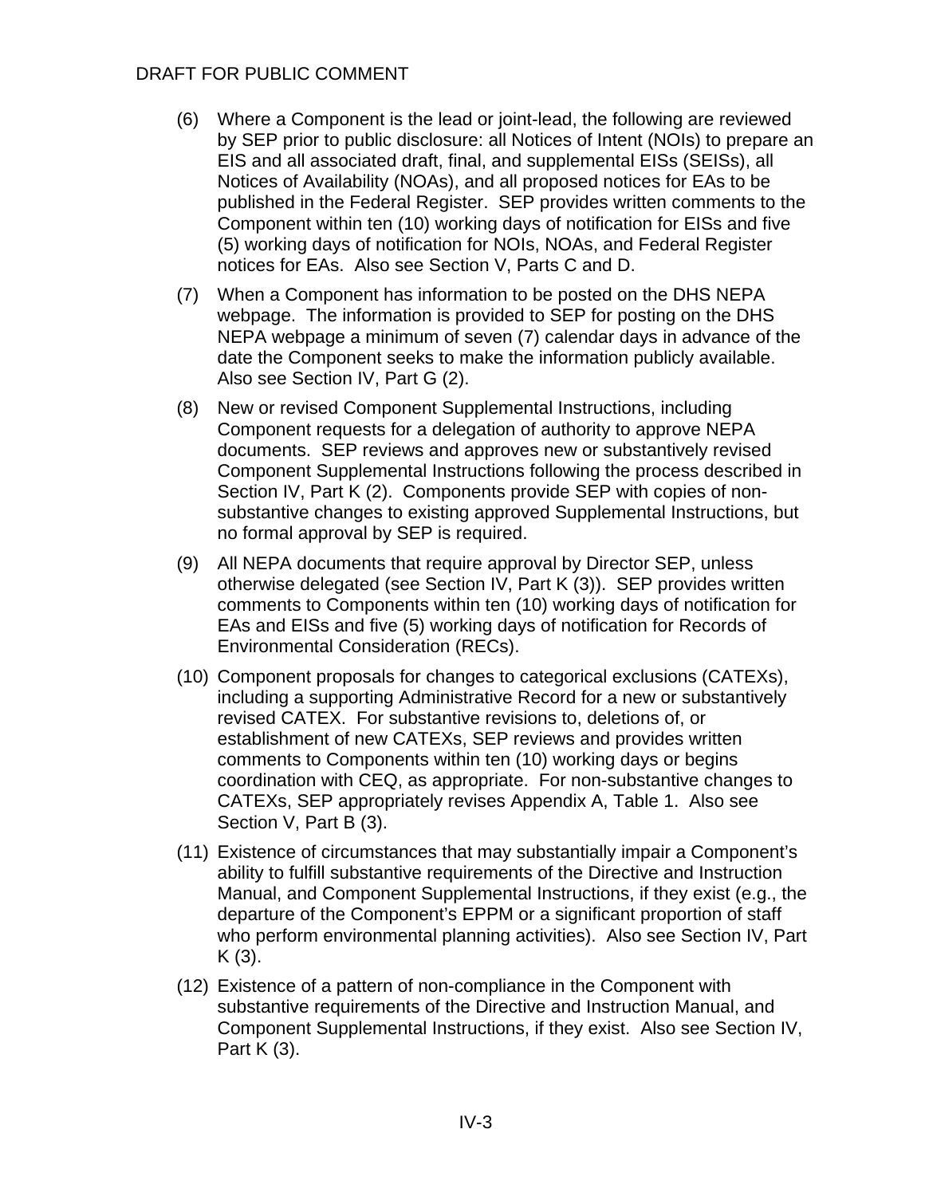(6) Where a Component is the lead or joint-lead, the following are reviewed by SEP prior to public disclosure: all Notices of Intent (NOIs) to prepare an EIS and all associated draft, final, and supplemental EISs (SEISs), all Notices of Availability (NOAs), and all proposed notices for EAs to be published in the Federal Register. SEP provides written comments to the Component within ten (10) working days of notification for EISs and five (5) working days of notification for NOIs, NOAs, and Federal Register notices for EAs. Also see Section V, Parts C and D.

(7) When a Component has information to be posted on the DHS NEPA webpage. The information is provided to SEP for posting on the DHS NEPA webpage a minimum of seven (7) calendar days in advance of the date the Component seeks to make the information publicly available. Also see Section IV, Part G (2).

(8) New or revised Component Supplemental Instructions, including Component requests for a delegation of authority to approve NEPA documents. SEP reviews and approves new or substantively revised Component Supplemental Instructions following the process described in Section IV, Part K (2). Components provide SEP with copies of non-substantive changes to existing approved Supplemental Instructions, but no formal approval by SEP is required.

(9) All NEPA documents that require approval by Director SEP, unless otherwise delegated (see Section IV, Part K (3)). SEP provides written comments to Components within ten (10) working days of notification for EAs and EISs and five (5) working days of notification for Records of Environmental Consideration (RECs).

(10) Component proposals for changes to categorical exclusions (CATEXs), including a supporting Administrative Record for a new or substantively revised CATEX. For substantive revisions to, deletions of, or establishment of new CATEXs, SEP reviews and provides written comments to Components within ten (10) working days or begins coordination with CEQ, as appropriate. For non-substantive changes to CATEXs, SEP appropriately revises Appendix A, Table 1. Also see Section V, Part B (3).

(11) Existence of circumstances that may substantially impair a Component's ability to fulfill substantive requirements of the Directive and Instruction Manual, and Component Supplemental Instructions, if they exist (e.g., the departure of the Component's EPPM or a significant proportion of staff who perform environmental planning activities). Also see Section IV, Part K (3).

(12) Existence of a pattern of non-compliance in the Component with substantive requirements of the Directive and Instruction Manual, and Component Supplemental Instructions, if they exist. Also see Section IV, Part K (3).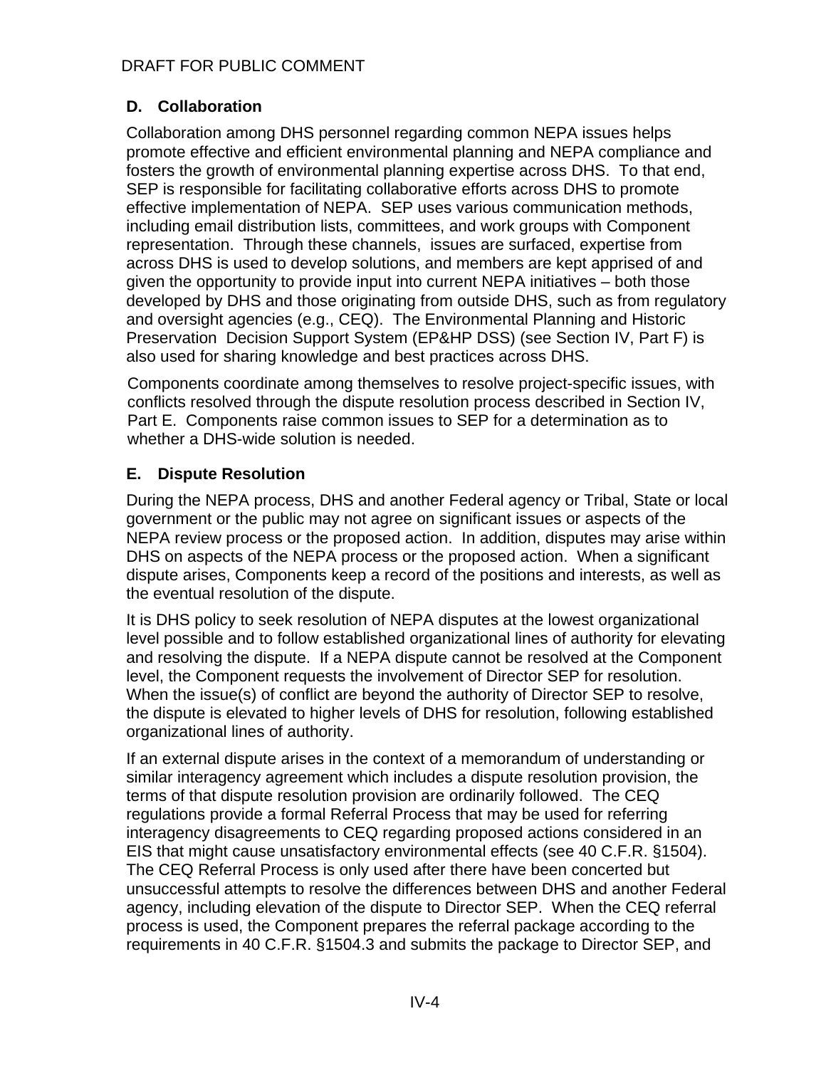DRAFT FOR PUBLIC COMMENT

### D. Collaboration

Collaboration among DHS personnel regarding common NEPA issues helps promote effective and efficient environmental planning and NEPA compliance and fosters the growth of environmental planning expertise across DHS. To that end, SEP is responsible for facilitating collaborative efforts across DHS to promote effective implementation of NEPA. SEP uses various communication methods, including email distribution lists, committees, and work groups with Component representation. Through these channels, issues are surfaced, expertise from across DHS is used to develop solutions, and members are kept apprised of and given the opportunity to provide input into current NEPA initiatives – both those developed by DHS and those originating from outside DHS, such as from regulatory and oversight agencies (e.g., CEQ). The Environmental Planning and Historic Preservation Decision Support System (EP&HP DSS) (see Section IV, Part F) is also used for sharing knowledge and best practices across DHS.

Components coordinate among themselves to resolve project-specific issues, with conflicts resolved through the dispute resolution process described in Section IV, Part E. Components raise common issues to SEP for a determination as to whether a DHS-wide solution is needed.

### E. Dispute Resolution

During the NEPA process, DHS and another Federal agency or Tribal, State or local government or the public may not agree on significant issues or aspects of the NEPA review process or the proposed action. In addition, disputes may arise within DHS on aspects of the NEPA process or the proposed action. When a significant dispute arises, Components keep a record of the positions and interests, as well as the eventual resolution of the dispute.

It is DHS policy to seek resolution of NEPA disputes at the lowest organizational level possible and to follow established organizational lines of authority for elevating and resolving the dispute. If a NEPA dispute cannot be resolved at the Component level, the Component requests the involvement of Director SEP for resolution. When the issue(s) of conflict are beyond the authority of Director SEP to resolve, the dispute is elevated to higher levels of DHS for resolution, following established organizational lines of authority.

If an external dispute arises in the context of a memorandum of understanding or similar interagency agreement which includes a dispute resolution provision, the terms of that dispute resolution provision are ordinarily followed. The CEQ regulations provide a formal Referral Process that may be used for referring interagency disagreements to CEQ regarding proposed actions considered in an EIS that might cause unsatisfactory environmental effects (see 40 C.F.R. §1504). The CEQ Referral Process is only used after there have been concerted but unsuccessful attempts to resolve the differences between DHS and another Federal agency, including elevation of the dispute to Director SEP. When the CEQ referral process is used, the Component prepares the referral package according to the requirements in 40 C.F.R. §1504.3 and submits the package to Director SEP, and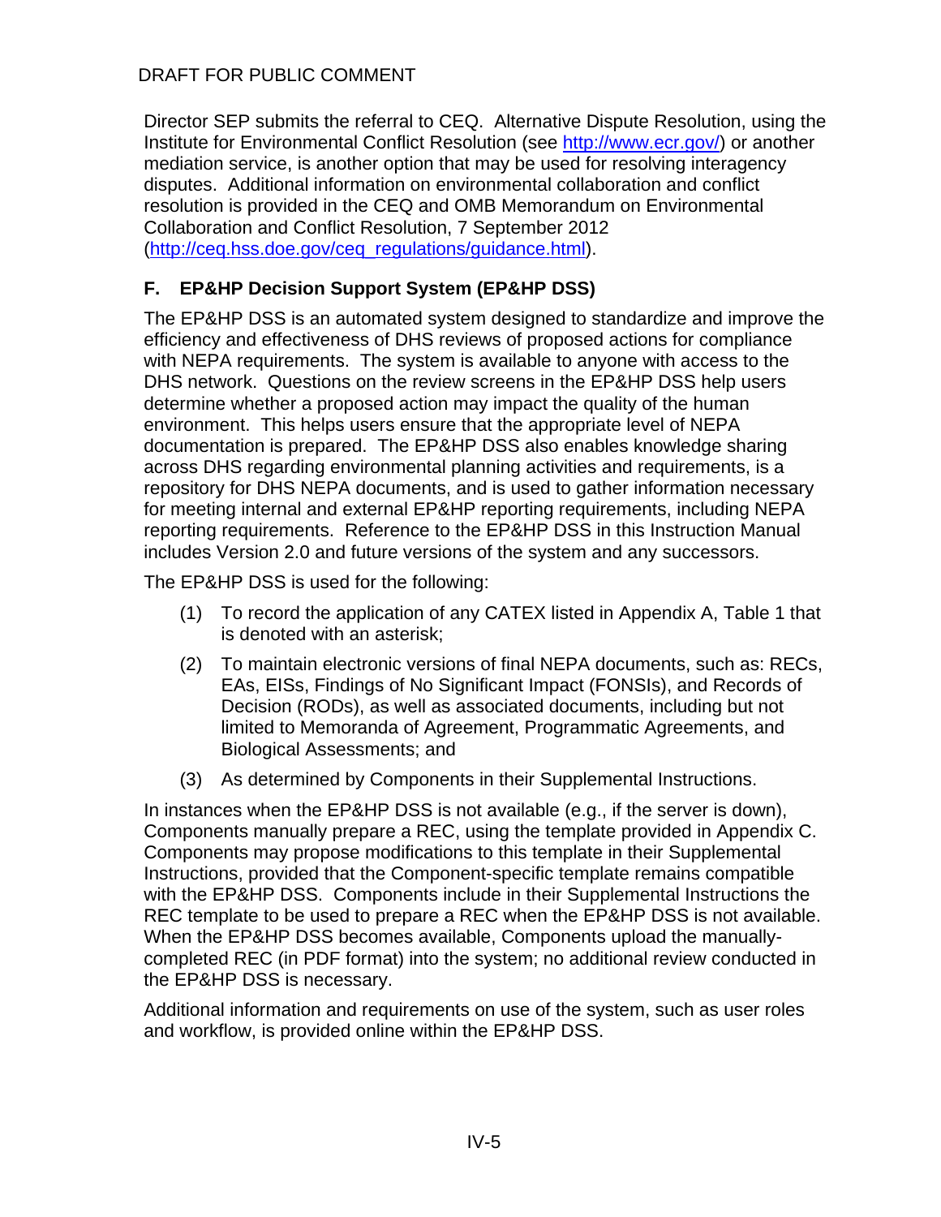Director SEP submits the referral to CEQ. Alternative Dispute Resolution, using the Institute for Environmental Conflict Resolution (see http://www.ecr.gov/) or another mediation service, is another option that may be used for resolving interagency disputes. Additional information on environmental collaboration and conflict resolution is provided in the CEQ and OMB Memorandum on Environmental Collaboration and Conflict Resolution, 7 September 2012 (http://ceq.hss.doe.gov/ceq_regulations/guidance.html).

### F. EP&HP Decision Support System (EP&HP DSS)

The EP&HP DSS is an automated system designed to standardize and improve the efficiency and effectiveness of DHS reviews of proposed actions for compliance with NEPA requirements. The system is available to anyone with access to the DHS network. Questions on the review screens in the EP&HP DSS help users determine whether a proposed action may impact the quality of the human environment. This helps users ensure that the appropriate level of NEPA documentation is prepared. The EP&HP DSS also enables knowledge sharing across DHS regarding environmental planning activities and requirements, is a repository for DHS NEPA documents, and is used to gather information necessary for meeting internal and external EP&HP reporting requirements, including NEPA reporting requirements. Reference to the EP&HP DSS in this Instruction Manual includes Version 2.0 and future versions of the system and any successors.

The EP&HP DSS is used for the following:

(1) To record the application of any CATEX listed in Appendix A, Table 1 that is denoted with an asterisk;

(2) To maintain electronic versions of final NEPA documents, such as: RECs, EAs, EISs, Findings of No Significant Impact (FONSIs), and Records of Decision (RODs), as well as associated documents, including but not limited to Memoranda of Agreement, Programmatic Agreements, and Biological Assessments; and

(3) As determined by Components in their Supplemental Instructions.

In instances when the EP&HP DSS is not available (e.g., if the server is down), Components manually prepare a REC, using the template provided in Appendix C. Components may propose modifications to this template in their Supplemental Instructions, provided that the Component-specific template remains compatible with the EP&HP DSS. Components include in their Supplemental Instructions the REC template to be used to prepare a REC when the EP&HP DSS is not available. When the EP&HP DSS becomes available, Components upload the manually-completed REC (in PDF format) into the system; no additional review conducted in the EP&HP DSS is necessary.

Additional information and requirements on use of the system, such as user roles and workflow, is provided online within the EP&HP DSS.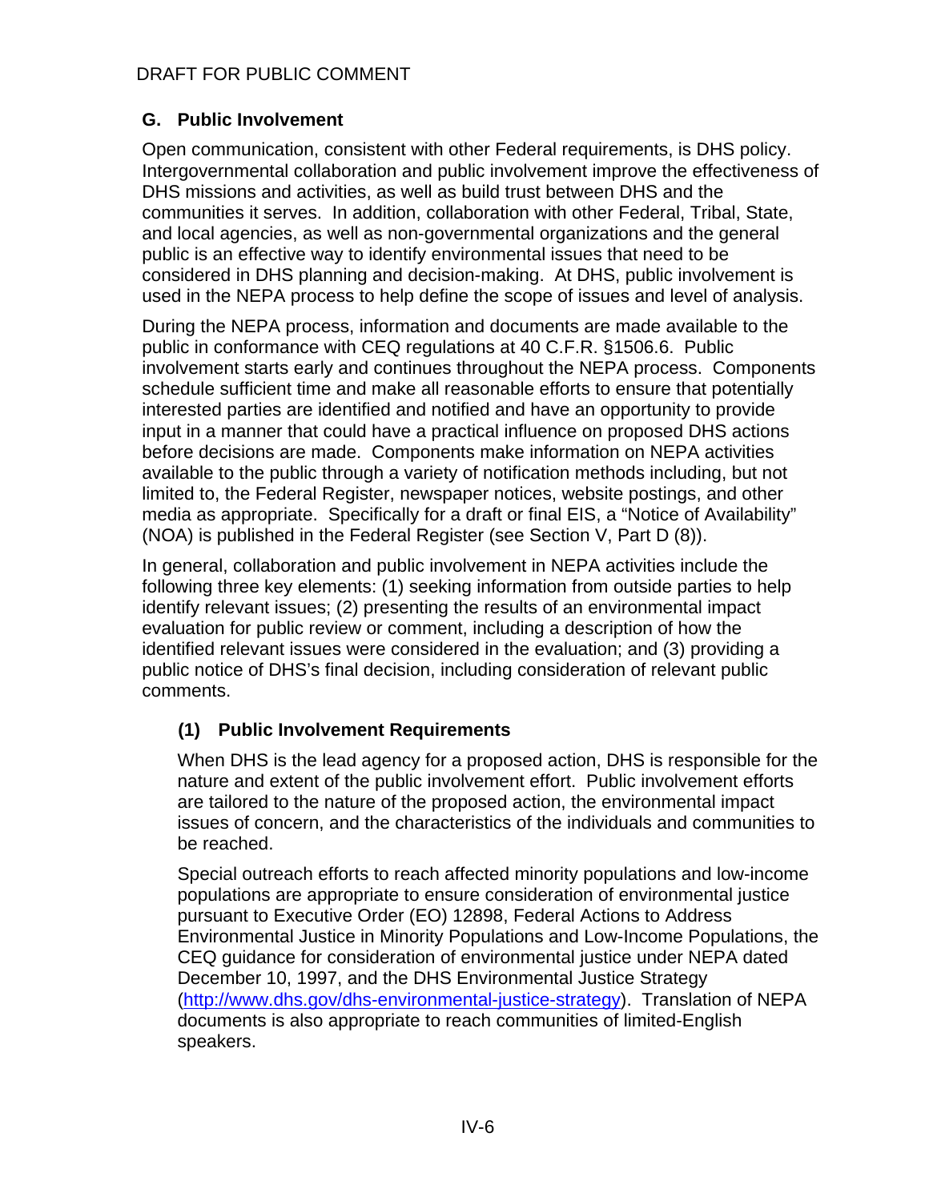### G. Public Involvement

Open communication, consistent with other Federal requirements, is DHS policy. Intergovernmental collaboration and public involvement improve the effectiveness of DHS missions and activities, as well as build trust between DHS and the communities it serves. In addition, collaboration with other Federal, Tribal, State, and local agencies, as well as non-governmental organizations and the general public is an effective way to identify environmental issues that need to be considered in DHS planning and decision-making. At DHS, public involvement is used in the NEPA process to help define the scope of issues and level of analysis.

During the NEPA process, information and documents are made available to the public in conformance with CEQ regulations at 40 C.F.R. §1506.6. Public involvement starts early and continues throughout the NEPA process. Components schedule sufficient time and make all reasonable efforts to ensure that potentially interested parties are identified and notified and have an opportunity to provide input in a manner that could have a practical influence on proposed DHS actions before decisions are made. Components make information on NEPA activities available to the public through a variety of notification methods including, but not limited to, the Federal Register, newspaper notices, website postings, and other media as appropriate. Specifically for a draft or final EIS, a "Notice of Availability" (NOA) is published in the Federal Register (see Section V, Part D (8)).

In general, collaboration and public involvement in NEPA activities include the following three key elements: (1) seeking information from outside parties to help identify relevant issues; (2) presenting the results of an environmental impact evaluation for public review or comment, including a description of how the identified relevant issues were considered in the evaluation; and (3) providing a public notice of DHS's final decision, including consideration of relevant public comments.

#### (1) Public Involvement Requirements

When DHS is the lead agency for a proposed action, DHS is responsible for the nature and extent of the public involvement effort. Public involvement efforts are tailored to the nature of the proposed action, the environmental impact issues of concern, and the characteristics of the individuals and communities to be reached.

Special outreach efforts to reach affected minority populations and low-income populations are appropriate to ensure consideration of environmental justice pursuant to Executive Order (EO) 12898, Federal Actions to Address Environmental Justice in Minority Populations and Low-Income Populations, the CEQ guidance for consideration of environmental justice under NEPA dated December 10, 1997, and the DHS Environmental Justice Strategy (http://www.dhs.gov/dhs-environmental-justice-strategy). Translation of NEPA documents is also appropriate to reach communities of limited-English speakers.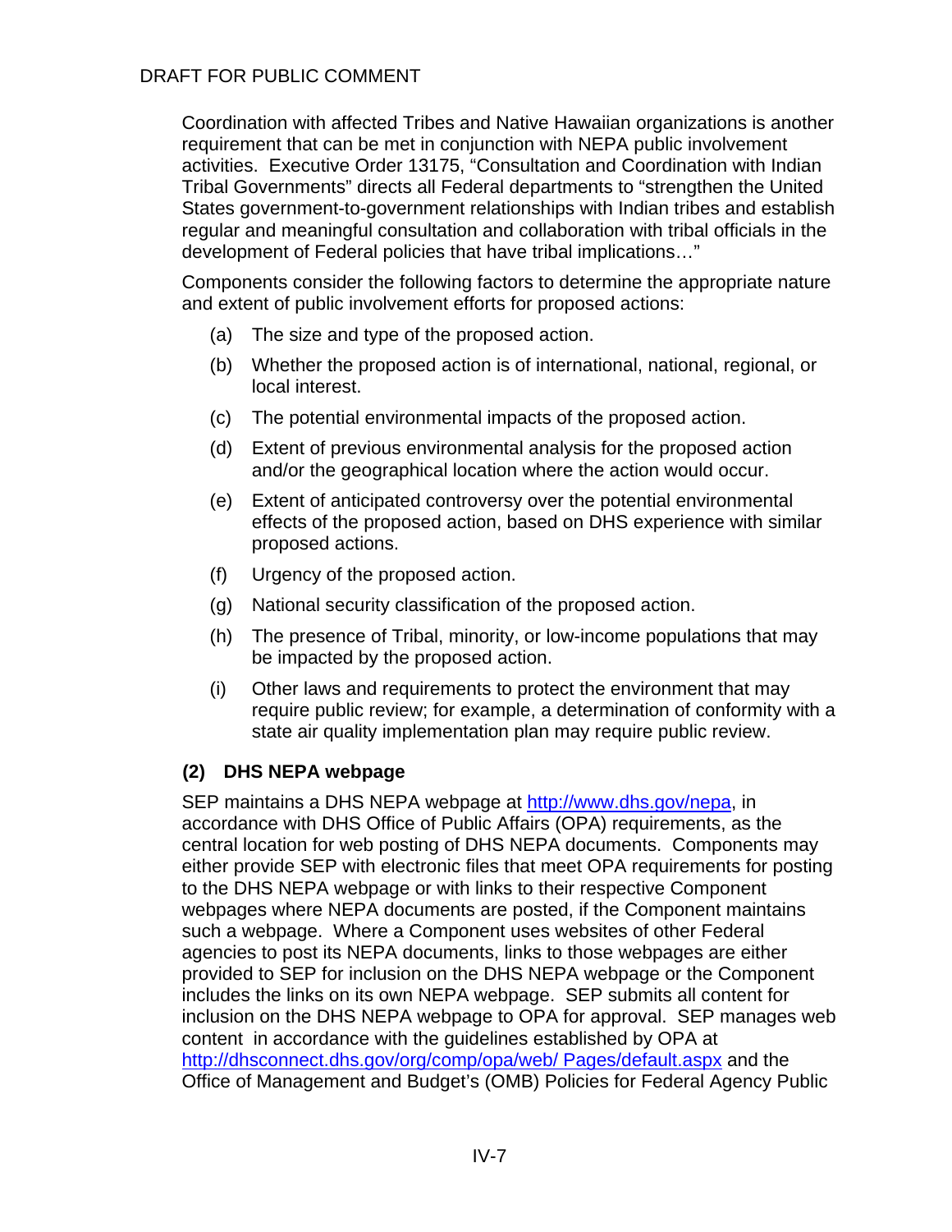Coordination with affected Tribes and Native Hawaiian organizations is another requirement that can be met in conjunction with NEPA public involvement activities. Executive Order 13175, "Consultation and Coordination with Indian Tribal Governments" directs all Federal departments to "strengthen the United States government-to-government relationships with Indian tribes and establish regular and meaningful consultation and collaboration with tribal officials in the development of Federal policies that have tribal implications…"

Components consider the following factors to determine the appropriate nature and extent of public involvement efforts for proposed actions:

(a) The size and type of the proposed action.

(b) Whether the proposed action is of international, national, regional, or local interest.

(c) The potential environmental impacts of the proposed action.

(d) Extent of previous environmental analysis for the proposed action and/or the geographical location where the action would occur.

(e) Extent of anticipated controversy over the potential environmental effects of the proposed action, based on DHS experience with similar proposed actions.

(f) Urgency of the proposed action.

(g) National security classification of the proposed action.

(h) The presence of Tribal, minority, or low-income populations that may be impacted by the proposed action.

(i) Other laws and requirements to protect the environment that may require public review; for example, a determination of conformity with a state air quality implementation plan may require public review.

**(2) DHS NEPA webpage**

SEP maintains a DHS NEPA webpage at http://www.dhs.gov/nepa, in accordance with DHS Office of Public Affairs (OPA) requirements, as the central location for web posting of DHS NEPA documents. Components may either provide SEP with electronic files that meet OPA requirements for posting to the DHS NEPA webpage or with links to their respective Component webpages where NEPA documents are posted, if the Component maintains such a webpage. Where a Component uses websites of other Federal agencies to post its NEPA documents, links to those webpages are either provided to SEP for inclusion on the DHS NEPA webpage or the Component includes the links on its own NEPA webpage. SEP submits all content for inclusion on the DHS NEPA webpage to OPA for approval. SEP manages web content in accordance with the guidelines established by OPA at http://dhsconnect.dhs.gov/org/comp/opa/web/ Pages/default.aspx and the Office of Management and Budget's (OMB) Policies for Federal Agency Public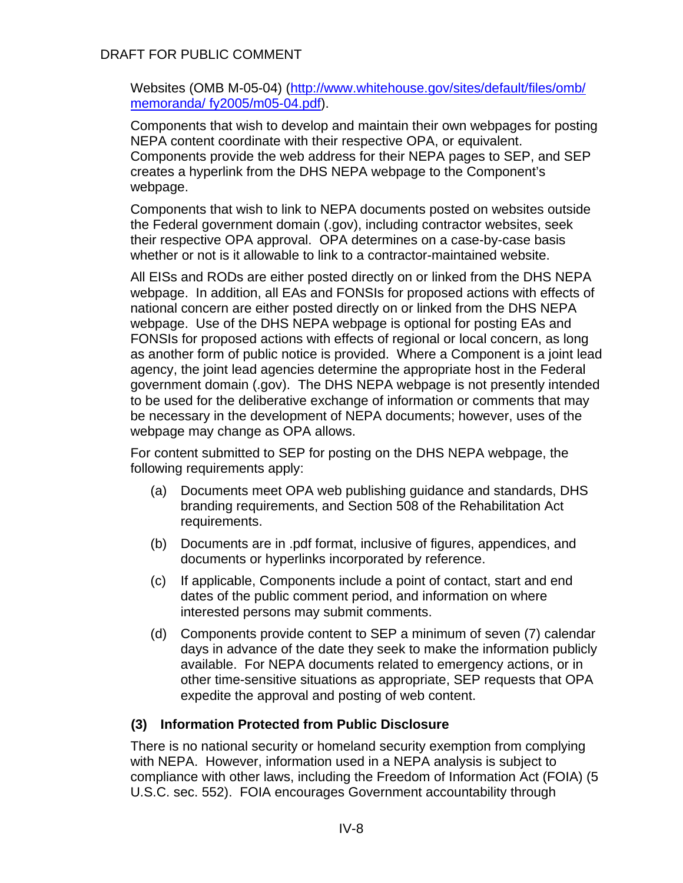Websites (OMB M-05-04) (http://www.whitehouse.gov/sites/default/files/omb/memoranda/ fy2005/m05-04.pdf).

Components that wish to develop and maintain their own webpages for posting NEPA content coordinate with their respective OPA, or equivalent. Components provide the web address for their NEPA pages to SEP, and SEP creates a hyperlink from the DHS NEPA webpage to the Component's webpage.

Components that wish to link to NEPA documents posted on websites outside the Federal government domain (.gov), including contractor websites, seek their respective OPA approval. OPA determines on a case-by-case basis whether or not is it allowable to link to a contractor-maintained website.

All EISs and RODs are either posted directly on or linked from the DHS NEPA webpage. In addition, all EAs and FONSIs for proposed actions with effects of national concern are either posted directly on or linked from the DHS NEPA webpage. Use of the DHS NEPA webpage is optional for posting EAs and FONSIs for proposed actions with effects of regional or local concern, as long as another form of public notice is provided. Where a Component is a joint lead agency, the joint lead agencies determine the appropriate host in the Federal government domain (.gov). The DHS NEPA webpage is not presently intended to be used for the deliberative exchange of information or comments that may be necessary in the development of NEPA documents; however, uses of the webpage may change as OPA allows.

For content submitted to SEP for posting on the DHS NEPA webpage, the following requirements apply:

(a) Documents meet OPA web publishing guidance and standards, DHS branding requirements, and Section 508 of the Rehabilitation Act requirements.

(b) Documents are in .pdf format, inclusive of figures, appendices, and documents or hyperlinks incorporated by reference.

(c) If applicable, Components include a point of contact, start and end dates of the public comment period, and information on where interested persons may submit comments.

(d) Components provide content to SEP a minimum of seven (7) calendar days in advance of the date they seek to make the information publicly available. For NEPA documents related to emergency actions, or in other time-sensitive situations as appropriate, SEP requests that OPA expedite the approval and posting of web content.

### (3) Information Protected from Public Disclosure

There is no national security or homeland security exemption from complying with NEPA. However, information used in a NEPA analysis is subject to compliance with other laws, including the Freedom of Information Act (FOIA) (5 U.S.C. sec. 552). FOIA encourages Government accountability through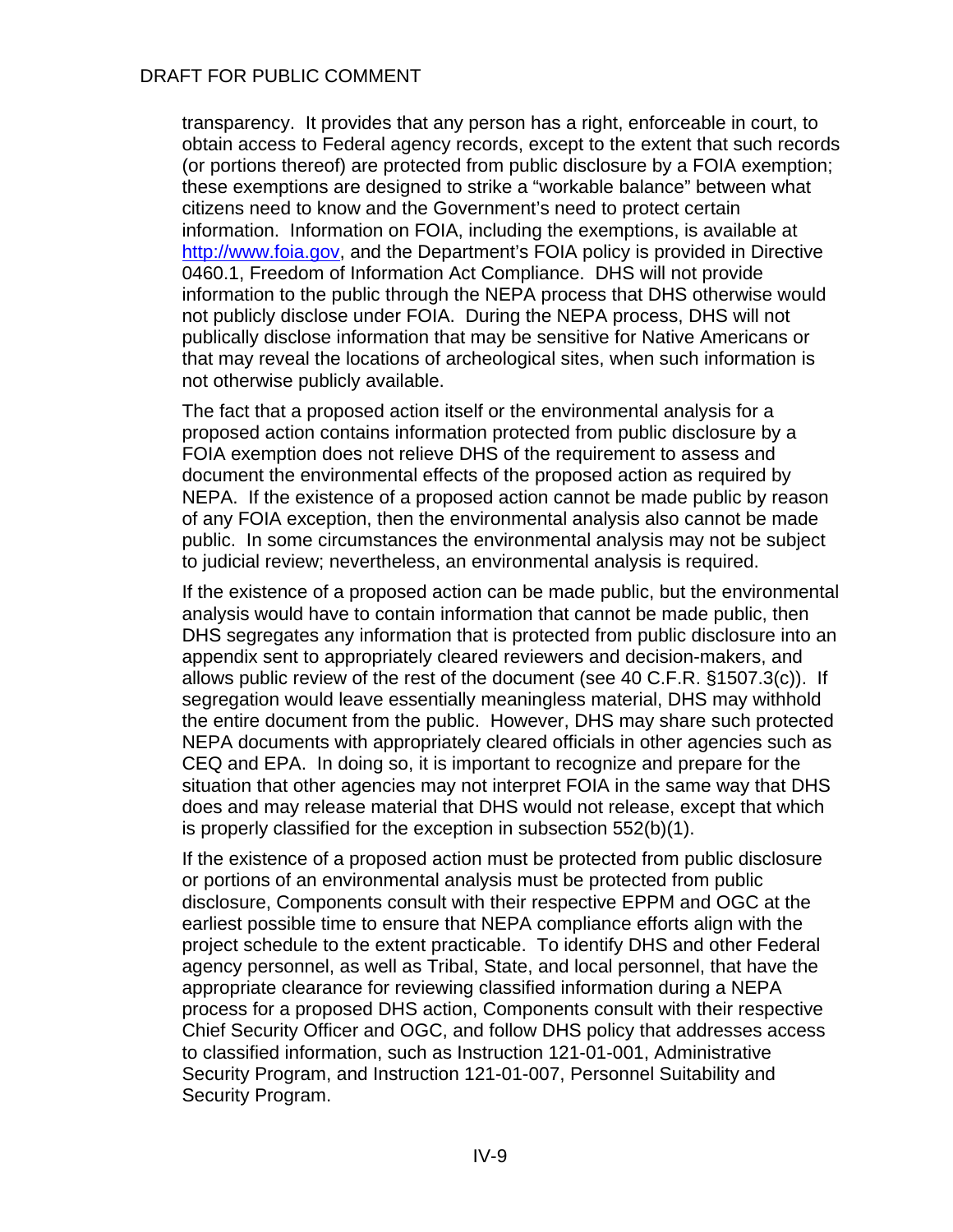transparency. It provides that any person has a right, enforceable in court, to obtain access to Federal agency records, except to the extent that such records (or portions thereof) are protected from public disclosure by a FOIA exemption; these exemptions are designed to strike a "workable balance" between what citizens need to know and the Government's need to protect certain information. Information on FOIA, including the exemptions, is available at [http://www.foia.gov](http://www.foia.gov), and the Department's FOIA policy is provided in Directive 0460.1, Freedom of Information Act Compliance. DHS will not provide information to the public through the NEPA process that DHS otherwise would not publicly disclose under FOIA. During the NEPA process, DHS will not publically disclose information that may be sensitive for Native Americans or that may reveal the locations of archeological sites, when such information is not otherwise publicly available.

The fact that a proposed action itself or the environmental analysis for a proposed action contains information protected from public disclosure by a FOIA exemption does not relieve DHS of the requirement to assess and document the environmental effects of the proposed action as required by NEPA. If the existence of a proposed action cannot be made public by reason of any FOIA exception, then the environmental analysis also cannot be made public. In some circumstances the environmental analysis may not be subject to judicial review; nevertheless, an environmental analysis is required.

If the existence of a proposed action can be made public, but the environmental analysis would have to contain information that cannot be made public, then DHS segregates any information that is protected from public disclosure into an appendix sent to appropriately cleared reviewers and decision-makers, and allows public review of the rest of the document (see 40 C.F.R. §1507.3(c)). If segregation would leave essentially meaningless material, DHS may withhold the entire document from the public. However, DHS may share such protected NEPA documents with appropriately cleared officials in other agencies such as CEQ and EPA. In doing so, it is important to recognize and prepare for the situation that other agencies may not interpret FOIA in the same way that DHS does and may release material that DHS would not release, except that which is properly classified for the exception in subsection 552(b)(1).

If the existence of a proposed action must be protected from public disclosure or portions of an environmental analysis must be protected from public disclosure, Components consult with their respective EPPM and OGC at the earliest possible time to ensure that NEPA compliance efforts align with the project schedule to the extent practicable. To identify DHS and other Federal agency personnel, as well as Tribal, State, and local personnel, that have the appropriate clearance for reviewing classified information during a NEPA process for a proposed DHS action, Components consult with their respective Chief Security Officer and OGC, and follow DHS policy that addresses access to classified information, such as Instruction 121-01-001, Administrative Security Program, and Instruction 121-01-007, Personnel Suitability and Security Program.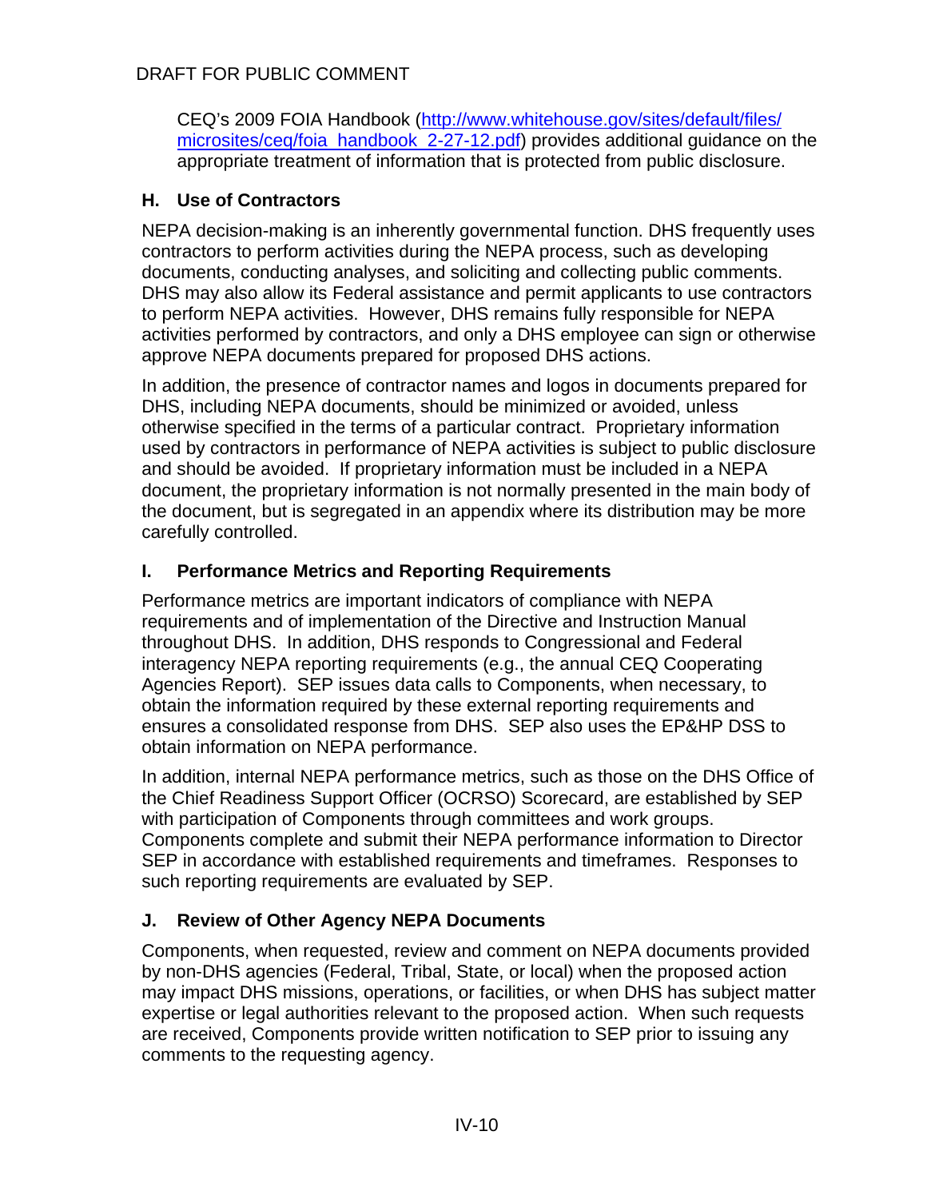CEQ's 2009 FOIA Handbook (http://www.whitehouse.gov/sites/default/files/microsites/ceq/foia_handbook_2-27-12.pdf) provides additional guidance on the appropriate treatment of information that is protected from public disclosure.

### H. Use of Contractors

NEPA decision-making is an inherently governmental function. DHS frequently uses contractors to perform activities during the NEPA process, such as developing documents, conducting analyses, and soliciting and collecting public comments. DHS may also allow its Federal assistance and permit applicants to use contractors to perform NEPA activities. However, DHS remains fully responsible for NEPA activities performed by contractors, and only a DHS employee can sign or otherwise approve NEPA documents prepared for proposed DHS actions.

In addition, the presence of contractor names and logos in documents prepared for DHS, including NEPA documents, should be minimized or avoided, unless otherwise specified in the terms of a particular contract. Proprietary information used by contractors in performance of NEPA activities is subject to public disclosure and should be avoided. If proprietary information must be included in a NEPA document, the proprietary information is not normally presented in the main body of the document, but is segregated in an appendix where its distribution may be more carefully controlled.

### I. Performance Metrics and Reporting Requirements

Performance metrics are important indicators of compliance with NEPA requirements and of implementation of the Directive and Instruction Manual throughout DHS. In addition, DHS responds to Congressional and Federal interagency NEPA reporting requirements (e.g., the annual CEQ Cooperating Agencies Report). SEP issues data calls to Components, when necessary, to obtain the information required by these external reporting requirements and ensures a consolidated response from DHS. SEP also uses the EP&HP DSS to obtain information on NEPA performance.

In addition, internal NEPA performance metrics, such as those on the DHS Office of the Chief Readiness Support Officer (OCRSO) Scorecard, are established by SEP with participation of Components through committees and work groups. Components complete and submit their NEPA performance information to Director SEP in accordance with established requirements and timeframes. Responses to such reporting requirements are evaluated by SEP.

### J. Review of Other Agency NEPA Documents

Components, when requested, review and comment on NEPA documents provided by non-DHS agencies (Federal, Tribal, State, or local) when the proposed action may impact DHS missions, operations, or facilities, or when DHS has subject matter expertise or legal authorities relevant to the proposed action. When such requests are received, Components provide written notification to SEP prior to issuing any comments to the requesting agency.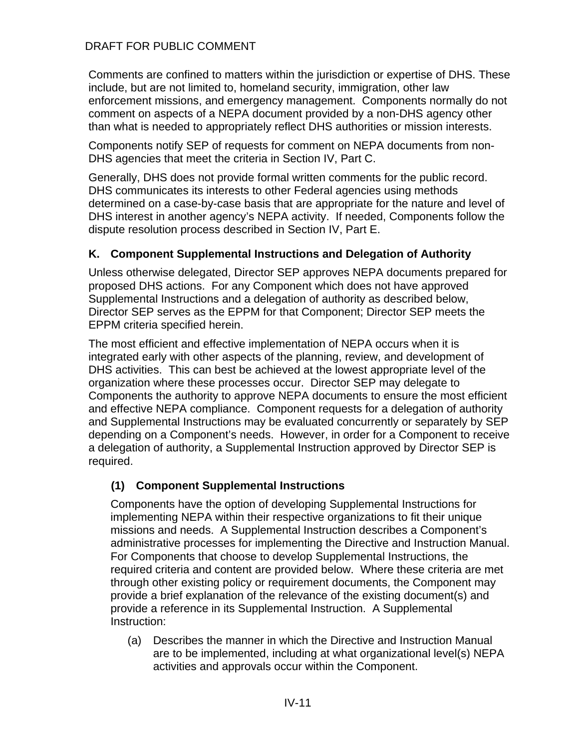Comments are confined to matters within the jurisdiction or expertise of DHS. These include, but are not limited to, homeland security, immigration, other law enforcement missions, and emergency management. Components normally do not comment on aspects of a NEPA document provided by a non-DHS agency other than what is needed to appropriately reflect DHS authorities or mission interests.

Components notify SEP of requests for comment on NEPA documents from non-DHS agencies that meet the criteria in Section IV, Part C.

Generally, DHS does not provide formal written comments for the public record. DHS communicates its interests to other Federal agencies using methods determined on a case-by-case basis that are appropriate for the nature and level of DHS interest in another agency's NEPA activity. If needed, Components follow the dispute resolution process described in Section IV, Part E.

### K. Component Supplemental Instructions and Delegation of Authority

Unless otherwise delegated, Director SEP approves NEPA documents prepared for proposed DHS actions. For any Component which does not have approved Supplemental Instructions and a delegation of authority as described below, Director SEP serves as the EPPM for that Component; Director SEP meets the EPPM criteria specified herein.

The most efficient and effective implementation of NEPA occurs when it is integrated early with other aspects of the planning, review, and development of DHS activities. This can best be achieved at the lowest appropriate level of the organization where these processes occur. Director SEP may delegate to Components the authority to approve NEPA documents to ensure the most efficient and effective NEPA compliance. Component requests for a delegation of authority and Supplemental Instructions may be evaluated concurrently or separately by SEP depending on a Component's needs. However, in order for a Component to receive a delegation of authority, a Supplemental Instruction approved by Director SEP is required.

#### (1) Component Supplemental Instructions

Components have the option of developing Supplemental Instructions for implementing NEPA within their respective organizations to fit their unique missions and needs. A Supplemental Instruction describes a Component's administrative processes for implementing the Directive and Instruction Manual. For Components that choose to develop Supplemental Instructions, the required criteria and content are provided below. Where these criteria are met through other existing policy or requirement documents, the Component may provide a brief explanation of the relevance of the existing document(s) and provide a reference in its Supplemental Instruction. A Supplemental Instruction:

(a) Describes the manner in which the Directive and Instruction Manual are to be implemented, including at what organizational level(s) NEPA activities and approvals occur within the Component.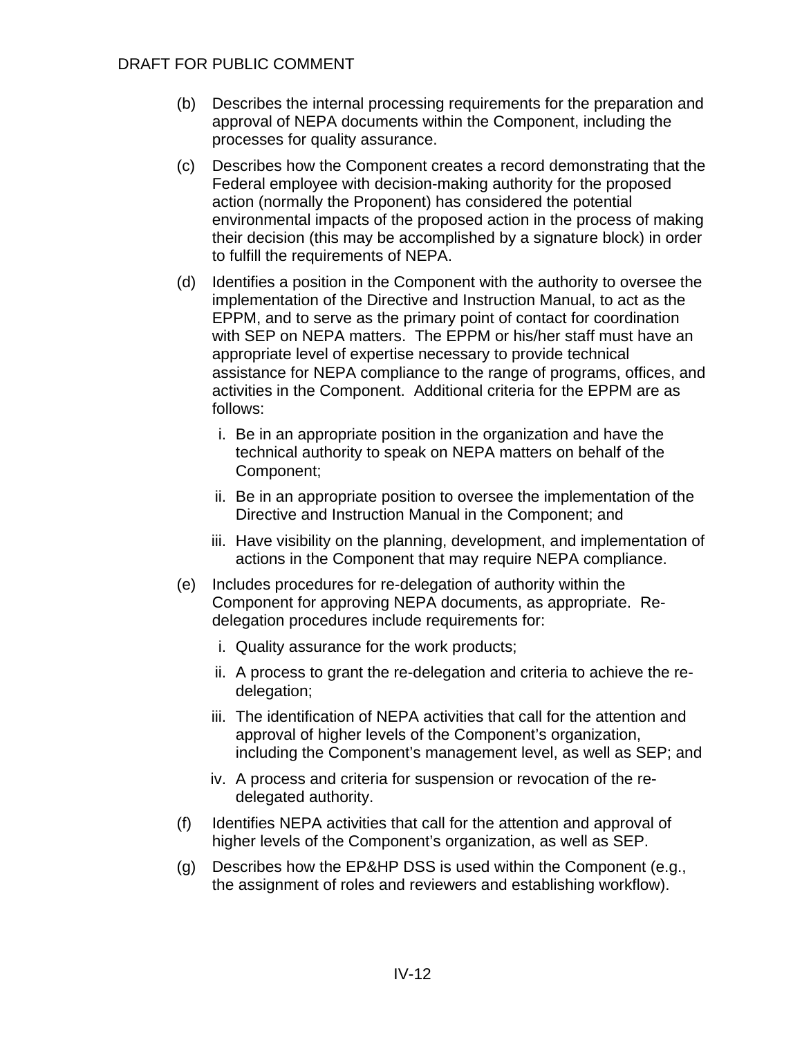(b) Describes the internal processing requirements for the preparation and approval of NEPA documents within the Component, including the processes for quality assurance.

(c) Describes how the Component creates a record demonstrating that the Federal employee with decision-making authority for the proposed action (normally the Proponent) has considered the potential environmental impacts of the proposed action in the process of making their decision (this may be accomplished by a signature block) in order to fulfill the requirements of NEPA.

(d) Identifies a position in the Component with the authority to oversee the implementation of the Directive and Instruction Manual, to act as the EPPM, and to serve as the primary point of contact for coordination with SEP on NEPA matters. The EPPM or his/her staff must have an appropriate level of expertise necessary to provide technical assistance for NEPA compliance to the range of programs, offices, and activities in the Component. Additional criteria for the EPPM are as follows:

   i. Be in an appropriate position in the organization and have the technical authority to speak on NEPA matters on behalf of the Component;

   ii. Be in an appropriate position to oversee the implementation of the Directive and Instruction Manual in the Component; and

   iii. Have visibility on the planning, development, and implementation of actions in the Component that may require NEPA compliance.

(e) Includes procedures for re-delegation of authority within the Component for approving NEPA documents, as appropriate. Re-delegation procedures include requirements for:

   i. Quality assurance for the work products;

   ii. A process to grant the re-delegation and criteria to achieve the re-delegation;

   iii. The identification of NEPA activities that call for the attention and approval of higher levels of the Component's organization, including the Component's management level, as well as SEP; and

   iv. A process and criteria for suspension or revocation of the re-delegated authority.

(f) Identifies NEPA activities that call for the attention and approval of higher levels of the Component's organization, as well as SEP.

(g) Describes how the EP&HP DSS is used within the Component (e.g., the assignment of roles and reviewers and establishing workflow).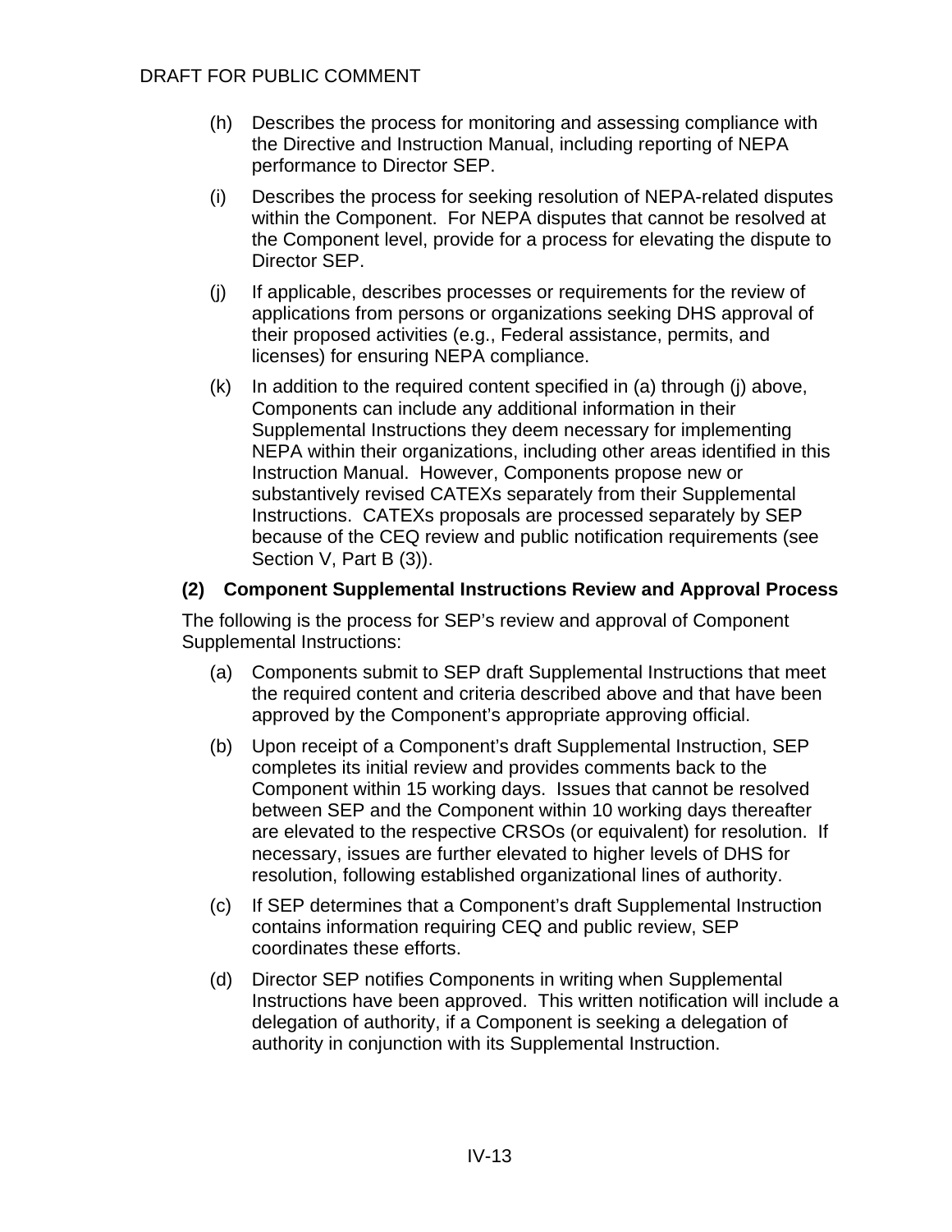(h) Describes the process for monitoring and assessing compliance with the Directive and Instruction Manual, including reporting of NEPA performance to Director SEP.

(i) Describes the process for seeking resolution of NEPA-related disputes within the Component. For NEPA disputes that cannot be resolved at the Component level, provide for a process for elevating the dispute to Director SEP.

(j) If applicable, describes processes or requirements for the review of applications from persons or organizations seeking DHS approval of their proposed activities (e.g., Federal assistance, permits, and licenses) for ensuring NEPA compliance.

(k) In addition to the required content specified in (a) through (j) above, Components can include any additional information in their Supplemental Instructions they deem necessary for implementing NEPA within their organizations, including other areas identified in this Instruction Manual. However, Components propose new or substantively revised CATEXs separately from their Supplemental Instructions. CATEXs proposals are processed separately by SEP because of the CEQ review and public notification requirements (see Section V, Part B (3)).

**(2) Component Supplemental Instructions Review and Approval Process**

The following is the process for SEP's review and approval of Component Supplemental Instructions:

(a) Components submit to SEP draft Supplemental Instructions that meet the required content and criteria described above and that have been approved by the Component's appropriate approving official.

(b) Upon receipt of a Component's draft Supplemental Instruction, SEP completes its initial review and provides comments back to the Component within 15 working days. Issues that cannot be resolved between SEP and the Component within 10 working days thereafter are elevated to the respective CRSOs (or equivalent) for resolution. If necessary, issues are further elevated to higher levels of DHS for resolution, following established organizational lines of authority.

(c) If SEP determines that a Component's draft Supplemental Instruction contains information requiring CEQ and public review, SEP coordinates these efforts.

(d) Director SEP notifies Components in writing when Supplemental Instructions have been approved. This written notification will include a delegation of authority, if a Component is seeking a delegation of authority in conjunction with its Supplemental Instruction.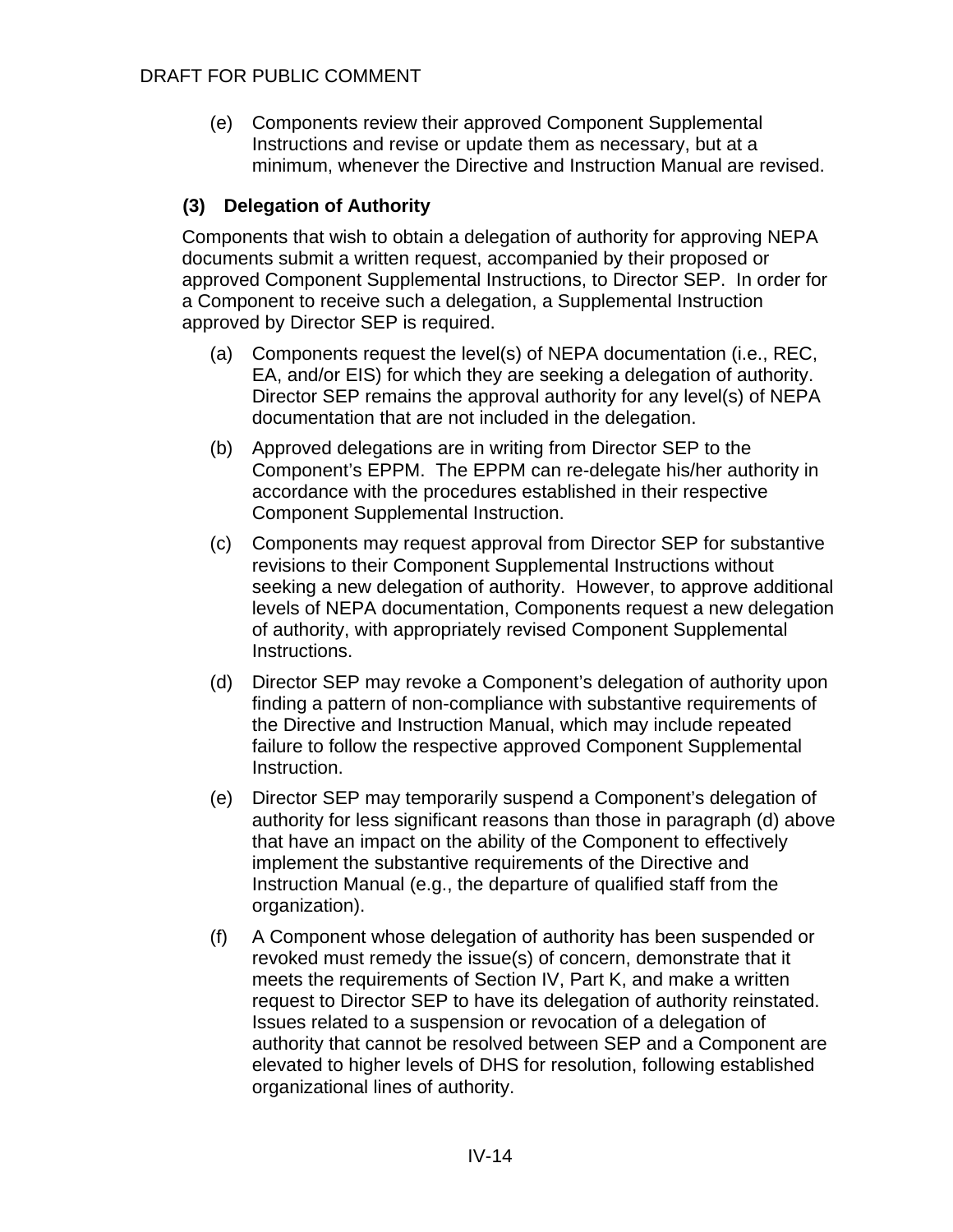(e) Components review their approved Component Supplemental Instructions and revise or update them as necessary, but at a minimum, whenever the Directive and Instruction Manual are revised.

### (3) Delegation of Authority

Components that wish to obtain a delegation of authority for approving NEPA documents submit a written request, accompanied by their proposed or approved Component Supplemental Instructions, to Director SEP. In order for a Component to receive such a delegation, a Supplemental Instruction approved by Director SEP is required.

(a) Components request the level(s) of NEPA documentation (i.e., REC, EA, and/or EIS) for which they are seeking a delegation of authority. Director SEP remains the approval authority for any level(s) of NEPA documentation that are not included in the delegation.

(b) Approved delegations are in writing from Director SEP to the Component's EPPM. The EPPM can re-delegate his/her authority in accordance with the procedures established in their respective Component Supplemental Instruction.

(c) Components may request approval from Director SEP for substantive revisions to their Component Supplemental Instructions without seeking a new delegation of authority. However, to approve additional levels of NEPA documentation, Components request a new delegation of authority, with appropriately revised Component Supplemental Instructions.

(d) Director SEP may revoke a Component's delegation of authority upon finding a pattern of non-compliance with substantive requirements of the Directive and Instruction Manual, which may include repeated failure to follow the respective approved Component Supplemental Instruction.

(e) Director SEP may temporarily suspend a Component's delegation of authority for less significant reasons than those in paragraph (d) above that have an impact on the ability of the Component to effectively implement the substantive requirements of the Directive and Instruction Manual (e.g., the departure of qualified staff from the organization).

(f) A Component whose delegation of authority has been suspended or revoked must remedy the issue(s) of concern, demonstrate that it meets the requirements of Section IV, Part K, and make a written request to Director SEP to have its delegation of authority reinstated. Issues related to a suspension or revocation of a delegation of authority that cannot be resolved between SEP and a Component are elevated to higher levels of DHS for resolution, following established organizational lines of authority.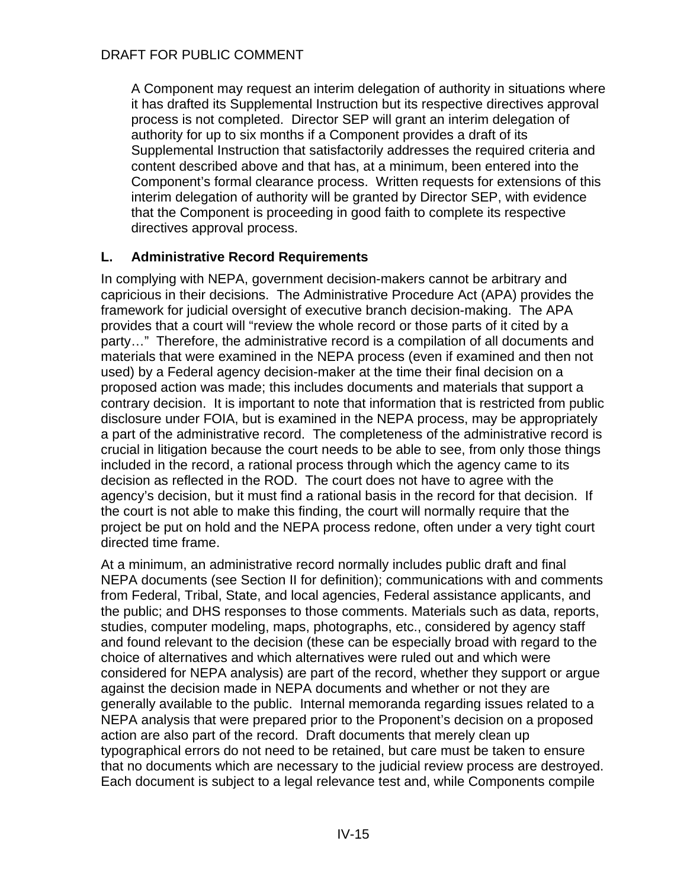A Component may request an interim delegation of authority in situations where it has drafted its Supplemental Instruction but its respective directives approval process is not completed. Director SEP will grant an interim delegation of authority for up to six months if a Component provides a draft of its Supplemental Instruction that satisfactorily addresses the required criteria and content described above and that has, at a minimum, been entered into the Component's formal clearance process. Written requests for extensions of this interim delegation of authority will be granted by Director SEP, with evidence that the Component is proceeding in good faith to complete its respective directives approval process.

### L. Administrative Record Requirements

In complying with NEPA, government decision-makers cannot be arbitrary and capricious in their decisions. The Administrative Procedure Act (APA) provides the framework for judicial oversight of executive branch decision-making. The APA provides that a court will "review the whole record or those parts of it cited by a party…" Therefore, the administrative record is a compilation of all documents and materials that were examined in the NEPA process (even if examined and then not used) by a Federal agency decision-maker at the time their final decision on a proposed action was made; this includes documents and materials that support a contrary decision. It is important to note that information that is restricted from public disclosure under FOIA, but is examined in the NEPA process, may be appropriately a part of the administrative record. The completeness of the administrative record is crucial in litigation because the court needs to be able to see, from only those things included in the record, a rational process through which the agency came to its decision as reflected in the ROD. The court does not have to agree with the agency's decision, but it must find a rational basis in the record for that decision. If the court is not able to make this finding, the court will normally require that the project be put on hold and the NEPA process redone, often under a very tight court directed time frame.

At a minimum, an administrative record normally includes public draft and final NEPA documents (see Section II for definition); communications with and comments from Federal, Tribal, State, and local agencies, Federal assistance applicants, and the public; and DHS responses to those comments. Materials such as data, reports, studies, computer modeling, maps, photographs, etc., considered by agency staff and found relevant to the decision (these can be especially broad with regard to the choice of alternatives and which alternatives were ruled out and which were considered for NEPA analysis) are part of the record, whether they support or argue against the decision made in NEPA documents and whether or not they are generally available to the public. Internal memoranda regarding issues related to a NEPA analysis that were prepared prior to the Proponent's decision on a proposed action are also part of the record. Draft documents that merely clean up typographical errors do not need to be retained, but care must be taken to ensure that no documents which are necessary to the judicial review process are destroyed. Each document is subject to a legal relevance test and, while Components compile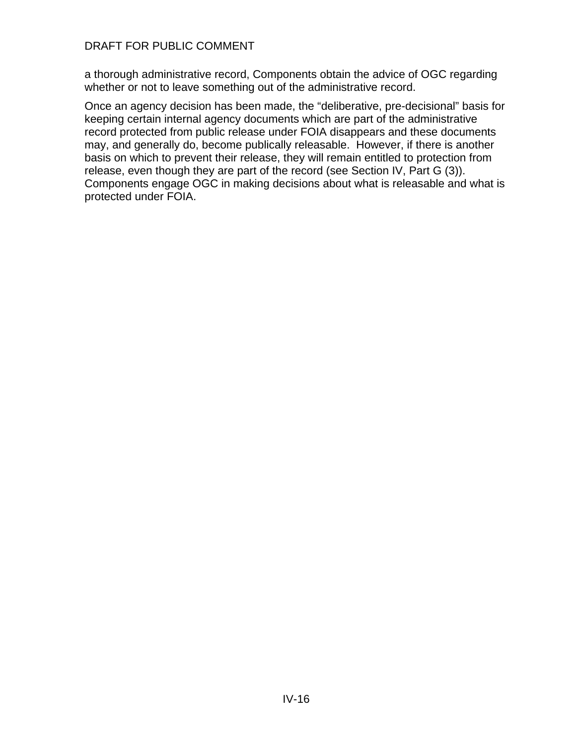a thorough administrative record, Components obtain the advice of OGC regarding whether or not to leave something out of the administrative record.

Once an agency decision has been made, the “deliberative, pre-decisional” basis for keeping certain internal agency documents which are part of the administrative record protected from public release under FOIA disappears and these documents may, and generally do, become publically releasable. However, if there is another basis on which to prevent their release, they will remain entitled to protection from release, even though they are part of the record (see Section IV, Part G (3)). Components engage OGC in making decisions about what is releasable and what is protected under FOIA.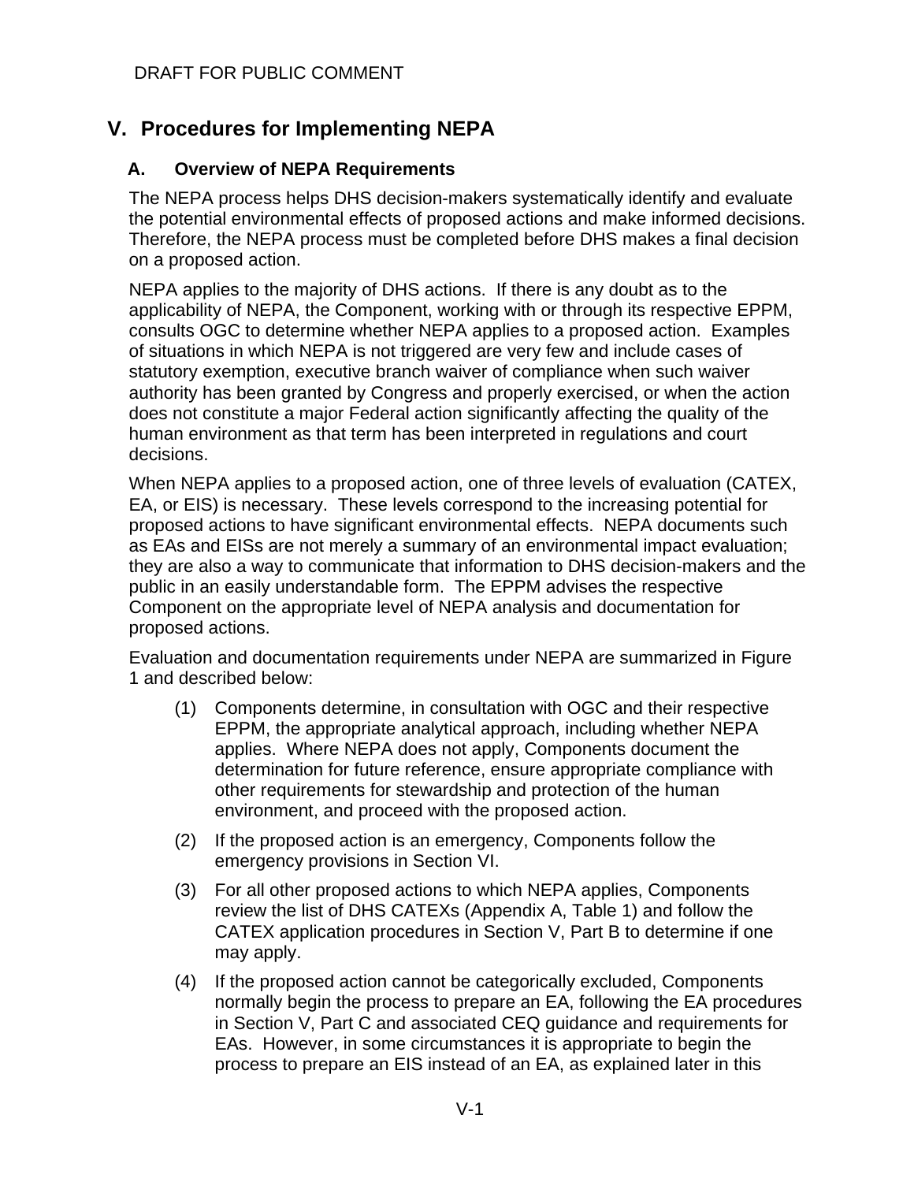# V. Procedures for Implementing NEPA

## A. Overview of NEPA Requirements

The NEPA process helps DHS decision-makers systematically identify and evaluate the potential environmental effects of proposed actions and make informed decisions. Therefore, the NEPA process must be completed before DHS makes a final decision on a proposed action.

NEPA applies to the majority of DHS actions. If there is any doubt as to the applicability of NEPA, the Component, working with or through its respective EPPM, consults OGC to determine whether NEPA applies to a proposed action. Examples of situations in which NEPA is not triggered are very few and include cases of statutory exemption, executive branch waiver of compliance when such waiver authority has been granted by Congress and properly exercised, or when the action does not constitute a major Federal action significantly affecting the quality of the human environment as that term has been interpreted in regulations and court decisions.

When NEPA applies to a proposed action, one of three levels of evaluation (CATEX, EA, or EIS) is necessary. These levels correspond to the increasing potential for proposed actions to have significant environmental effects. NEPA documents such as EAs and EISs are not merely a summary of an environmental impact evaluation; they are also a way to communicate that information to DHS decision-makers and the public in an easily understandable form. The EPPM advises the respective Component on the appropriate level of NEPA analysis and documentation for proposed actions.

Evaluation and documentation requirements under NEPA are summarized in Figure 1 and described below:

(1) Components determine, in consultation with OGC and their respective EPPM, the appropriate analytical approach, including whether NEPA applies. Where NEPA does not apply, Components document the determination for future reference, ensure appropriate compliance with other requirements for stewardship and protection of the human environment, and proceed with the proposed action.

(2) If the proposed action is an emergency, Components follow the emergency provisions in Section VI.

(3) For all other proposed actions to which NEPA applies, Components review the list of DHS CATEXs (Appendix A, Table 1) and follow the CATEX application procedures in Section V, Part B to determine if one may apply.

(4) If the proposed action cannot be categorically excluded, Components normally begin the process to prepare an EA, following the EA procedures in Section V, Part C and associated CEQ guidance and requirements for EAs. However, in some circumstances it is appropriate to begin the process to prepare an EIS instead of an EA, as explained later in this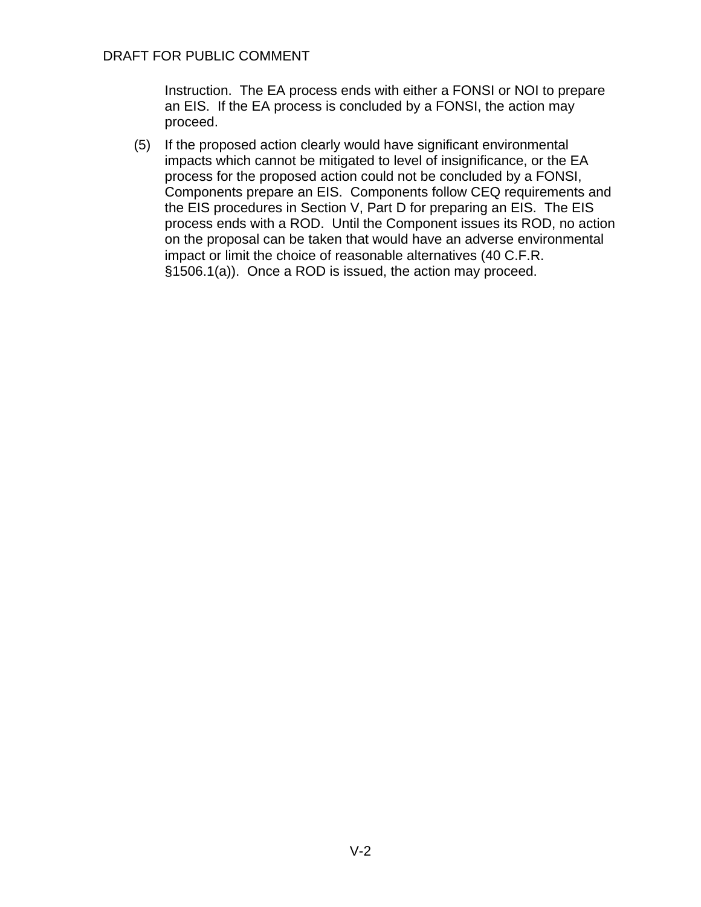Instruction. The EA process ends with either a FONSI or NOI to prepare an EIS. If the EA process is concluded by a FONSI, the action may proceed.

(5) If the proposed action clearly would have significant environmental impacts which cannot be mitigated to level of insignificance, or the EA process for the proposed action could not be concluded by a FONSI, Components prepare an EIS. Components follow CEQ requirements and the EIS procedures in Section V, Part D for preparing an EIS. The EIS process ends with a ROD. Until the Component issues its ROD, no action on the proposal can be taken that would have an adverse environmental impact or limit the choice of reasonable alternatives (40 C.F.R. §1506.1(a)). Once a ROD is issued, the action may proceed.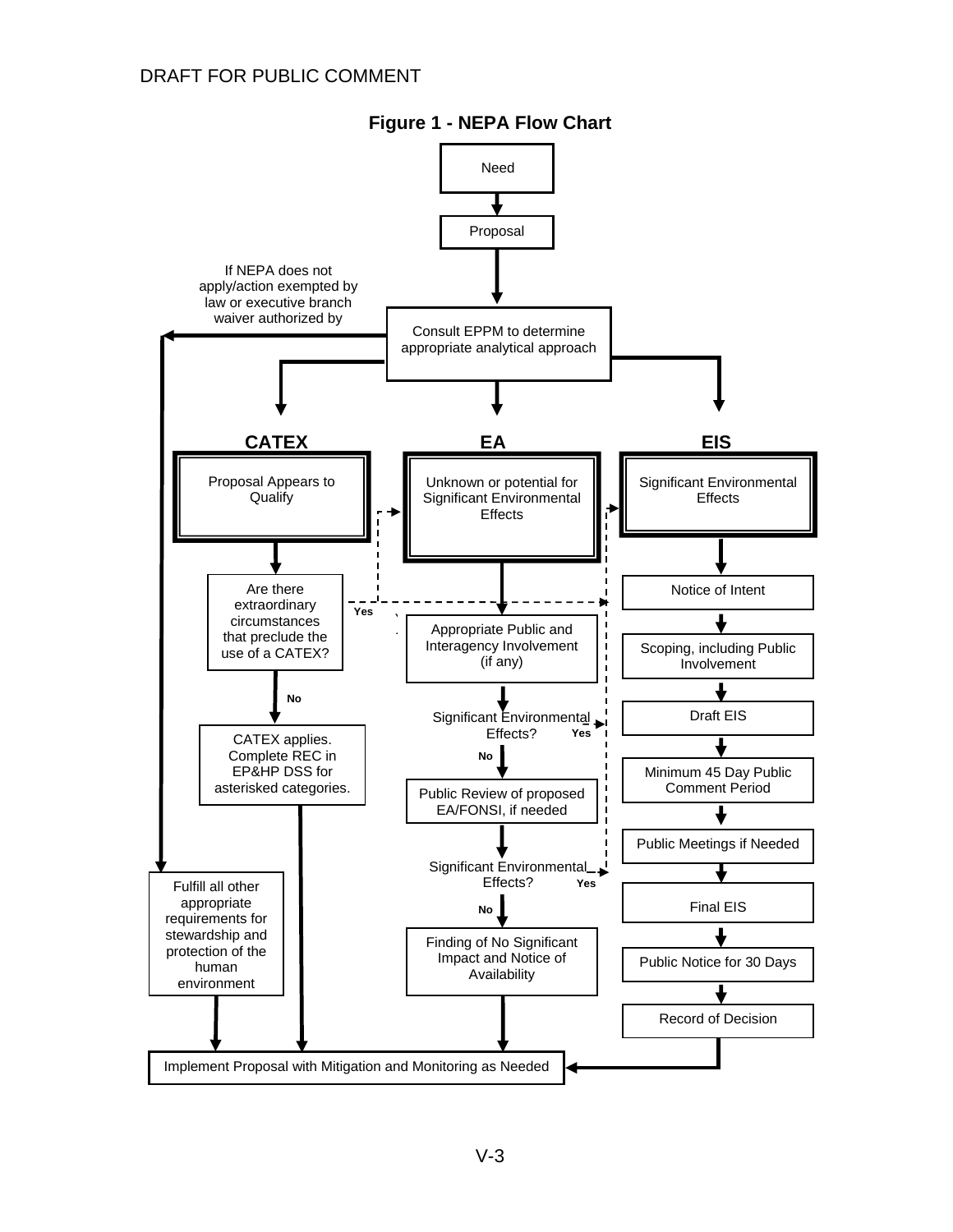DRAFT FOR PUBLIC COMMENT

**Figure 1 - NEPA Flow Chart**

Need

Proposal

If NEPA does not apply/action exempted by law or executive branch waiver authorized by

Consult EPPM to determine appropriate analytical approach

**CATEX**

Proposal Appears to Qualify

Are there extraordinary circumstances that preclude the use of a CATEX?

Yes

No

CATEX applies. Complete REC in EP&HP DSS for asterisked categories.

**EA**

Unknown or potential for Significant Environmental Effects

Appropriate Public and Interagency Involvement (if any)

Significant Environmental Effects?

Yes

No

Public Review of proposed EA/FONSI, if needed

Significant Environmental Effects?

Yes

No

Finding of No Significant Impact and Notice of Availability

**EIS**

Significant Environmental Effects

Notice of Intent

Scoping, including Public Involvement

Draft EIS

Minimum 45 Day Public Comment Period

Public Meetings if Needed

Final EIS

Public Notice for 30 Days

Record of Decision

Fulfill all other appropriate requirements for stewardship and protection of the human environment

Implement Proposal with Mitigation and Monitoring as Needed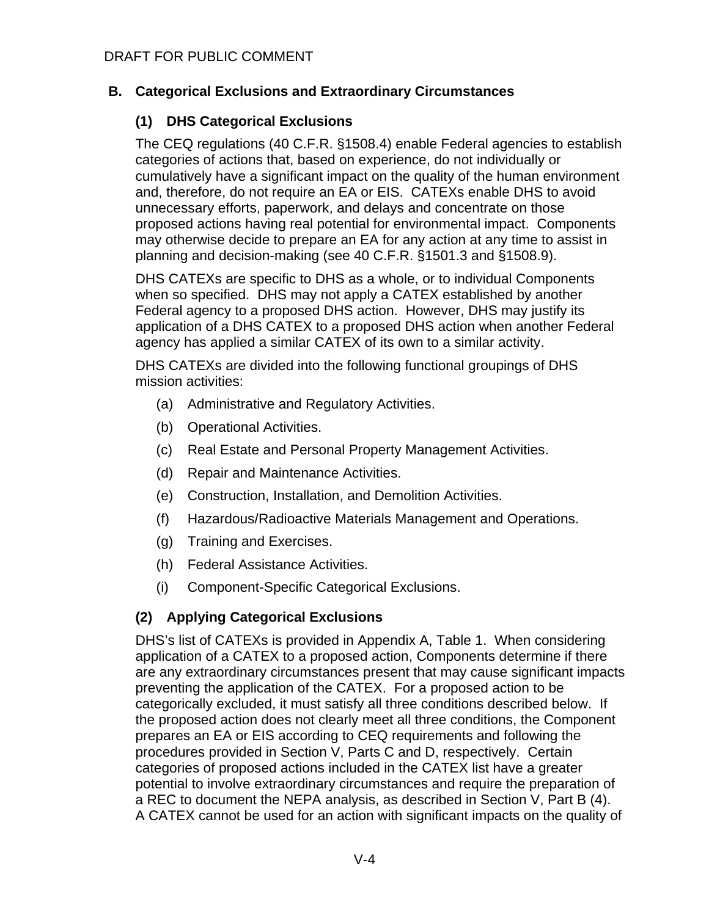## B. Categorical Exclusions and Extraordinary Circumstances

### (1) DHS Categorical Exclusions

The CEQ regulations (40 C.F.R. §1508.4) enable Federal agencies to establish categories of actions that, based on experience, do not individually or cumulatively have a significant impact on the quality of the human environment and, therefore, do not require an EA or EIS. CATEXs enable DHS to avoid unnecessary efforts, paperwork, and delays and concentrate on those proposed actions having real potential for environmental impact. Components may otherwise decide to prepare an EA for any action at any time to assist in planning and decision-making (see 40 C.F.R. §1501.3 and §1508.9).

DHS CATEXs are specific to DHS as a whole, or to individual Components when so specified. DHS may not apply a CATEX established by another Federal agency to a proposed DHS action. However, DHS may justify its application of a DHS CATEX to a proposed DHS action when another Federal agency has applied a similar CATEX of its own to a similar activity.

DHS CATEXs are divided into the following functional groupings of DHS mission activities:

(a) Administrative and Regulatory Activities.

(b) Operational Activities.

(c) Real Estate and Personal Property Management Activities.

(d) Repair and Maintenance Activities.

(e) Construction, Installation, and Demolition Activities.

(f) Hazardous/Radioactive Materials Management and Operations.

(g) Training and Exercises.

(h) Federal Assistance Activities.

(i) Component-Specific Categorical Exclusions.

### (2) Applying Categorical Exclusions

DHS's list of CATEXs is provided in Appendix A, Table 1. When considering application of a CATEX to a proposed action, Components determine if there are any extraordinary circumstances present that may cause significant impacts preventing the application of the CATEX. For a proposed action to be categorically excluded, it must satisfy all three conditions described below. If the proposed action does not clearly meet all three conditions, the Component prepares an EA or EIS according to CEQ requirements and following the procedures provided in Section V, Parts C and D, respectively. Certain categories of proposed actions included in the CATEX list have a greater potential to involve extraordinary circumstances and require the preparation of a REC to document the NEPA analysis, as described in Section V, Part B (4). A CATEX cannot be used for an action with significant impacts on the quality of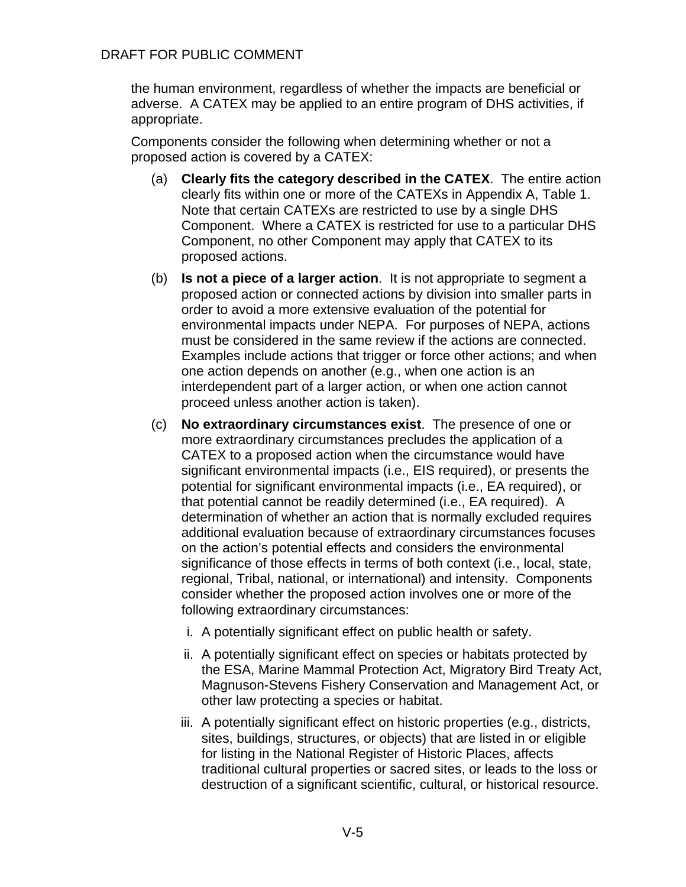the human environment, regardless of whether the impacts are beneficial or adverse. A CATEX may be applied to an entire program of DHS activities, if appropriate.

Components consider the following when determining whether or not a proposed action is covered by a CATEX:

(a) **Clearly fits the category described in the CATEX**. The entire action clearly fits within one or more of the CATEXs in Appendix A, Table 1. Note that certain CATEXs are restricted to use by a single DHS Component. Where a CATEX is restricted for use to a particular DHS Component, no other Component may apply that CATEX to its proposed actions.

(b) **Is not a piece of a larger action**. It is not appropriate to segment a proposed action or connected actions by division into smaller parts in order to avoid a more extensive evaluation of the potential for environmental impacts under NEPA. For purposes of NEPA, actions must be considered in the same review if the actions are connected. Examples include actions that trigger or force other actions; and when one action depends on another (e.g., when one action is an interdependent part of a larger action, or when one action cannot proceed unless another action is taken).

(c) **No extraordinary circumstances exist**. The presence of one or more extraordinary circumstances precludes the application of a CATEX to a proposed action when the circumstance would have significant environmental impacts (i.e., EIS required), or presents the potential for significant environmental impacts (i.e., EA required), or that potential cannot be readily determined (i.e., EA required). A determination of whether an action that is normally excluded requires additional evaluation because of extraordinary circumstances focuses on the action's potential effects and considers the environmental significance of those effects in terms of both context (i.e., local, state, regional, Tribal, national, or international) and intensity. Components consider whether the proposed action involves one or more of the following extraordinary circumstances:

   i. A potentially significant effect on public health or safety.

   ii. A potentially significant effect on species or habitats protected by the ESA, Marine Mammal Protection Act, Migratory Bird Treaty Act, Magnuson-Stevens Fishery Conservation and Management Act, or other law protecting a species or habitat.

   iii. A potentially significant effect on historic properties (e.g., districts, sites, buildings, structures, or objects) that are listed in or eligible for listing in the National Register of Historic Places, affects traditional cultural properties or sacred sites, or leads to the loss or destruction of a significant scientific, cultural, or historical resource.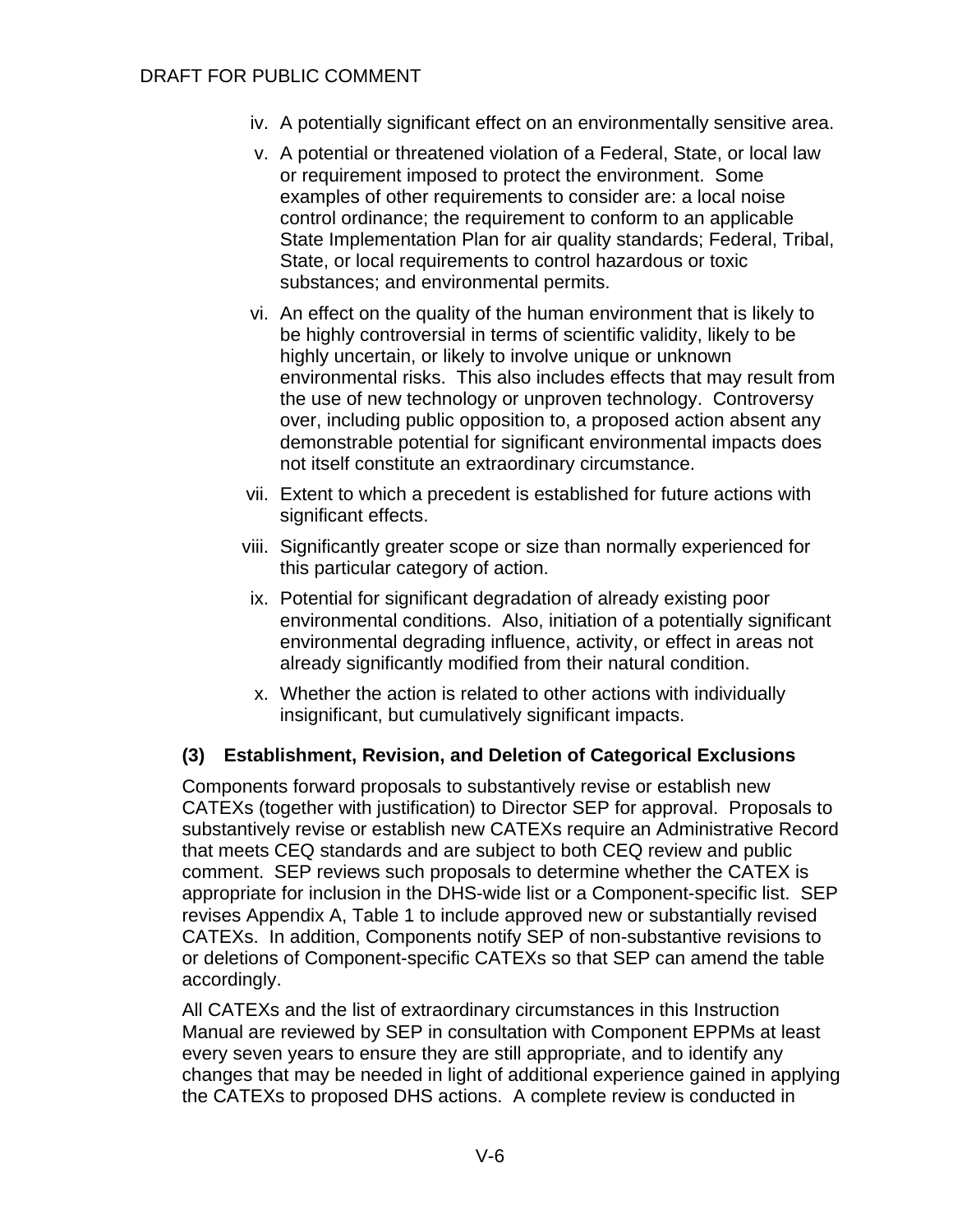iv. A potentially significant effect on an environmentally sensitive area.

v. A potential or threatened violation of a Federal, State, or local law or requirement imposed to protect the environment. Some examples of other requirements to consider are: a local noise control ordinance; the requirement to conform to an applicable State Implementation Plan for air quality standards; Federal, Tribal, State, or local requirements to control hazardous or toxic substances; and environmental permits.

vi. An effect on the quality of the human environment that is likely to be highly controversial in terms of scientific validity, likely to be highly uncertain, or likely to involve unique or unknown environmental risks. This also includes effects that may result from the use of new technology or unproven technology. Controversy over, including public opposition to, a proposed action absent any demonstrable potential for significant environmental impacts does not itself constitute an extraordinary circumstance.

vii. Extent to which a precedent is established for future actions with significant effects.

viii. Significantly greater scope or size than normally experienced for this particular category of action.

ix. Potential for significant degradation of already existing poor environmental conditions. Also, initiation of a potentially significant environmental degrading influence, activity, or effect in areas not already significantly modified from their natural condition.

x. Whether the action is related to other actions with individually insignificant, but cumulatively significant impacts.

### (3) Establishment, Revision, and Deletion of Categorical Exclusions

Components forward proposals to substantively revise or establish new CATEXs (together with justification) to Director SEP for approval. Proposals to substantively revise or establish new CATEXs require an Administrative Record that meets CEQ standards and are subject to both CEQ review and public comment. SEP reviews such proposals to determine whether the CATEX is appropriate for inclusion in the DHS-wide list or a Component-specific list. SEP revises Appendix A, Table 1 to include approved new or substantially revised CATEXs. In addition, Components notify SEP of non-substantive revisions to or deletions of Component-specific CATEXs so that SEP can amend the table accordingly.

All CATEXs and the list of extraordinary circumstances in this Instruction Manual are reviewed by SEP in consultation with Component EPPMs at least every seven years to ensure they are still appropriate, and to identify any changes that may be needed in light of additional experience gained in applying the CATEXs to proposed DHS actions. A complete review is conducted in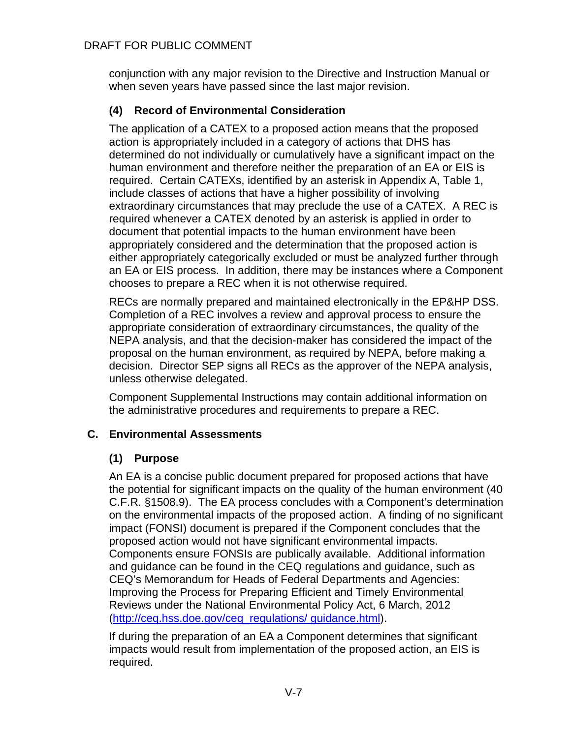conjunction with any major revision to the Directive and Instruction Manual or when seven years have passed since the last major revision.

### (4) Record of Environmental Consideration

The application of a CATEX to a proposed action means that the proposed action is appropriately included in a category of actions that DHS has determined do not individually or cumulatively have a significant impact on the human environment and therefore neither the preparation of an EA or EIS is required. Certain CATEXs, identified by an asterisk in Appendix A, Table 1, include classes of actions that have a higher possibility of involving extraordinary circumstances that may preclude the use of a CATEX. A REC is required whenever a CATEX denoted by an asterisk is applied in order to document that potential impacts to the human environment have been appropriately considered and the determination that the proposed action is either appropriately categorically excluded or must be analyzed further through an EA or EIS process. In addition, there may be instances where a Component chooses to prepare a REC when it is not otherwise required.

RECs are normally prepared and maintained electronically in the EP&HP DSS. Completion of a REC involves a review and approval process to ensure the appropriate consideration of extraordinary circumstances, the quality of the NEPA analysis, and that the decision-maker has considered the impact of the proposal on the human environment, as required by NEPA, before making a decision. Director SEP signs all RECs as the approver of the NEPA analysis, unless otherwise delegated.

Component Supplemental Instructions may contain additional information on the administrative procedures and requirements to prepare a REC.

## C. Environmental Assessments

### (1) Purpose

An EA is a concise public document prepared for proposed actions that have the potential for significant impacts on the quality of the human environment (40 C.F.R. §1508.9). The EA process concludes with a Component's determination on the environmental impacts of the proposed action. A finding of no significant impact (FONSI) document is prepared if the Component concludes that the proposed action would not have significant environmental impacts. Components ensure FONSIs are publically available. Additional information and guidance can be found in the CEQ regulations and guidance, such as CEQ's Memorandum for Heads of Federal Departments and Agencies: Improving the Process for Preparing Efficient and Timely Environmental Reviews under the National Environmental Policy Act, 6 March, 2012 (http://ceq.hss.doe.gov/ceq_regulations/ guidance.html).

If during the preparation of an EA a Component determines that significant impacts would result from implementation of the proposed action, an EIS is required.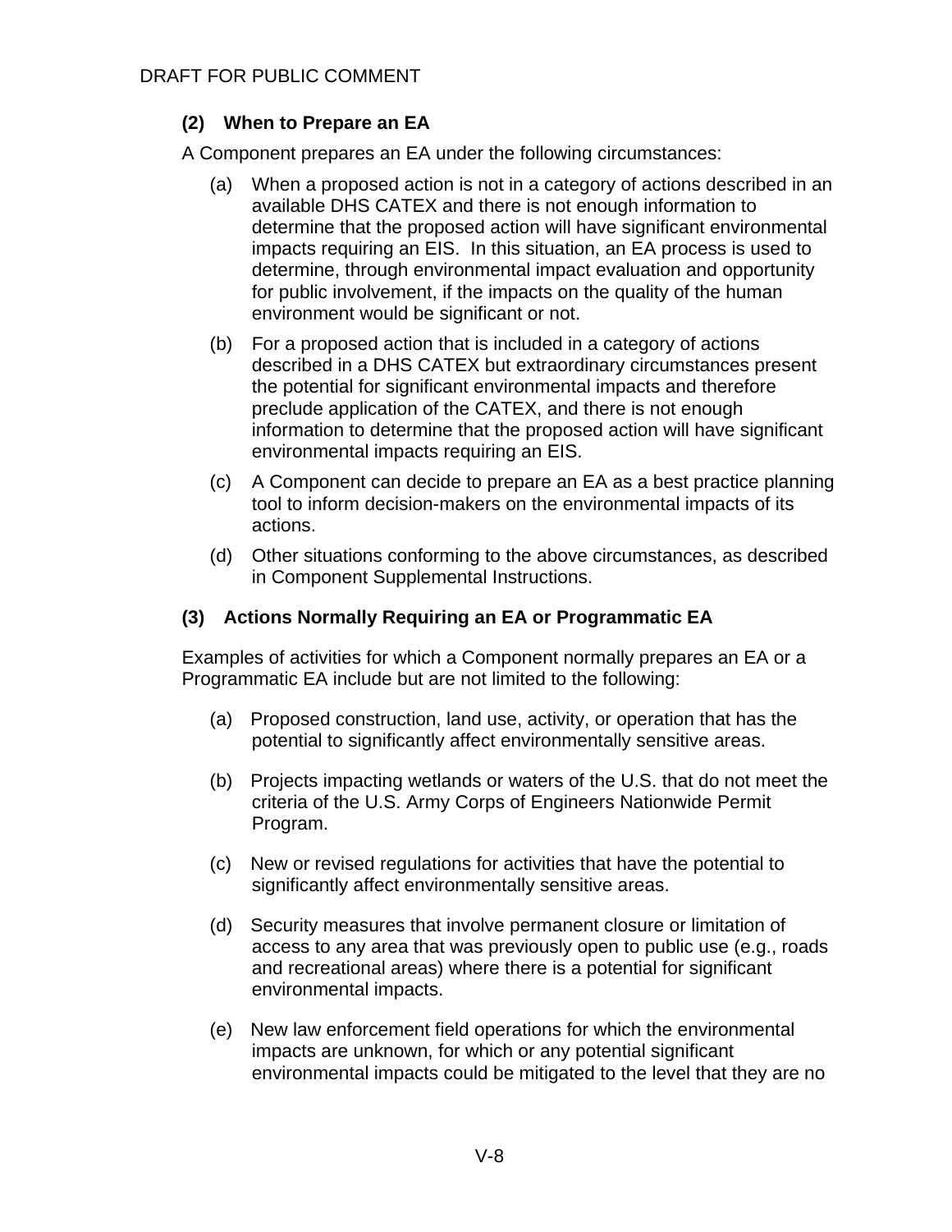### (2) When to Prepare an EA

A Component prepares an EA under the following circumstances:

(a) When a proposed action is not in a category of actions described in an available DHS CATEX and there is not enough information to determine that the proposed action will have significant environmental impacts requiring an EIS. In this situation, an EA process is used to determine, through environmental impact evaluation and opportunity for public involvement, if the impacts on the quality of the human environment would be significant or not.

(b) For a proposed action that is included in a category of actions described in a DHS CATEX but extraordinary circumstances present the potential for significant environmental impacts and therefore preclude application of the CATEX, and there is not enough information to determine that the proposed action will have significant environmental impacts requiring an EIS.

(c) A Component can decide to prepare an EA as a best practice planning tool to inform decision-makers on the environmental impacts of its actions.

(d) Other situations conforming to the above circumstances, as described in Component Supplemental Instructions.

### (3) Actions Normally Requiring an EA or Programmatic EA

Examples of activities for which a Component normally prepares an EA or a Programmatic EA include but are not limited to the following:

(a) Proposed construction, land use, activity, or operation that has the potential to significantly affect environmentally sensitive areas.

(b) Projects impacting wetlands or waters of the U.S. that do not meet the criteria of the U.S. Army Corps of Engineers Nationwide Permit Program.

(c) New or revised regulations for activities that have the potential to significantly affect environmentally sensitive areas.

(d) Security measures that involve permanent closure or limitation of access to any area that was previously open to public use (e.g., roads and recreational areas) where there is a potential for significant environmental impacts.

(e) New law enforcement field operations for which the environmental impacts are unknown, for which or any potential significant environmental impacts could be mitigated to the level that they are no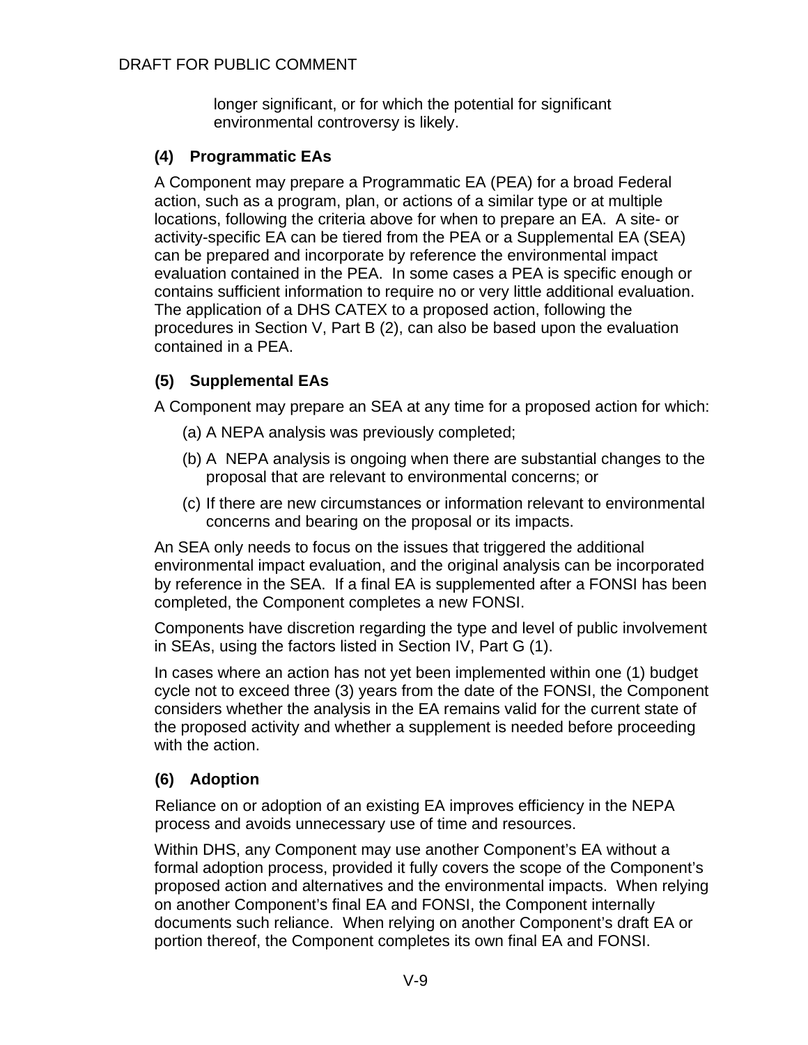longer significant, or for which the potential for significant environmental controversy is likely.

### (4) Programmatic EAs

A Component may prepare a Programmatic EA (PEA) for a broad Federal action, such as a program, plan, or actions of a similar type or at multiple locations, following the criteria above for when to prepare an EA. A site- or activity-specific EA can be tiered from the PEA or a Supplemental EA (SEA) can be prepared and incorporate by reference the environmental impact evaluation contained in the PEA. In some cases a PEA is specific enough or contains sufficient information to require no or very little additional evaluation. The application of a DHS CATEX to a proposed action, following the procedures in Section V, Part B (2), can also be based upon the evaluation contained in a PEA.

### (5) Supplemental EAs

A Component may prepare an SEA at any time for a proposed action for which:

(a) A NEPA analysis was previously completed;

(b) A NEPA analysis is ongoing when there are substantial changes to the proposal that are relevant to environmental concerns; or

(c) If there are new circumstances or information relevant to environmental concerns and bearing on the proposal or its impacts.

An SEA only needs to focus on the issues that triggered the additional environmental impact evaluation, and the original analysis can be incorporated by reference in the SEA. If a final EA is supplemented after a FONSI has been completed, the Component completes a new FONSI.

Components have discretion regarding the type and level of public involvement in SEAs, using the factors listed in Section IV, Part G (1).

In cases where an action has not yet been implemented within one (1) budget cycle not to exceed three (3) years from the date of the FONSI, the Component considers whether the analysis in the EA remains valid for the current state of the proposed activity and whether a supplement is needed before proceeding with the action.

### (6) Adoption

Reliance on or adoption of an existing EA improves efficiency in the NEPA process and avoids unnecessary use of time and resources.

Within DHS, any Component may use another Component's EA without a formal adoption process, provided it fully covers the scope of the Component's proposed action and alternatives and the environmental impacts. When relying on another Component's final EA and FONSI, the Component internally documents such reliance. When relying on another Component's draft EA or portion thereof, the Component completes its own final EA and FONSI.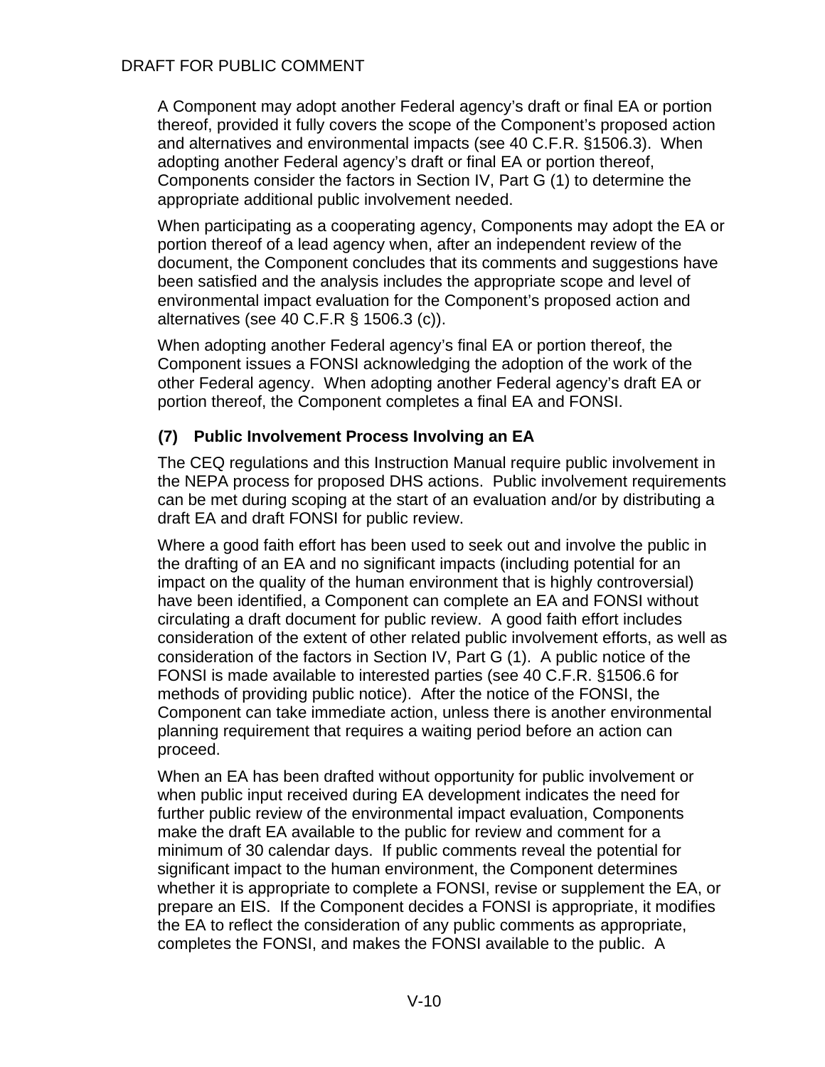A Component may adopt another Federal agency's draft or final EA or portion thereof, provided it fully covers the scope of the Component's proposed action and alternatives and environmental impacts (see 40 C.F.R. §1506.3). When adopting another Federal agency's draft or final EA or portion thereof, Components consider the factors in Section IV, Part G (1) to determine the appropriate additional public involvement needed.

When participating as a cooperating agency, Components may adopt the EA or portion thereof of a lead agency when, after an independent review of the document, the Component concludes that its comments and suggestions have been satisfied and the analysis includes the appropriate scope and level of environmental impact evaluation for the Component's proposed action and alternatives (see 40 C.F.R § 1506.3 (c)).

When adopting another Federal agency's final EA or portion thereof, the Component issues a FONSI acknowledging the adoption of the work of the other Federal agency. When adopting another Federal agency's draft EA or portion thereof, the Component completes a final EA and FONSI.

### (7) Public Involvement Process Involving an EA

The CEQ regulations and this Instruction Manual require public involvement in the NEPA process for proposed DHS actions. Public involvement requirements can be met during scoping at the start of an evaluation and/or by distributing a draft EA and draft FONSI for public review.

Where a good faith effort has been used to seek out and involve the public in the drafting of an EA and no significant impacts (including potential for an impact on the quality of the human environment that is highly controversial) have been identified, a Component can complete an EA and FONSI without circulating a draft document for public review. A good faith effort includes consideration of the extent of other related public involvement efforts, as well as consideration of the factors in Section IV, Part G (1). A public notice of the FONSI is made available to interested parties (see 40 C.F.R. §1506.6 for methods of providing public notice). After the notice of the FONSI, the Component can take immediate action, unless there is another environmental planning requirement that requires a waiting period before an action can proceed.

When an EA has been drafted without opportunity for public involvement or when public input received during EA development indicates the need for further public review of the environmental impact evaluation, Components make the draft EA available to the public for review and comment for a minimum of 30 calendar days. If public comments reveal the potential for significant impact to the human environment, the Component determines whether it is appropriate to complete a FONSI, revise or supplement the EA, or prepare an EIS. If the Component decides a FONSI is appropriate, it modifies the EA to reflect the consideration of any public comments as appropriate, completes the FONSI, and makes the FONSI available to the public. A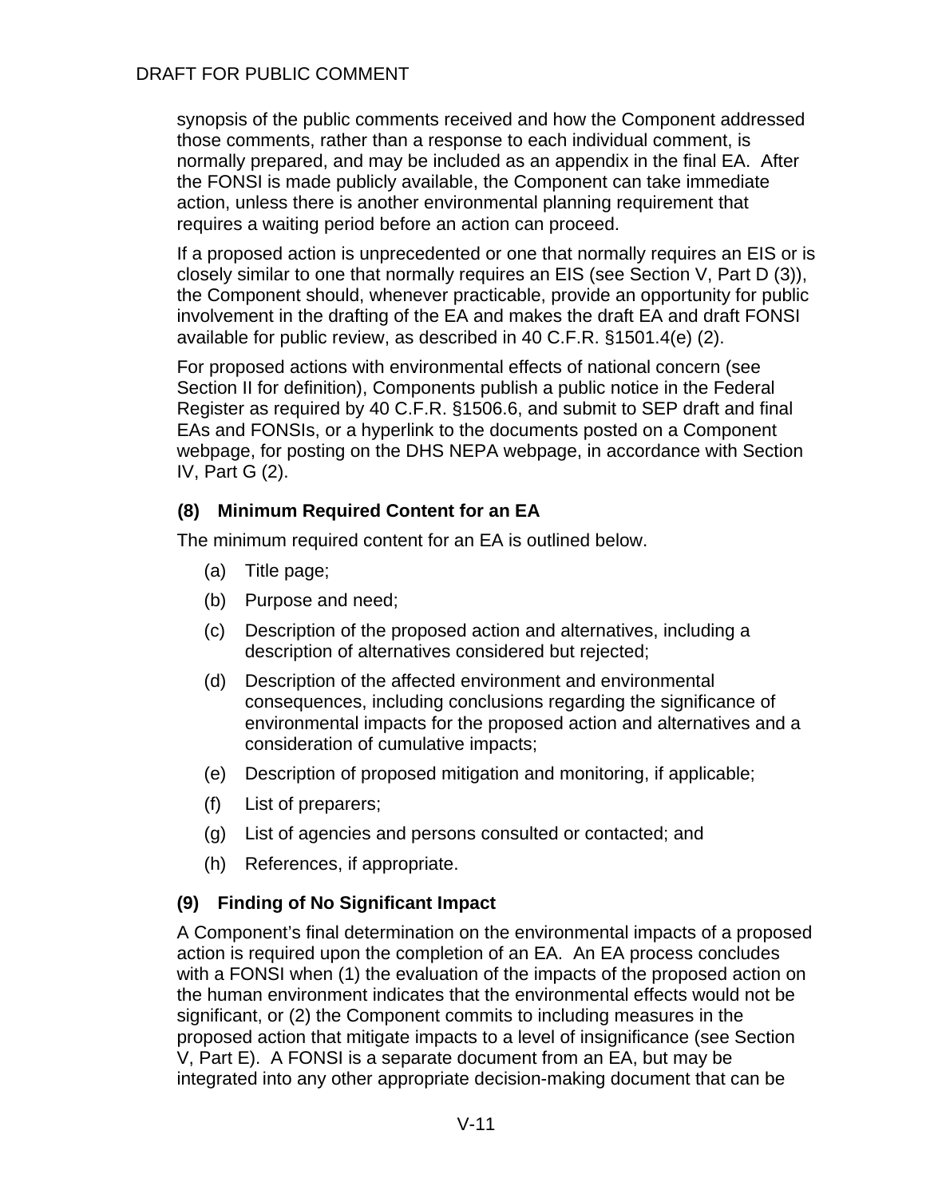synopsis of the public comments received and how the Component addressed those comments, rather than a response to each individual comment, is normally prepared, and may be included as an appendix in the final EA. After the FONSI is made publicly available, the Component can take immediate action, unless there is another environmental planning requirement that requires a waiting period before an action can proceed.

If a proposed action is unprecedented or one that normally requires an EIS or is closely similar to one that normally requires an EIS (see Section V, Part D (3)), the Component should, whenever practicable, provide an opportunity for public involvement in the drafting of the EA and makes the draft EA and draft FONSI available for public review, as described in 40 C.F.R. §1501.4(e) (2).

For proposed actions with environmental effects of national concern (see Section II for definition), Components publish a public notice in the Federal Register as required by 40 C.F.R. §1506.6, and submit to SEP draft and final EAs and FONSIs, or a hyperlink to the documents posted on a Component webpage, for posting on the DHS NEPA webpage, in accordance with Section IV, Part G (2).

### (8) Minimum Required Content for an EA

The minimum required content for an EA is outlined below.

(a) Title page;

(b) Purpose and need;

(c) Description of the proposed action and alternatives, including a description of alternatives considered but rejected;

(d) Description of the affected environment and environmental consequences, including conclusions regarding the significance of environmental impacts for the proposed action and alternatives and a consideration of cumulative impacts;

(e) Description of proposed mitigation and monitoring, if applicable;

(f) List of preparers;

(g) List of agencies and persons consulted or contacted; and

(h) References, if appropriate.

### (9) Finding of No Significant Impact

A Component's final determination on the environmental impacts of a proposed action is required upon the completion of an EA. An EA process concludes with a FONSI when (1) the evaluation of the impacts of the proposed action on the human environment indicates that the environmental effects would not be significant, or (2) the Component commits to including measures in the proposed action that mitigate impacts to a level of insignificance (see Section V, Part E). A FONSI is a separate document from an EA, but may be integrated into any other appropriate decision-making document that can be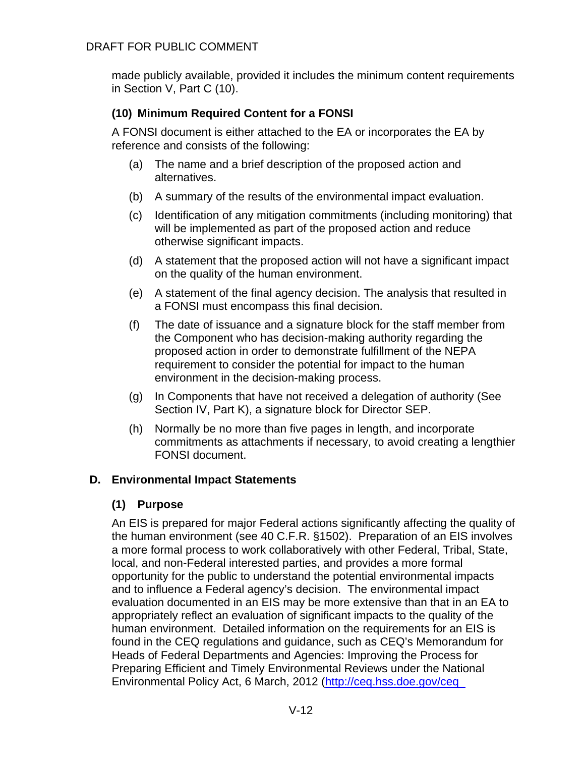made publicly available, provided it includes the minimum content requirements in Section V, Part C (10).

#### (10) Minimum Required Content for a FONSI

A FONSI document is either attached to the EA or incorporates the EA by reference and consists of the following:

(a) The name and a brief description of the proposed action and alternatives.

(b) A summary of the results of the environmental impact evaluation.

(c) Identification of any mitigation commitments (including monitoring) that will be implemented as part of the proposed action and reduce otherwise significant impacts.

(d) A statement that the proposed action will not have a significant impact on the quality of the human environment.

(e) A statement of the final agency decision. The analysis that resulted in a FONSI must encompass this final decision.

(f) The date of issuance and a signature block for the staff member from the Component who has decision-making authority regarding the proposed action in order to demonstrate fulfillment of the NEPA requirement to consider the potential for impact to the human environment in the decision-making process.

(g) In Components that have not received a delegation of authority (See Section IV, Part K), a signature block for Director SEP.

(h) Normally be no more than five pages in length, and incorporate commitments as attachments if necessary, to avoid creating a lengthier FONSI document.

### D. Environmental Impact Statements

#### (1) Purpose

An EIS is prepared for major Federal actions significantly affecting the quality of the human environment (see 40 C.F.R. §1502). Preparation of an EIS involves a more formal process to work collaboratively with other Federal, Tribal, State, local, and non-Federal interested parties, and provides a more formal opportunity for the public to understand the potential environmental impacts and to influence a Federal agency's decision. The environmental impact evaluation documented in an EIS may be more extensive than that in an EA to appropriately reflect an evaluation of significant impacts to the quality of the human environment. Detailed information on the requirements for an EIS is found in the CEQ regulations and guidance, such as CEQ's Memorandum for Heads of Federal Departments and Agencies: Improving the Process for Preparing Efficient and Timely Environmental Reviews under the National Environmental Policy Act, 6 March, 2012 (http://ceq.hss.doe.gov/ceq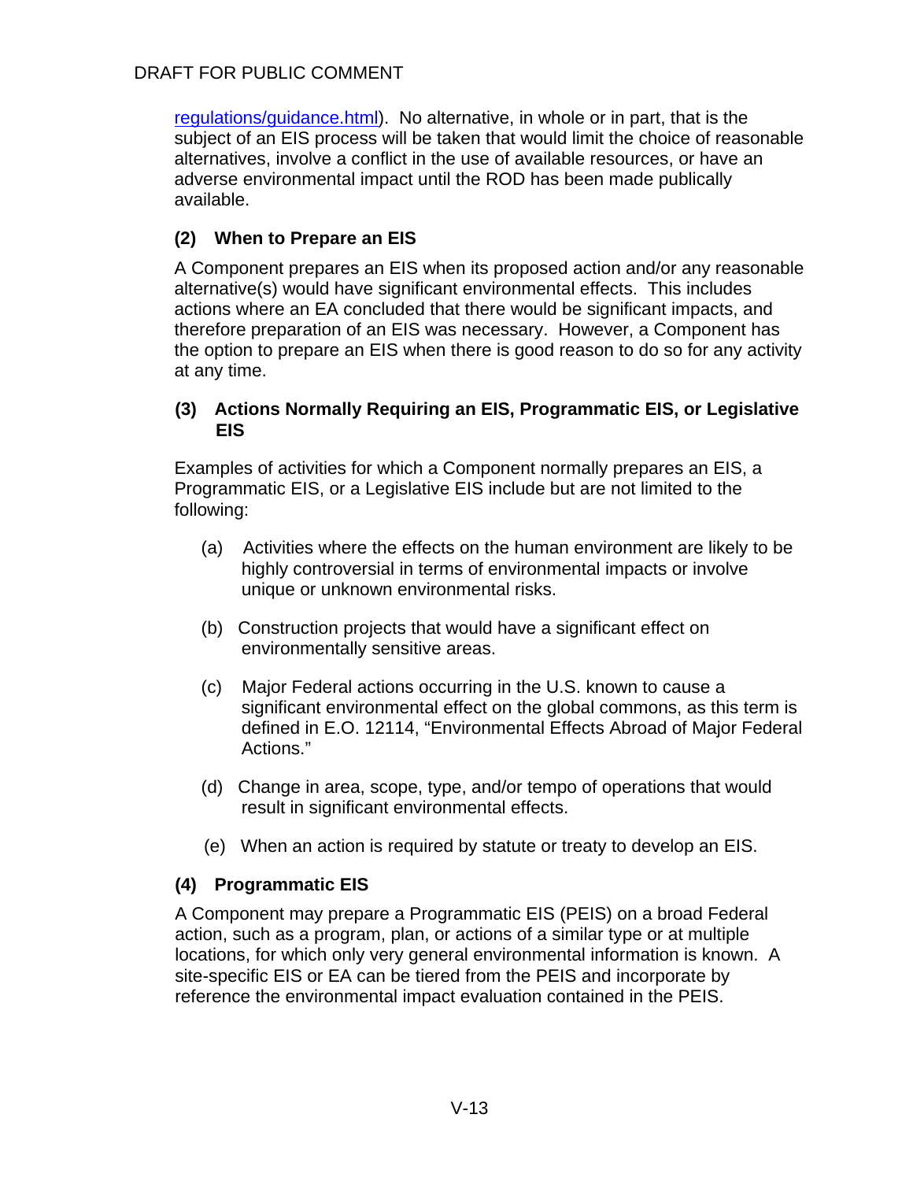regulations/guidance.html). No alternative, in whole or in part, that is the subject of an EIS process will be taken that would limit the choice of reasonable alternatives, involve a conflict in the use of available resources, or have an adverse environmental impact until the ROD has been made publically available.

**(2) When to Prepare an EIS**

A Component prepares an EIS when its proposed action and/or any reasonable alternative(s) would have significant environmental effects. This includes actions where an EA concluded that there would be significant impacts, and therefore preparation of an EIS was necessary. However, a Component has the option to prepare an EIS when there is good reason to do so for any activity at any time.

**(3) Actions Normally Requiring an EIS, Programmatic EIS, or Legislative EIS**

Examples of activities for which a Component normally prepares an EIS, a Programmatic EIS, or a Legislative EIS include but are not limited to the following:

(a) Activities where the effects on the human environment are likely to be highly controversial in terms of environmental impacts or involve unique or unknown environmental risks.

(b) Construction projects that would have a significant effect on environmentally sensitive areas.

(c) Major Federal actions occurring in the U.S. known to cause a significant environmental effect on the global commons, as this term is defined in E.O. 12114, "Environmental Effects Abroad of Major Federal Actions."

(d) Change in area, scope, type, and/or tempo of operations that would result in significant environmental effects.

(e) When an action is required by statute or treaty to develop an EIS.

**(4) Programmatic EIS**

A Component may prepare a Programmatic EIS (PEIS) on a broad Federal action, such as a program, plan, or actions of a similar type or at multiple locations, for which only very general environmental information is known. A site-specific EIS or EA can be tiered from the PEIS and incorporate by reference the environmental impact evaluation contained in the PEIS.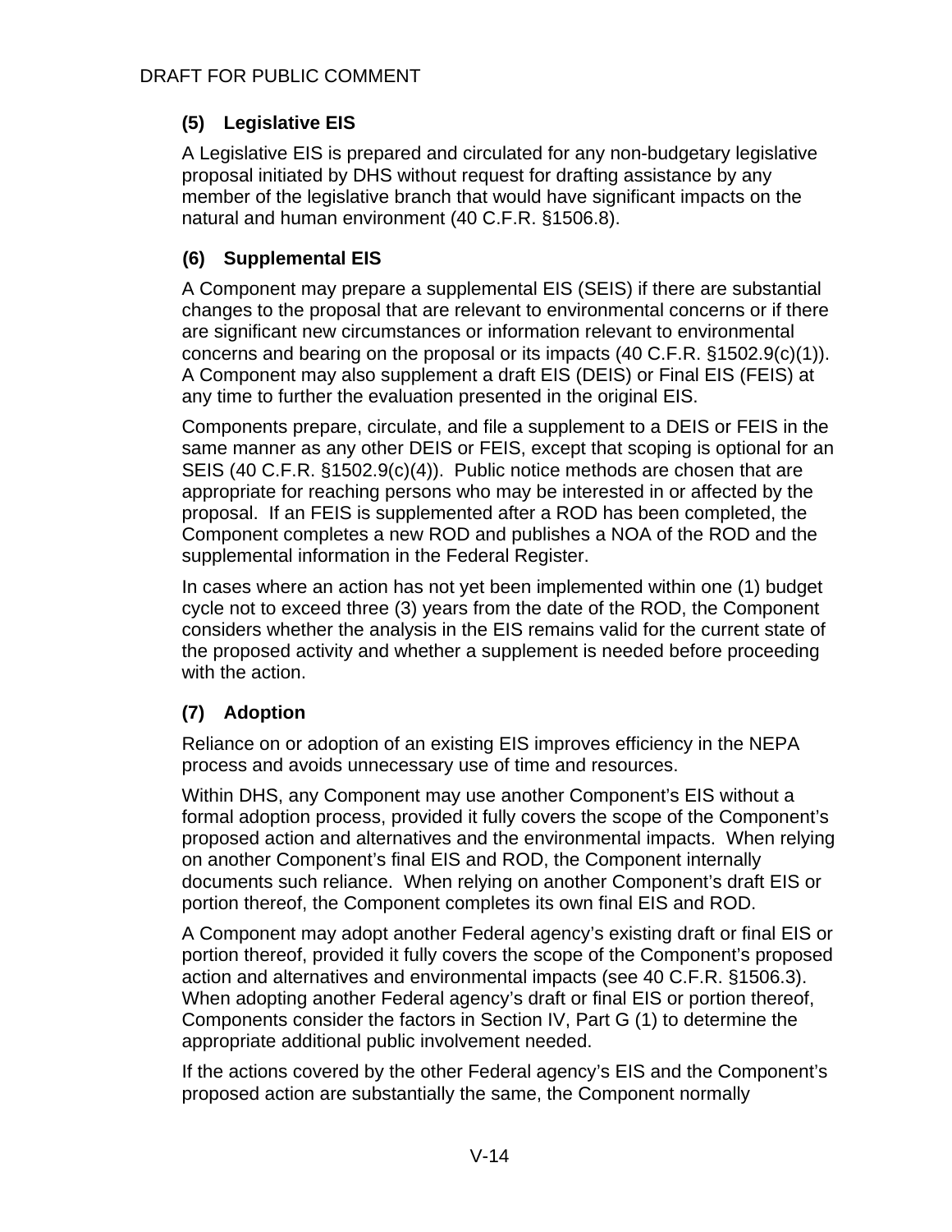#### (5) Legislative EIS

A Legislative EIS is prepared and circulated for any non-budgetary legislative proposal initiated by DHS without request for drafting assistance by any member of the legislative branch that would have significant impacts on the natural and human environment (40 C.F.R. §1506.8).

#### (6) Supplemental EIS

A Component may prepare a supplemental EIS (SEIS) if there are substantial changes to the proposal that are relevant to environmental concerns or if there are significant new circumstances or information relevant to environmental concerns and bearing on the proposal or its impacts (40 C.F.R. §1502.9(c)(1)). A Component may also supplement a draft EIS (DEIS) or Final EIS (FEIS) at any time to further the evaluation presented in the original EIS.

Components prepare, circulate, and file a supplement to a DEIS or FEIS in the same manner as any other DEIS or FEIS, except that scoping is optional for an SEIS (40 C.F.R. §1502.9(c)(4)). Public notice methods are chosen that are appropriate for reaching persons who may be interested in or affected by the proposal. If an FEIS is supplemented after a ROD has been completed, the Component completes a new ROD and publishes a NOA of the ROD and the supplemental information in the Federal Register.

In cases where an action has not yet been implemented within one (1) budget cycle not to exceed three (3) years from the date of the ROD, the Component considers whether the analysis in the EIS remains valid for the current state of the proposed activity and whether a supplement is needed before proceeding with the action.

#### (7) Adoption

Reliance on or adoption of an existing EIS improves efficiency in the NEPA process and avoids unnecessary use of time and resources.

Within DHS, any Component may use another Component's EIS without a formal adoption process, provided it fully covers the scope of the Component's proposed action and alternatives and the environmental impacts. When relying on another Component's final EIS and ROD, the Component internally documents such reliance. When relying on another Component's draft EIS or portion thereof, the Component completes its own final EIS and ROD.

A Component may adopt another Federal agency's existing draft or final EIS or portion thereof, provided it fully covers the scope of the Component's proposed action and alternatives and environmental impacts (see 40 C.F.R. §1506.3). When adopting another Federal agency's draft or final EIS or portion thereof, Components consider the factors in Section IV, Part G (1) to determine the appropriate additional public involvement needed.

If the actions covered by the other Federal agency's EIS and the Component's proposed action are substantially the same, the Component normally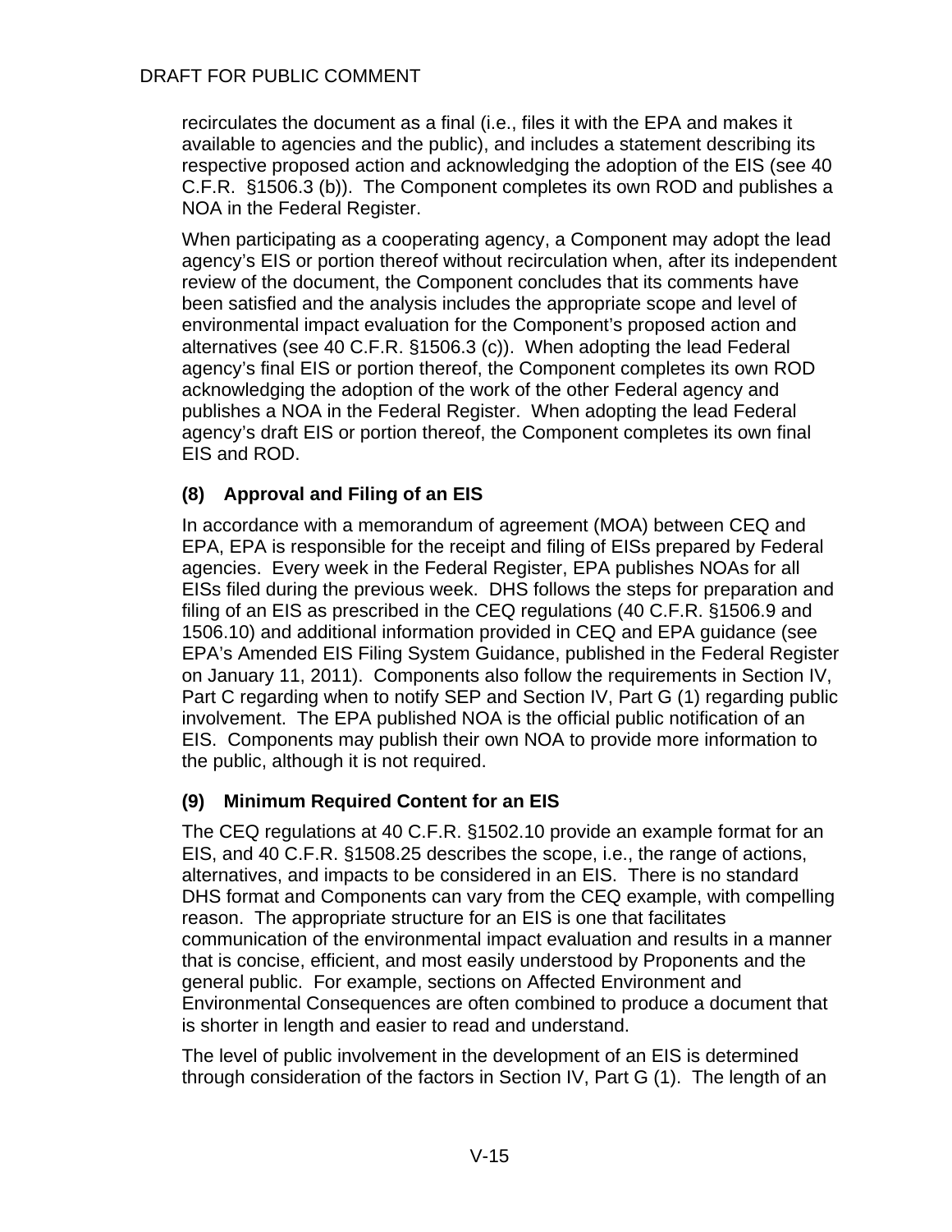recirculates the document as a final (i.e., files it with the EPA and makes it available to agencies and the public), and includes a statement describing its respective proposed action and acknowledging the adoption of the EIS (see 40 C.F.R. §1506.3 (b)). The Component completes its own ROD and publishes a NOA in the Federal Register.

When participating as a cooperating agency, a Component may adopt the lead agency's EIS or portion thereof without recirculation when, after its independent review of the document, the Component concludes that its comments have been satisfied and the analysis includes the appropriate scope and level of environmental impact evaluation for the Component's proposed action and alternatives (see 40 C.F.R. §1506.3 (c)). When adopting the lead Federal agency's final EIS or portion thereof, the Component completes its own ROD acknowledging the adoption of the work of the other Federal agency and publishes a NOA in the Federal Register. When adopting the lead Federal agency's draft EIS or portion thereof, the Component completes its own final EIS and ROD.

### (8) Approval and Filing of an EIS

In accordance with a memorandum of agreement (MOA) between CEQ and EPA, EPA is responsible for the receipt and filing of EISs prepared by Federal agencies. Every week in the Federal Register, EPA publishes NOAs for all EISs filed during the previous week. DHS follows the steps for preparation and filing of an EIS as prescribed in the CEQ regulations (40 C.F.R. §1506.9 and 1506.10) and additional information provided in CEQ and EPA guidance (see EPA's Amended EIS Filing System Guidance, published in the Federal Register on January 11, 2011). Components also follow the requirements in Section IV, Part C regarding when to notify SEP and Section IV, Part G (1) regarding public involvement. The EPA published NOA is the official public notification of an EIS. Components may publish their own NOA to provide more information to the public, although it is not required.

### (9) Minimum Required Content for an EIS

The CEQ regulations at 40 C.F.R. §1502.10 provide an example format for an EIS, and 40 C.F.R. §1508.25 describes the scope, i.e., the range of actions, alternatives, and impacts to be considered in an EIS. There is no standard DHS format and Components can vary from the CEQ example, with compelling reason. The appropriate structure for an EIS is one that facilitates communication of the environmental impact evaluation and results in a manner that is concise, efficient, and most easily understood by Proponents and the general public. For example, sections on Affected Environment and Environmental Consequences are often combined to produce a document that is shorter in length and easier to read and understand.

The level of public involvement in the development of an EIS is determined through consideration of the factors in Section IV, Part G (1). The length of an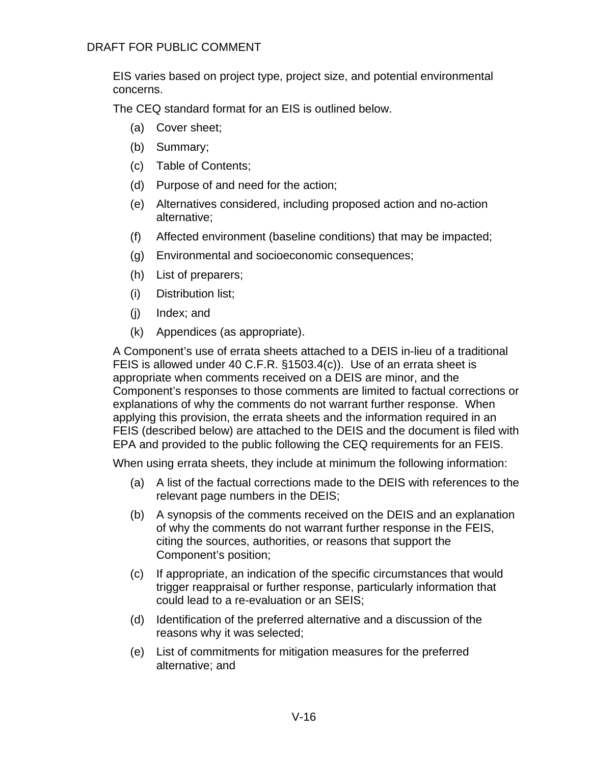EIS varies based on project type, project size, and potential environmental concerns.

The CEQ standard format for an EIS is outlined below.

(a) Cover sheet;

(b) Summary;

(c) Table of Contents;

(d) Purpose of and need for the action;

(e) Alternatives considered, including proposed action and no-action alternative;

(f) Affected environment (baseline conditions) that may be impacted;

(g) Environmental and socioeconomic consequences;

(h) List of preparers;

(i) Distribution list;

(j) Index; and

(k) Appendices (as appropriate).

A Component's use of errata sheets attached to a DEIS in-lieu of a traditional FEIS is allowed under 40 C.F.R. §1503.4(c)). Use of an errata sheet is appropriate when comments received on a DEIS are minor, and the Component's responses to those comments are limited to factual corrections or explanations of why the comments do not warrant further response. When applying this provision, the errata sheets and the information required in an FEIS (described below) are attached to the DEIS and the document is filed with EPA and provided to the public following the CEQ requirements for an FEIS.

When using errata sheets, they include at minimum the following information:

(a) A list of the factual corrections made to the DEIS with references to the relevant page numbers in the DEIS;

(b) A synopsis of the comments received on the DEIS and an explanation of why the comments do not warrant further response in the FEIS, citing the sources, authorities, or reasons that support the Component's position;

(c) If appropriate, an indication of the specific circumstances that would trigger reappraisal or further response, particularly information that could lead to a re-evaluation or an SEIS;

(d) Identification of the preferred alternative and a discussion of the reasons why it was selected;

(e) List of commitments for mitigation measures for the preferred alternative; and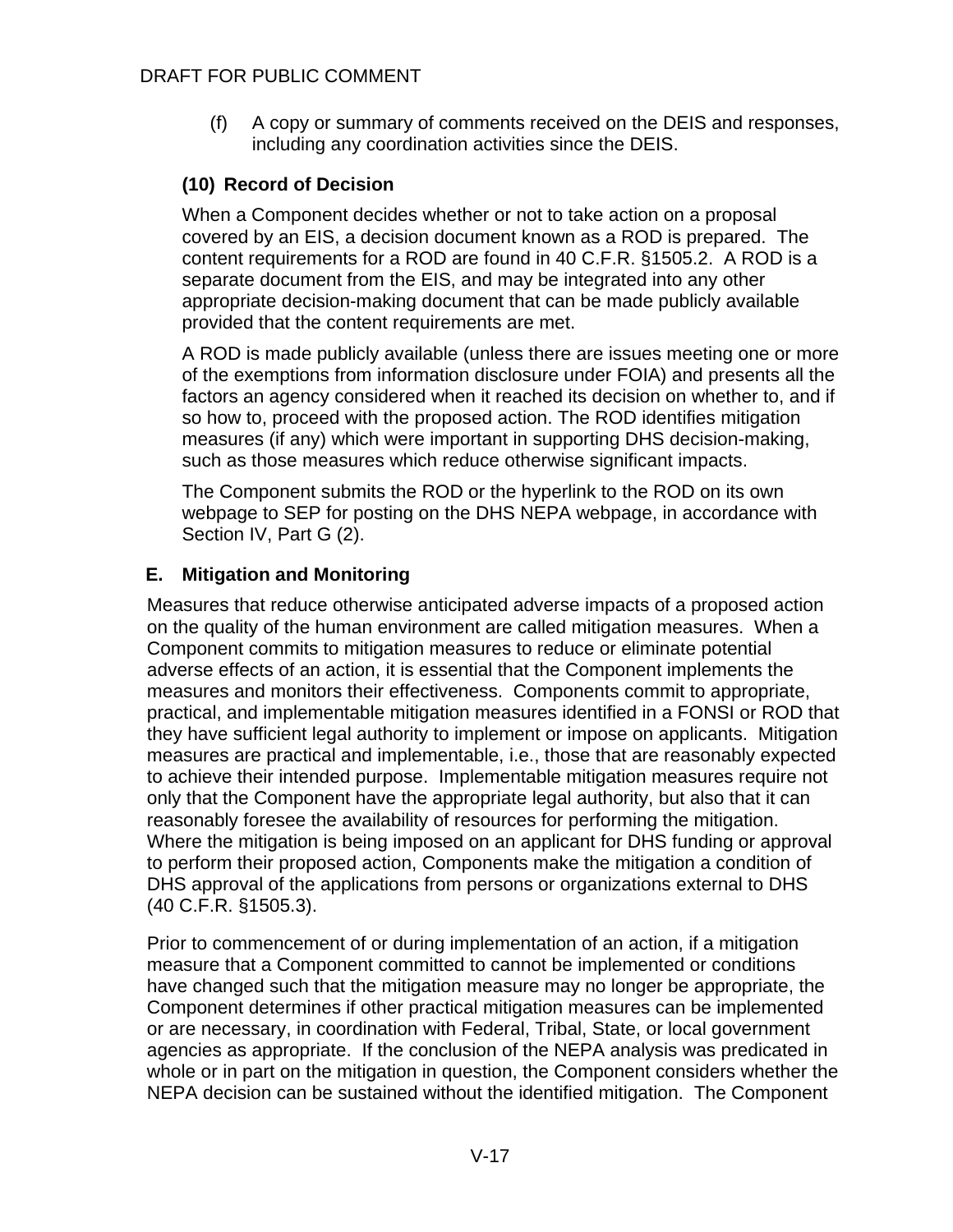(f) A copy or summary of comments received on the DEIS and responses, including any coordination activities since the DEIS.

### (10) Record of Decision

When a Component decides whether or not to take action on a proposal covered by an EIS, a decision document known as a ROD is prepared. The content requirements for a ROD are found in 40 C.F.R. §1505.2. A ROD is a separate document from the EIS, and may be integrated into any other appropriate decision-making document that can be made publicly available provided that the content requirements are met.

A ROD is made publicly available (unless there are issues meeting one or more of the exemptions from information disclosure under FOIA) and presents all the factors an agency considered when it reached its decision on whether to, and if so how to, proceed with the proposed action. The ROD identifies mitigation measures (if any) which were important in supporting DHS decision-making, such as those measures which reduce otherwise significant impacts.

The Component submits the ROD or the hyperlink to the ROD on its own webpage to SEP for posting on the DHS NEPA webpage, in accordance with Section IV, Part G (2).

## E. Mitigation and Monitoring

Measures that reduce otherwise anticipated adverse impacts of a proposed action on the quality of the human environment are called mitigation measures. When a Component commits to mitigation measures to reduce or eliminate potential adverse effects of an action, it is essential that the Component implements the measures and monitors their effectiveness. Components commit to appropriate, practical, and implementable mitigation measures identified in a FONSI or ROD that they have sufficient legal authority to implement or impose on applicants. Mitigation measures are practical and implementable, i.e., those that are reasonably expected to achieve their intended purpose. Implementable mitigation measures require not only that the Component have the appropriate legal authority, but also that it can reasonably foresee the availability of resources for performing the mitigation. Where the mitigation is being imposed on an applicant for DHS funding or approval to perform their proposed action, Components make the mitigation a condition of DHS approval of the applications from persons or organizations external to DHS (40 C.F.R. §1505.3).

Prior to commencement of or during implementation of an action, if a mitigation measure that a Component committed to cannot be implemented or conditions have changed such that the mitigation measure may no longer be appropriate, the Component determines if other practical mitigation measures can be implemented or are necessary, in coordination with Federal, Tribal, State, or local government agencies as appropriate. If the conclusion of the NEPA analysis was predicated in whole or in part on the mitigation in question, the Component considers whether the NEPA decision can be sustained without the identified mitigation. The Component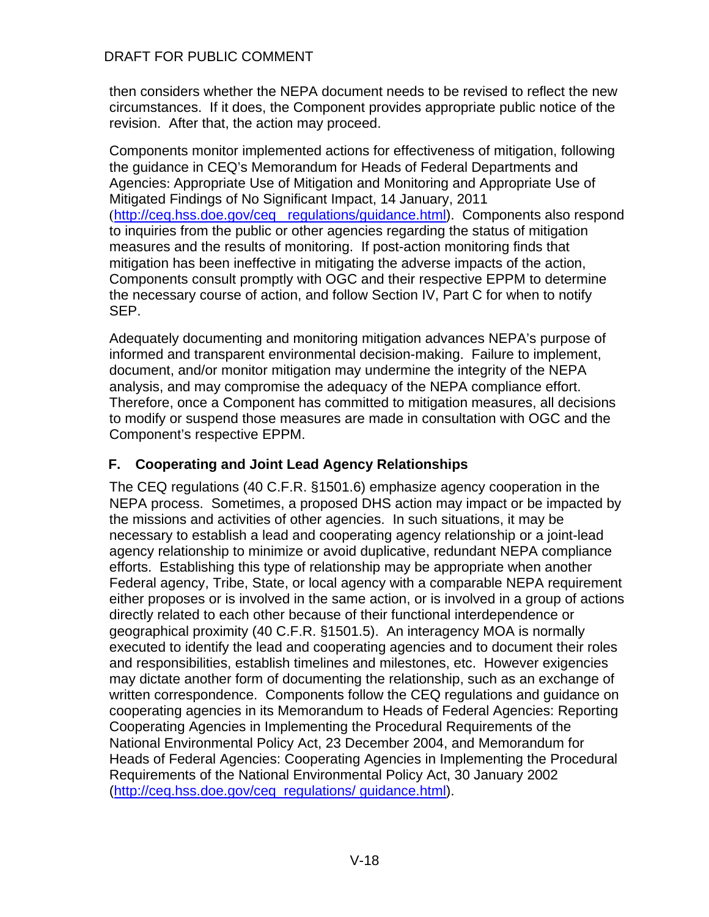then considers whether the NEPA document needs to be revised to reflect the new circumstances. If it does, the Component provides appropriate public notice of the revision. After that, the action may proceed.

Components monitor implemented actions for effectiveness of mitigation, following the guidance in CEQ's Memorandum for Heads of Federal Departments and Agencies: Appropriate Use of Mitigation and Monitoring and Appropriate Use of Mitigated Findings of No Significant Impact, 14 January, 2011 (http://ceq.hss.doe.gov/ceq_regulations/guidance.html). Components also respond to inquiries from the public or other agencies regarding the status of mitigation measures and the results of monitoring. If post-action monitoring finds that mitigation has been ineffective in mitigating the adverse impacts of the action, Components consult promptly with OGC and their respective EPPM to determine the necessary course of action, and follow Section IV, Part C for when to notify SEP.

Adequately documenting and monitoring mitigation advances NEPA's purpose of informed and transparent environmental decision-making. Failure to implement, document, and/or monitor mitigation may undermine the integrity of the NEPA analysis, and may compromise the adequacy of the NEPA compliance effort. Therefore, once a Component has committed to mitigation measures, all decisions to modify or suspend those measures are made in consultation with OGC and the Component's respective EPPM.

## F. Cooperating and Joint Lead Agency Relationships

The CEQ regulations (40 C.F.R. §1501.6) emphasize agency cooperation in the NEPA process. Sometimes, a proposed DHS action may impact or be impacted by the missions and activities of other agencies. In such situations, it may be necessary to establish a lead and cooperating agency relationship or a joint-lead agency relationship to minimize or avoid duplicative, redundant NEPA compliance efforts. Establishing this type of relationship may be appropriate when another Federal agency, Tribe, State, or local agency with a comparable NEPA requirement either proposes or is involved in the same action, or is involved in a group of actions directly related to each other because of their functional interdependence or geographical proximity (40 C.F.R. §1501.5). An interagency MOA is normally executed to identify the lead and cooperating agencies and to document their roles and responsibilities, establish timelines and milestones, etc. However exigencies may dictate another form of documenting the relationship, such as an exchange of written correspondence. Components follow the CEQ regulations and guidance on cooperating agencies in its Memorandum to Heads of Federal Agencies: Reporting Cooperating Agencies in Implementing the Procedural Requirements of the National Environmental Policy Act, 23 December 2004, and Memorandum for Heads of Federal Agencies: Cooperating Agencies in Implementing the Procedural Requirements of the National Environmental Policy Act, 30 January 2002 (http://ceq.hss.doe.gov/ceq_regulations/ guidance.html).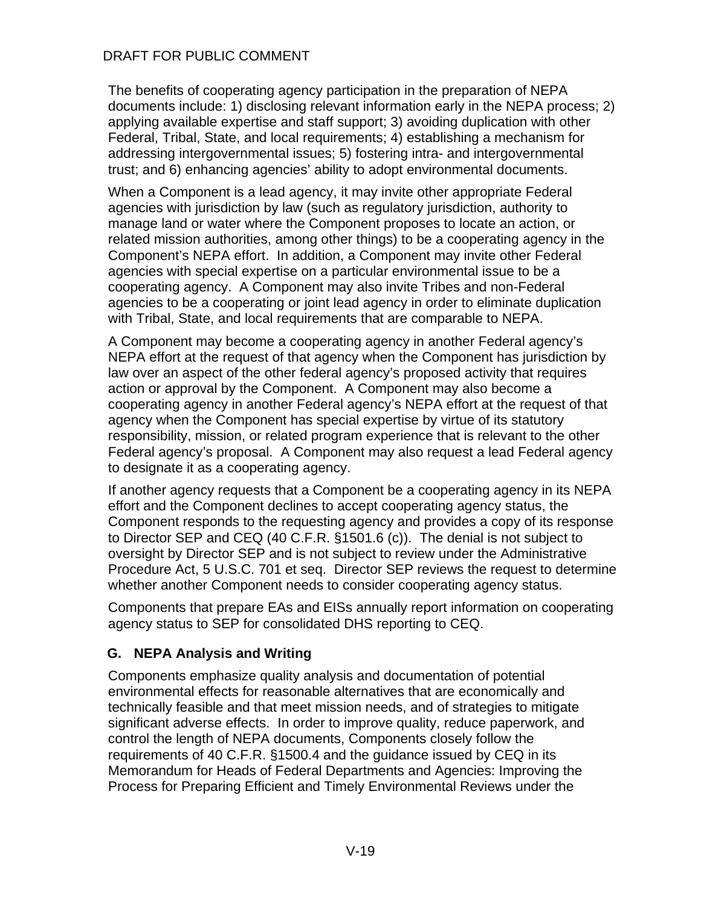The benefits of cooperating agency participation in the preparation of NEPA documents include: 1) disclosing relevant information early in the NEPA process; 2) applying available expertise and staff support; 3) avoiding duplication with other Federal, Tribal, State, and local requirements; 4) establishing a mechanism for addressing intergovernmental issues; 5) fostering intra- and intergovernmental trust; and 6) enhancing agencies' ability to adopt environmental documents.

When a Component is a lead agency, it may invite other appropriate Federal agencies with jurisdiction by law (such as regulatory jurisdiction, authority to manage land or water where the Component proposes to locate an action, or related mission authorities, among other things) to be a cooperating agency in the Component's NEPA effort. In addition, a Component may invite other Federal agencies with special expertise on a particular environmental issue to be a cooperating agency. A Component may also invite Tribes and non-Federal agencies to be a cooperating or joint lead agency in order to eliminate duplication with Tribal, State, and local requirements that are comparable to NEPA.

A Component may become a cooperating agency in another Federal agency's NEPA effort at the request of that agency when the Component has jurisdiction by law over an aspect of the other federal agency's proposed activity that requires action or approval by the Component. A Component may also become a cooperating agency in another Federal agency's NEPA effort at the request of that agency when the Component has special expertise by virtue of its statutory responsibility, mission, or related program experience that is relevant to the other Federal agency's proposal. A Component may also request a lead Federal agency to designate it as a cooperating agency.

If another agency requests that a Component be a cooperating agency in its NEPA effort and the Component declines to accept cooperating agency status, the Component responds to the requesting agency and provides a copy of its response to Director SEP and CEQ (40 C.F.R. §1501.6 (c)). The denial is not subject to oversight by Director SEP and is not subject to review under the Administrative Procedure Act, 5 U.S.C. 701 et seq. Director SEP reviews the request to determine whether another Component needs to consider cooperating agency status.

Components that prepare EAs and EISs annually report information on cooperating agency status to SEP for consolidated DHS reporting to CEQ.

### G. NEPA Analysis and Writing

Components emphasize quality analysis and documentation of potential environmental effects for reasonable alternatives that are economically and technically feasible and that meet mission needs, and of strategies to mitigate significant adverse effects. In order to improve quality, reduce paperwork, and control the length of NEPA documents, Components closely follow the requirements of 40 C.F.R. §1500.4 and the guidance issued by CEQ in its Memorandum for Heads of Federal Departments and Agencies: Improving the Process for Preparing Efficient and Timely Environmental Reviews under the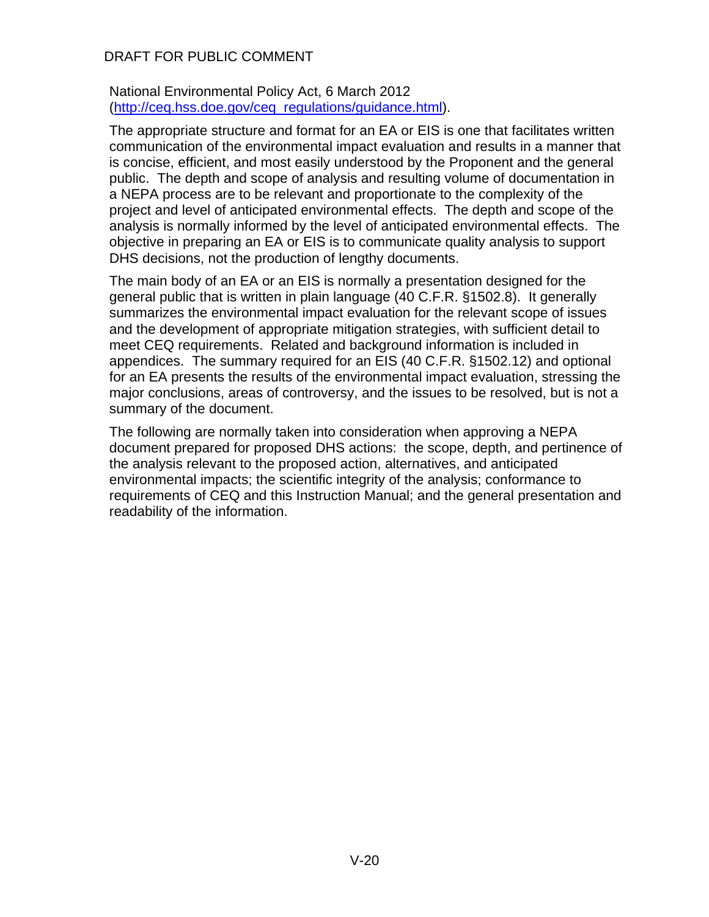National Environmental Policy Act, 6 March 2012 (http://ceq.hss.doe.gov/ceq_regulations/guidance.html).

The appropriate structure and format for an EA or EIS is one that facilitates written communication of the environmental impact evaluation and results in a manner that is concise, efficient, and most easily understood by the Proponent and the general public. The depth and scope of analysis and resulting volume of documentation in a NEPA process are to be relevant and proportionate to the complexity of the project and level of anticipated environmental effects. The depth and scope of the analysis is normally informed by the level of anticipated environmental effects. The objective in preparing an EA or EIS is to communicate quality analysis to support DHS decisions, not the production of lengthy documents.

The main body of an EA or an EIS is normally a presentation designed for the general public that is written in plain language (40 C.F.R. §1502.8). It generally summarizes the environmental impact evaluation for the relevant scope of issues and the development of appropriate mitigation strategies, with sufficient detail to meet CEQ requirements. Related and background information is included in appendices. The summary required for an EIS (40 C.F.R. §1502.12) and optional for an EA presents the results of the environmental impact evaluation, stressing the major conclusions, areas of controversy, and the issues to be resolved, but is not a summary of the document.

The following are normally taken into consideration when approving a NEPA document prepared for proposed DHS actions: the scope, depth, and pertinence of the analysis relevant to the proposed action, alternatives, and anticipated environmental impacts; the scientific integrity of the analysis; conformance to requirements of CEQ and this Instruction Manual; and the general presentation and readability of the information.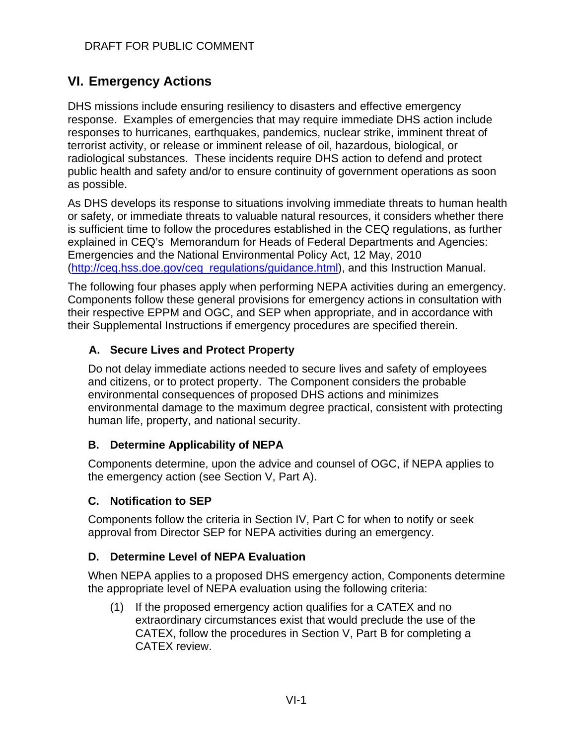DRAFT FOR PUBLIC COMMENT

# VI. Emergency Actions

DHS missions include ensuring resiliency to disasters and effective emergency response. Examples of emergencies that may require immediate DHS action include responses to hurricanes, earthquakes, pandemics, nuclear strike, imminent threat of terrorist activity, or release or imminent release of oil, hazardous, biological, or radiological substances. These incidents require DHS action to defend and protect public health and safety and/or to ensure continuity of government operations as soon as possible.

As DHS develops its response to situations involving immediate threats to human health or safety, or immediate threats to valuable natural resources, it considers whether there is sufficient time to follow the procedures established in the CEQ regulations, as further explained in CEQ's Memorandum for Heads of Federal Departments and Agencies: Emergencies and the National Environmental Policy Act, 12 May, 2010 (http://ceq.hss.doe.gov/ceq_regulations/guidance.html), and this Instruction Manual.

The following four phases apply when performing NEPA activities during an emergency. Components follow these general provisions for emergency actions in consultation with their respective EPPM and OGC, and SEP when appropriate, and in accordance with their Supplemental Instructions if emergency procedures are specified therein.

## A. Secure Lives and Protect Property

Do not delay immediate actions needed to secure lives and safety of employees and citizens, or to protect property. The Component considers the probable environmental consequences of proposed DHS actions and minimizes environmental damage to the maximum degree practical, consistent with protecting human life, property, and national security.

## B. Determine Applicability of NEPA

Components determine, upon the advice and counsel of OGC, if NEPA applies to the emergency action (see Section V, Part A).

## C. Notification to SEP

Components follow the criteria in Section IV, Part C for when to notify or seek approval from Director SEP for NEPA activities during an emergency.

## D. Determine Level of NEPA Evaluation

When NEPA applies to a proposed DHS emergency action, Components determine the appropriate level of NEPA evaluation using the following criteria:

(1) If the proposed emergency action qualifies for a CATEX and no extraordinary circumstances exist that would preclude the use of the CATEX, follow the procedures in Section V, Part B for completing a CATEX review.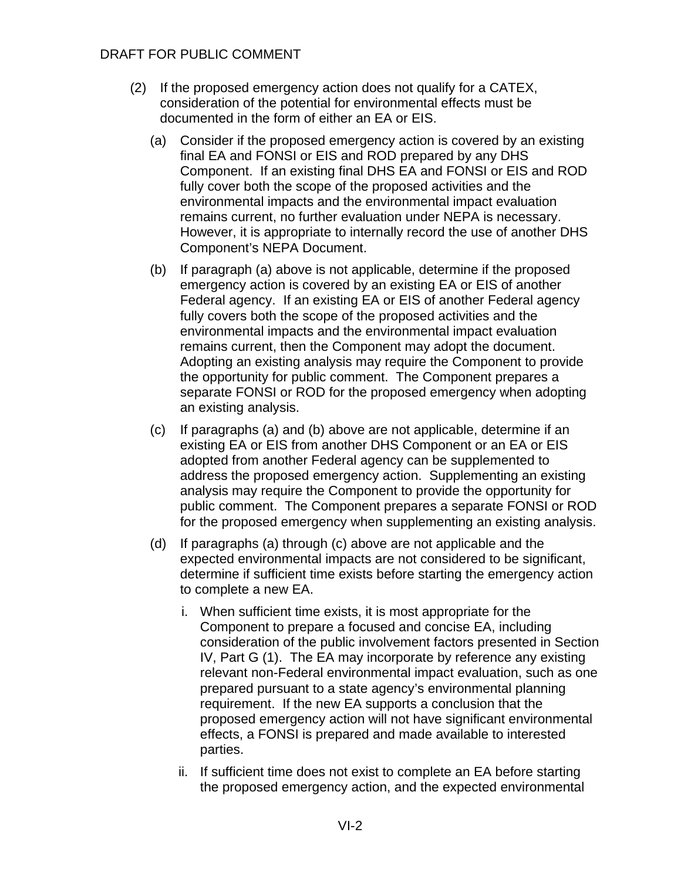(2) If the proposed emergency action does not qualify for a CATEX, consideration of the potential for environmental effects must be documented in the form of either an EA or EIS.

(a) Consider if the proposed emergency action is covered by an existing final EA and FONSI or EIS and ROD prepared by any DHS Component. If an existing final DHS EA and FONSI or EIS and ROD fully cover both the scope of the proposed activities and the environmental impacts and the environmental impact evaluation remains current, no further evaluation under NEPA is necessary. However, it is appropriate to internally record the use of another DHS Component's NEPA Document.

(b) If paragraph (a) above is not applicable, determine if the proposed emergency action is covered by an existing EA or EIS of another Federal agency. If an existing EA or EIS of another Federal agency fully covers both the scope of the proposed activities and the environmental impacts and the environmental impact evaluation remains current, then the Component may adopt the document. Adopting an existing analysis may require the Component to provide the opportunity for public comment. The Component prepares a separate FONSI or ROD for the proposed emergency when adopting an existing analysis.

(c) If paragraphs (a) and (b) above are not applicable, determine if an existing EA or EIS from another DHS Component or an EA or EIS adopted from another Federal agency can be supplemented to address the proposed emergency action. Supplementing an existing analysis may require the Component to provide the opportunity for public comment. The Component prepares a separate FONSI or ROD for the proposed emergency when supplementing an existing analysis.

(d) If paragraphs (a) through (c) above are not applicable and the expected environmental impacts are not considered to be significant, determine if sufficient time exists before starting the emergency action to complete a new EA.

i. When sufficient time exists, it is most appropriate for the Component to prepare a focused and concise EA, including consideration of the public involvement factors presented in Section IV, Part G (1). The EA may incorporate by reference any existing relevant non-Federal environmental impact evaluation, such as one prepared pursuant to a state agency's environmental planning requirement. If the new EA supports a conclusion that the proposed emergency action will not have significant environmental effects, a FONSI is prepared and made available to interested parties.

ii. If sufficient time does not exist to complete an EA before starting the proposed emergency action, and the expected environmental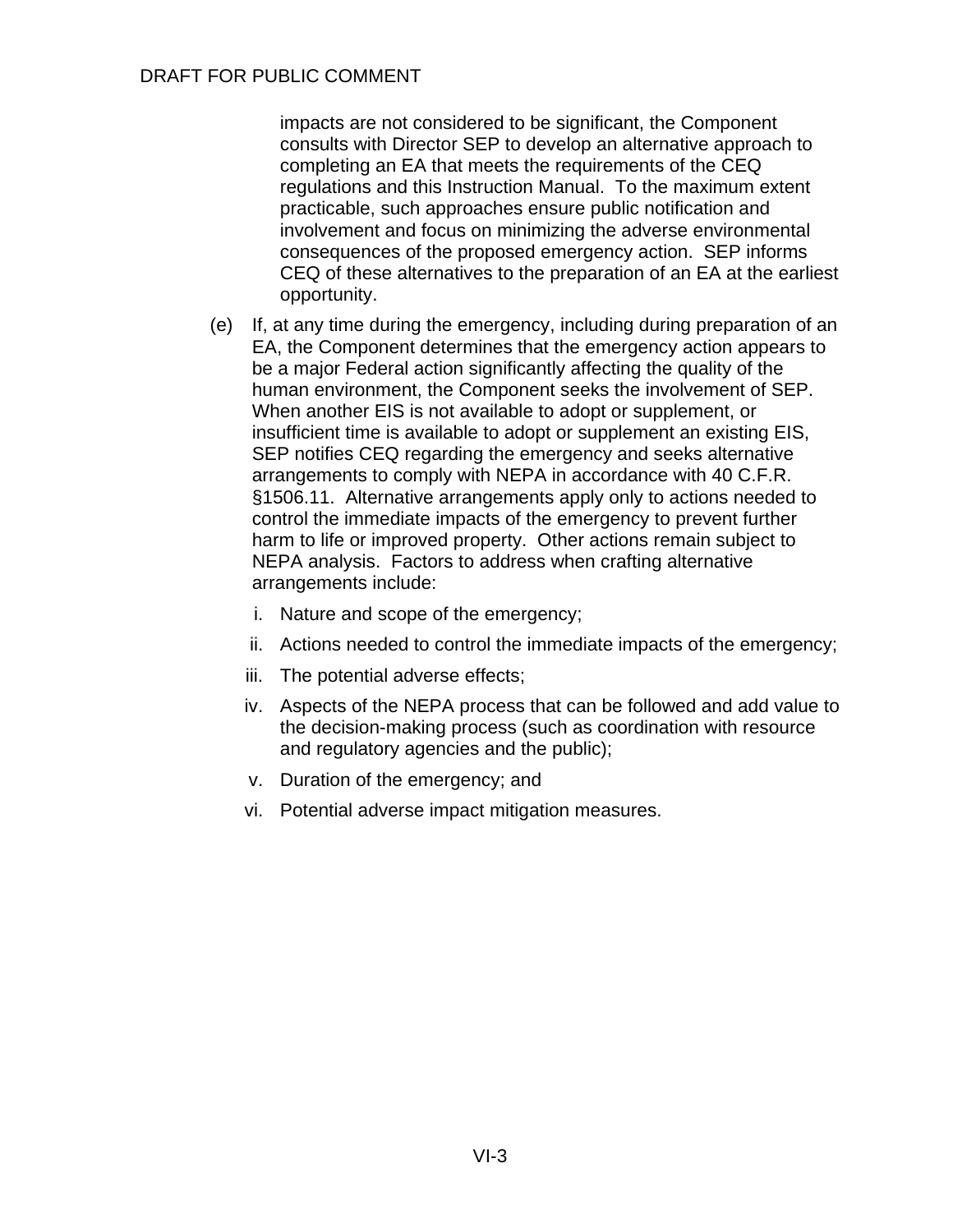impacts are not considered to be significant, the Component consults with Director SEP to develop an alternative approach to completing an EA that meets the requirements of the CEQ regulations and this Instruction Manual. To the maximum extent practicable, such approaches ensure public notification and involvement and focus on minimizing the adverse environmental consequences of the proposed emergency action. SEP informs CEQ of these alternatives to the preparation of an EA at the earliest opportunity.

(e) If, at any time during the emergency, including during preparation of an EA, the Component determines that the emergency action appears to be a major Federal action significantly affecting the quality of the human environment, the Component seeks the involvement of SEP. When another EIS is not available to adopt or supplement, or insufficient time is available to adopt or supplement an existing EIS, SEP notifies CEQ regarding the emergency and seeks alternative arrangements to comply with NEPA in accordance with 40 C.F.R. §1506.11. Alternative arrangements apply only to actions needed to control the immediate impacts of the emergency to prevent further harm to life or improved property. Other actions remain subject to NEPA analysis. Factors to address when crafting alternative arrangements include:

   i. Nature and scope of the emergency;

   ii. Actions needed to control the immediate impacts of the emergency;

   iii. The potential adverse effects;

   iv. Aspects of the NEPA process that can be followed and add value to the decision-making process (such as coordination with resource and regulatory agencies and the public);

   v. Duration of the emergency; and

   vi. Potential adverse impact mitigation measures.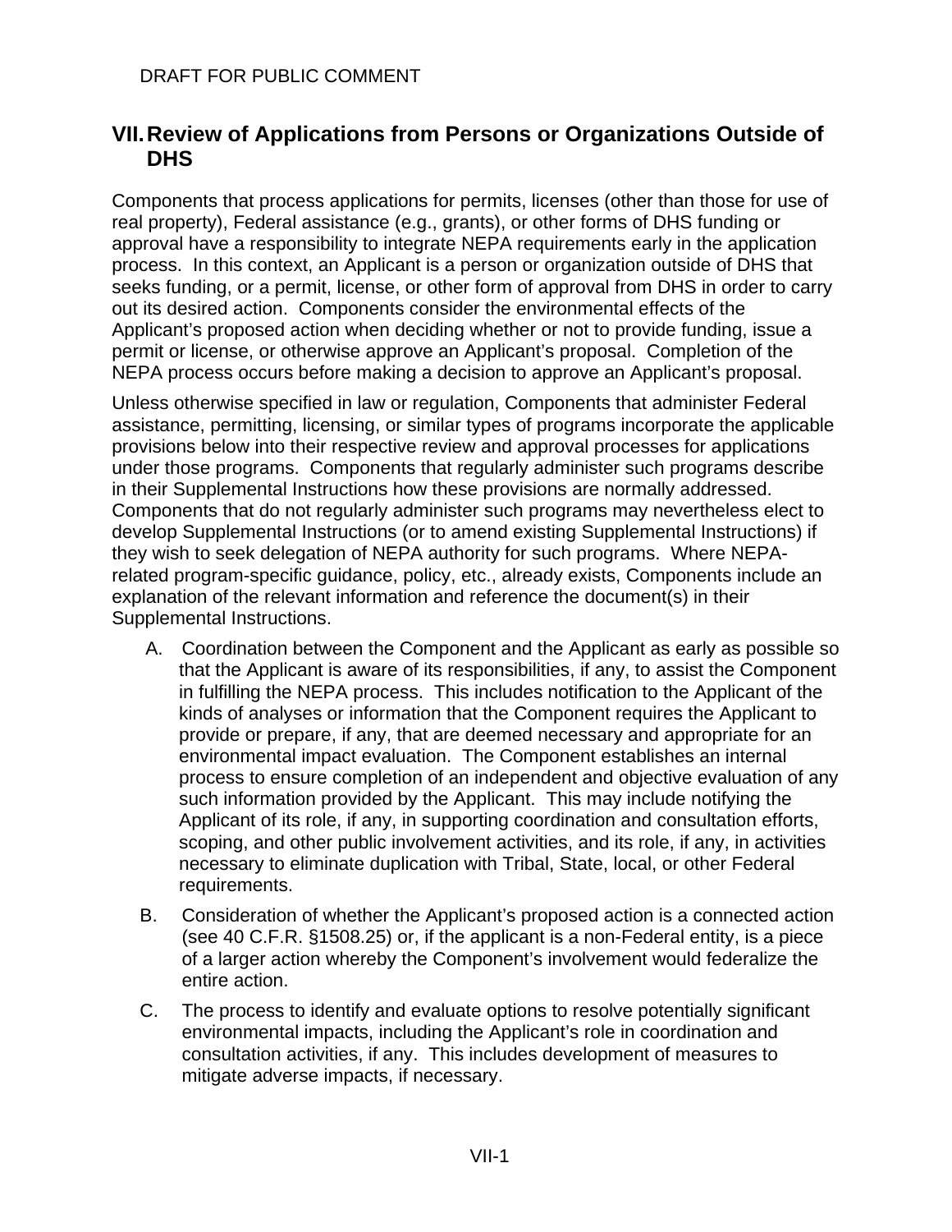# VII. Review of Applications from Persons or Organizations Outside of DHS

Components that process applications for permits, licenses (other than those for use of real property), Federal assistance (e.g., grants), or other forms of DHS funding or approval have a responsibility to integrate NEPA requirements early in the application process. In this context, an Applicant is a person or organization outside of DHS that seeks funding, or a permit, license, or other form of approval from DHS in order to carry out its desired action. Components consider the environmental effects of the Applicant's proposed action when deciding whether or not to provide funding, issue a permit or license, or otherwise approve an Applicant's proposal. Completion of the NEPA process occurs before making a decision to approve an Applicant's proposal.

Unless otherwise specified in law or regulation, Components that administer Federal assistance, permitting, licensing, or similar types of programs incorporate the applicable provisions below into their respective review and approval processes for applications under those programs. Components that regularly administer such programs describe in their Supplemental Instructions how these provisions are normally addressed. Components that do not regularly administer such programs may nevertheless elect to develop Supplemental Instructions (or to amend existing Supplemental Instructions) if they wish to seek delegation of NEPA authority for such programs. Where NEPA-related program-specific guidance, policy, etc., already exists, Components include an explanation of the relevant information and reference the document(s) in their Supplemental Instructions.

A. Coordination between the Component and the Applicant as early as possible so that the Applicant is aware of its responsibilities, if any, to assist the Component in fulfilling the NEPA process. This includes notification to the Applicant of the kinds of analyses or information that the Component requires the Applicant to provide or prepare, if any, that are deemed necessary and appropriate for an environmental impact evaluation. The Component establishes an internal process to ensure completion of an independent and objective evaluation of any such information provided by the Applicant. This may include notifying the Applicant of its role, if any, in supporting coordination and consultation efforts, scoping, and other public involvement activities, and its role, if any, in activities necessary to eliminate duplication with Tribal, State, local, or other Federal requirements.

B. Consideration of whether the Applicant's proposed action is a connected action (see 40 C.F.R. §1508.25) or, if the applicant is a non-Federal entity, is a piece of a larger action whereby the Component's involvement would federalize the entire action.

C. The process to identify and evaluate options to resolve potentially significant environmental impacts, including the Applicant's role in coordination and consultation activities, if any. This includes development of measures to mitigate adverse impacts, if necessary.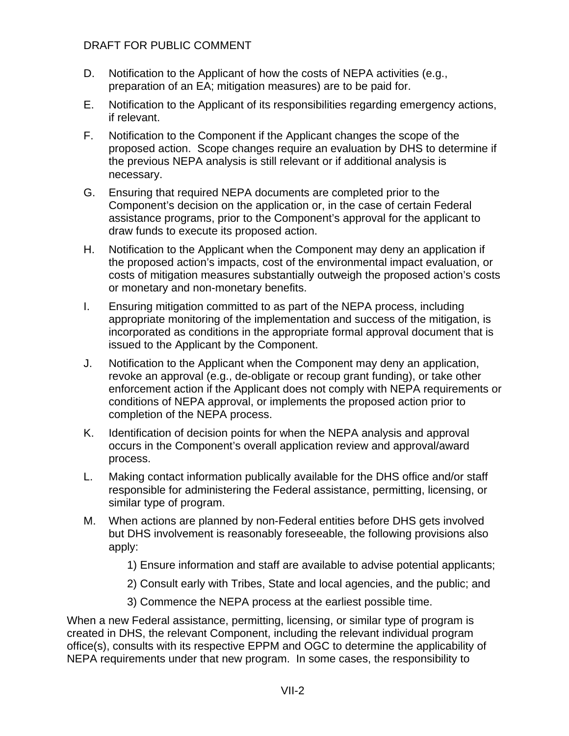D. Notification to the Applicant of how the costs of NEPA activities (e.g., preparation of an EA; mitigation measures) are to be paid for.

E. Notification to the Applicant of its responsibilities regarding emergency actions, if relevant.

F. Notification to the Component if the Applicant changes the scope of the proposed action. Scope changes require an evaluation by DHS to determine if the previous NEPA analysis is still relevant or if additional analysis is necessary.

G. Ensuring that required NEPA documents are completed prior to the Component's decision on the application or, in the case of certain Federal assistance programs, prior to the Component's approval for the applicant to draw funds to execute its proposed action.

H. Notification to the Applicant when the Component may deny an application if the proposed action's impacts, cost of the environmental impact evaluation, or costs of mitigation measures substantially outweigh the proposed action's costs or monetary and non-monetary benefits.

I. Ensuring mitigation committed to as part of the NEPA process, including appropriate monitoring of the implementation and success of the mitigation, is incorporated as conditions in the appropriate formal approval document that is issued to the Applicant by the Component.

J. Notification to the Applicant when the Component may deny an application, revoke an approval (e.g., de-obligate or recoup grant funding), or take other enforcement action if the Applicant does not comply with NEPA requirements or conditions of NEPA approval, or implements the proposed action prior to completion of the NEPA process.

K. Identification of decision points for when the NEPA analysis and approval occurs in the Component's overall application review and approval/award process.

L. Making contact information publically available for the DHS office and/or staff responsible for administering the Federal assistance, permitting, licensing, or similar type of program.

M. When actions are planned by non-Federal entities before DHS gets involved but DHS involvement is reasonably foreseeable, the following provisions also apply:

   1) Ensure information and staff are available to advise potential applicants;

   2) Consult early with Tribes, State and local agencies, and the public; and

   3) Commence the NEPA process at the earliest possible time.

When a new Federal assistance, permitting, licensing, or similar type of program is created in DHS, the relevant Component, including the relevant individual program office(s), consults with its respective EPPM and OGC to determine the applicability of NEPA requirements under that new program. In some cases, the responsibility to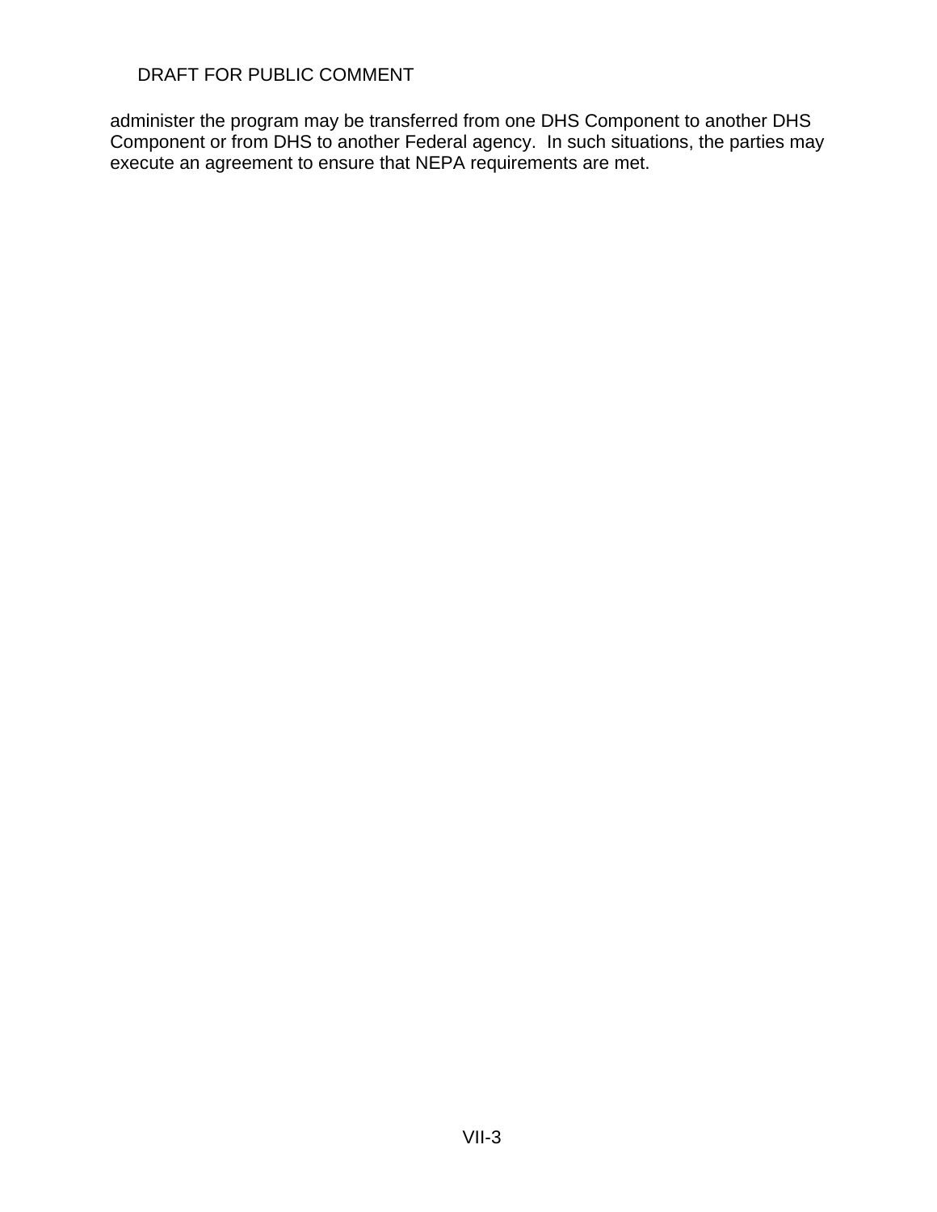administer the program may be transferred from one DHS Component to another DHS Component or from DHS to another Federal agency. In such situations, the parties may execute an agreement to ensure that NEPA requirements are met.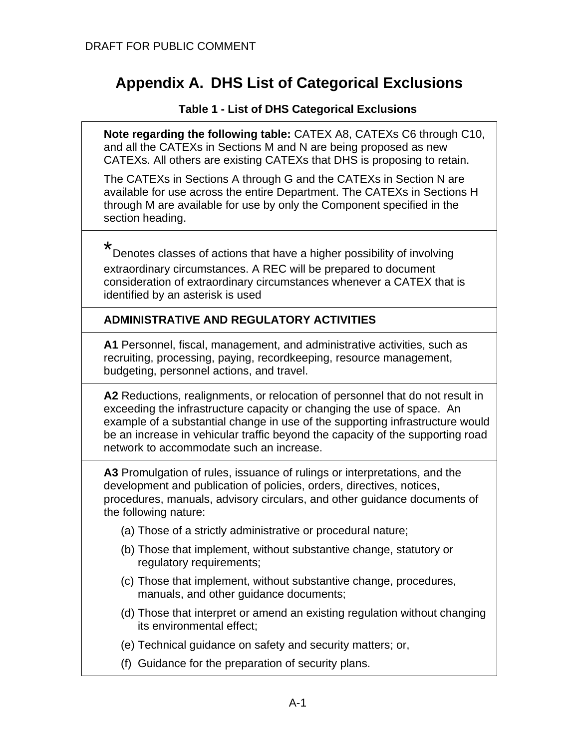DRAFT FOR PUBLIC COMMENT

# Appendix A. DHS List of Categorical Exclusions

### Table 1 - List of DHS Categorical Exclusions

**Note regarding the following table:** CATEX A8, CATEXs C6 through C10, and all the CATEXs in Sections M and N are being proposed as new CATEXs. All others are existing CATEXs that DHS is proposing to retain.

The CATEXs in Sections A through G and the CATEXs in Section N are available for use across the entire Department. The CATEXs in Sections H through M are available for use by only the Component specified in the section heading.

*Denotes classes of actions that have a higher possibility of involving extraordinary circumstances. A REC will be prepared to document consideration of extraordinary circumstances whenever a CATEX that is identified by an asterisk is used

**ADMINISTRATIVE AND REGULATORY ACTIVITIES**

**A1** Personnel, fiscal, management, and administrative activities, such as recruiting, processing, paying, recordkeeping, resource management, budgeting, personnel actions, and travel.

**A2** Reductions, realignments, or relocation of personnel that do not result in exceeding the infrastructure capacity or changing the use of space. An example of a substantial change in use of the supporting infrastructure would be an increase in vehicular traffic beyond the capacity of the supporting road network to accommodate such an increase.

**A3** Promulgation of rules, issuance of rulings or interpretations, and the development and publication of policies, orders, directives, notices, procedures, manuals, advisory circulars, and other guidance documents of the following nature:

(a) Those of a strictly administrative or procedural nature;

(b) Those that implement, without substantive change, statutory or regulatory requirements;

(c) Those that implement, without substantive change, procedures, manuals, and other guidance documents;

(d) Those that interpret or amend an existing regulation without changing its environmental effect;

(e) Technical guidance on safety and security matters; or,

(f) Guidance for the preparation of security plans.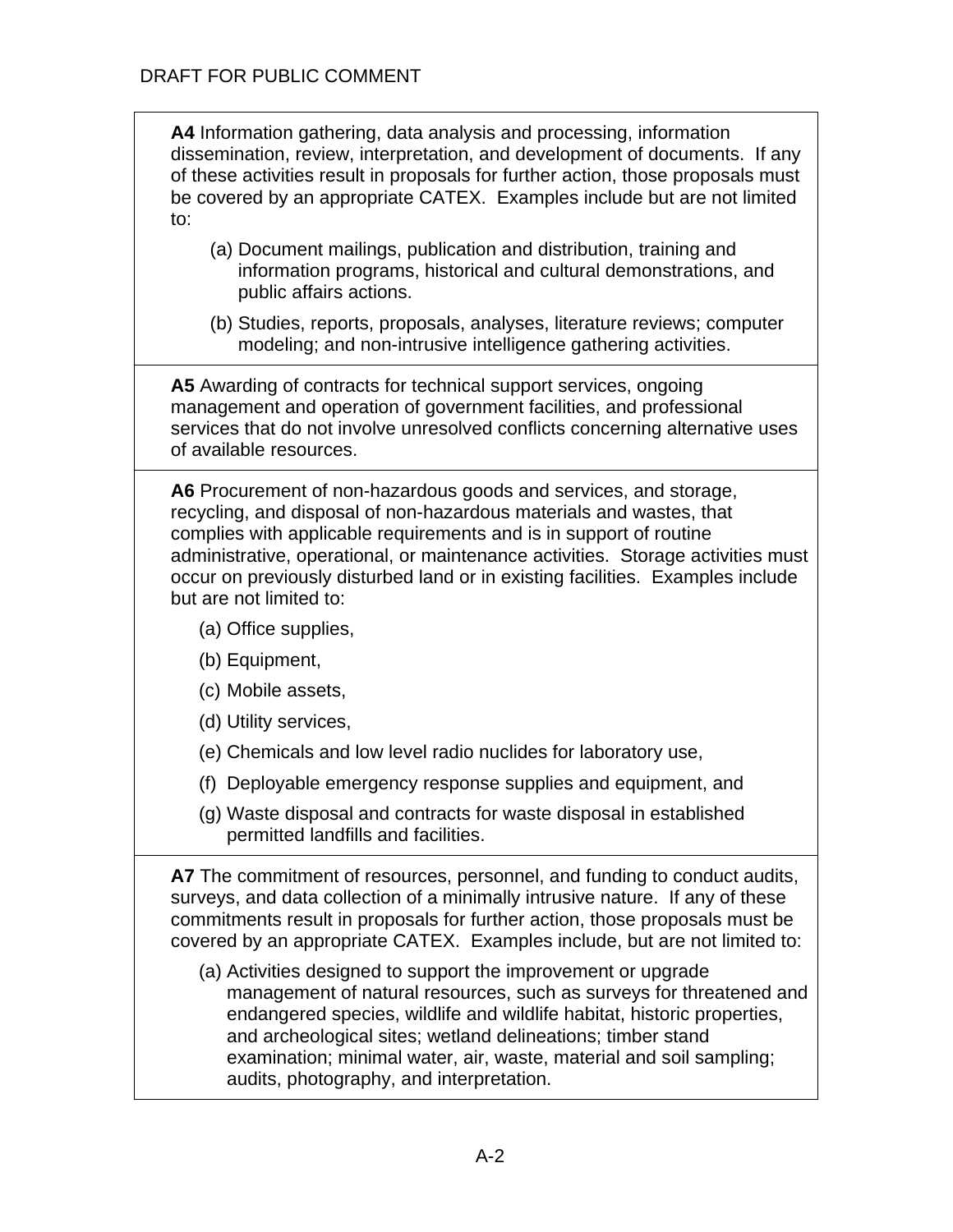**A4** Information gathering, data analysis and processing, information dissemination, review, interpretation, and development of documents. If any of these activities result in proposals for further action, those proposals must be covered by an appropriate CATEX. Examples include but are not limited to:

(a) Document mailings, publication and distribution, training and information programs, historical and cultural demonstrations, and public affairs actions.

(b) Studies, reports, proposals, analyses, literature reviews; computer modeling; and non-intrusive intelligence gathering activities.

**A5** Awarding of contracts for technical support services, ongoing management and operation of government facilities, and professional services that do not involve unresolved conflicts concerning alternative uses of available resources.

**A6** Procurement of non-hazardous goods and services, and storage, recycling, and disposal of non-hazardous materials and wastes, that complies with applicable requirements and is in support of routine administrative, operational, or maintenance activities. Storage activities must occur on previously disturbed land or in existing facilities. Examples include but are not limited to:

(a) Office supplies,

(b) Equipment,

(c) Mobile assets,

(d) Utility services,

(e) Chemicals and low level radio nuclides for laboratory use,

(f) Deployable emergency response supplies and equipment, and

(g) Waste disposal and contracts for waste disposal in established permitted landfills and facilities.

**A7** The commitment of resources, personnel, and funding to conduct audits, surveys, and data collection of a minimally intrusive nature. If any of these commitments result in proposals for further action, those proposals must be covered by an appropriate CATEX. Examples include, but are not limited to:

(a) Activities designed to support the improvement or upgrade management of natural resources, such as surveys for threatened and endangered species, wildlife and wildlife habitat, historic properties, and archeological sites; wetland delineations; timber stand examination; minimal water, air, waste, material and soil sampling; audits, photography, and interpretation.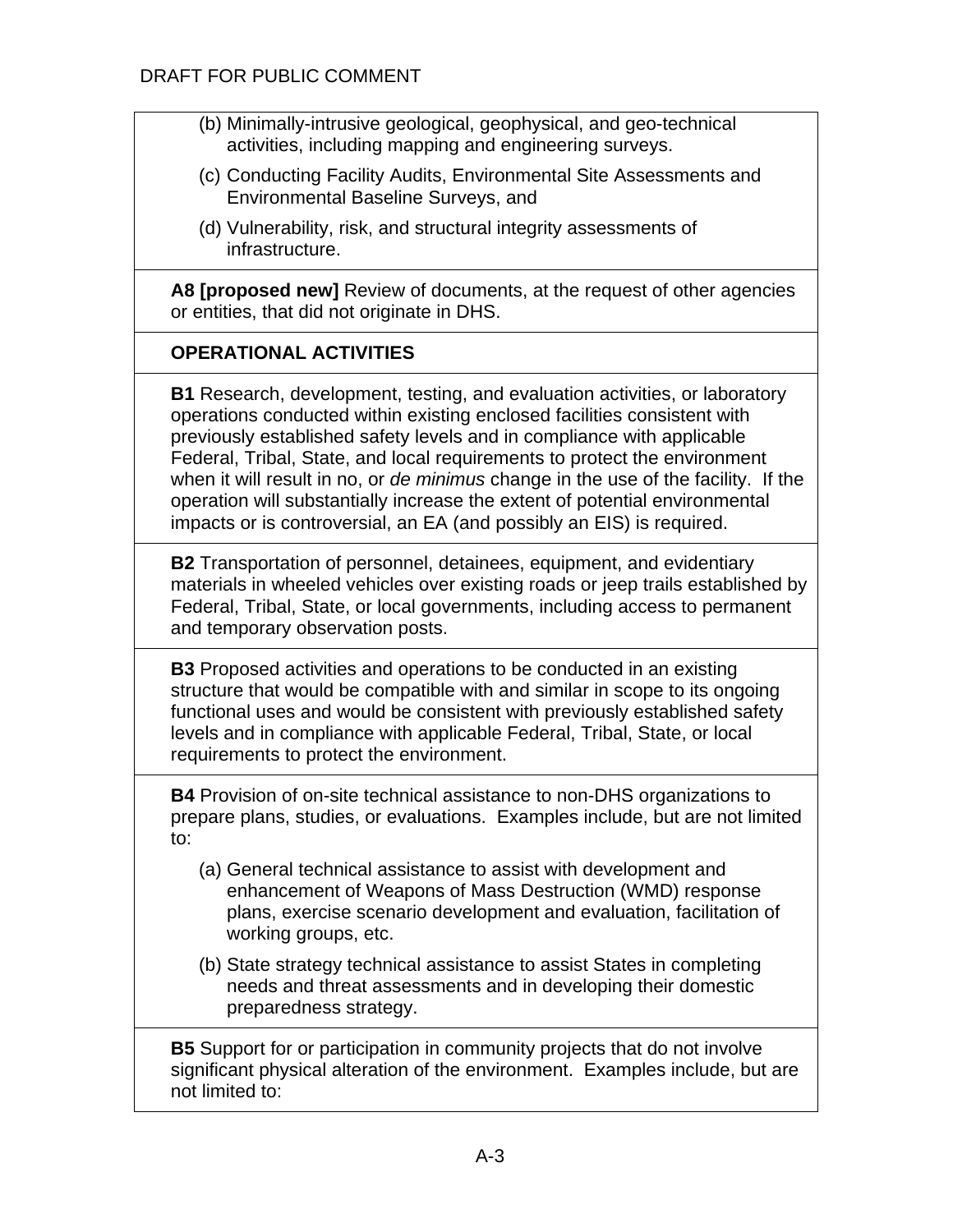(b) Minimally-intrusive geological, geophysical, and geo-technical activities, including mapping and engineering surveys.

(c) Conducting Facility Audits, Environmental Site Assessments and Environmental Baseline Surveys, and

(d) Vulnerability, risk, and structural integrity assessments of infrastructure.

**A8 [proposed new]** Review of documents, at the request of other agencies or entities, that did not originate in DHS.

**OPERATIONAL ACTIVITIES**

**B1** Research, development, testing, and evaluation activities, or laboratory operations conducted within existing enclosed facilities consistent with previously established safety levels and in compliance with applicable Federal, Tribal, State, and local requirements to protect the environment when it will result in no, or *de minimus* change in the use of the facility. If the operation will substantially increase the extent of potential environmental impacts or is controversial, an EA (and possibly an EIS) is required.

**B2** Transportation of personnel, detainees, equipment, and evidentiary materials in wheeled vehicles over existing roads or jeep trails established by Federal, Tribal, State, or local governments, including access to permanent and temporary observation posts.

**B3** Proposed activities and operations to be conducted in an existing structure that would be compatible with and similar in scope to its ongoing functional uses and would be consistent with previously established safety levels and in compliance with applicable Federal, Tribal, State, or local requirements to protect the environment.

**B4** Provision of on-site technical assistance to non-DHS organizations to prepare plans, studies, or evaluations. Examples include, but are not limited to:

(a) General technical assistance to assist with development and enhancement of Weapons of Mass Destruction (WMD) response plans, exercise scenario development and evaluation, facilitation of working groups, etc.

(b) State strategy technical assistance to assist States in completing needs and threat assessments and in developing their domestic preparedness strategy.

**B5** Support for or participation in community projects that do not involve significant physical alteration of the environment. Examples include, but are not limited to: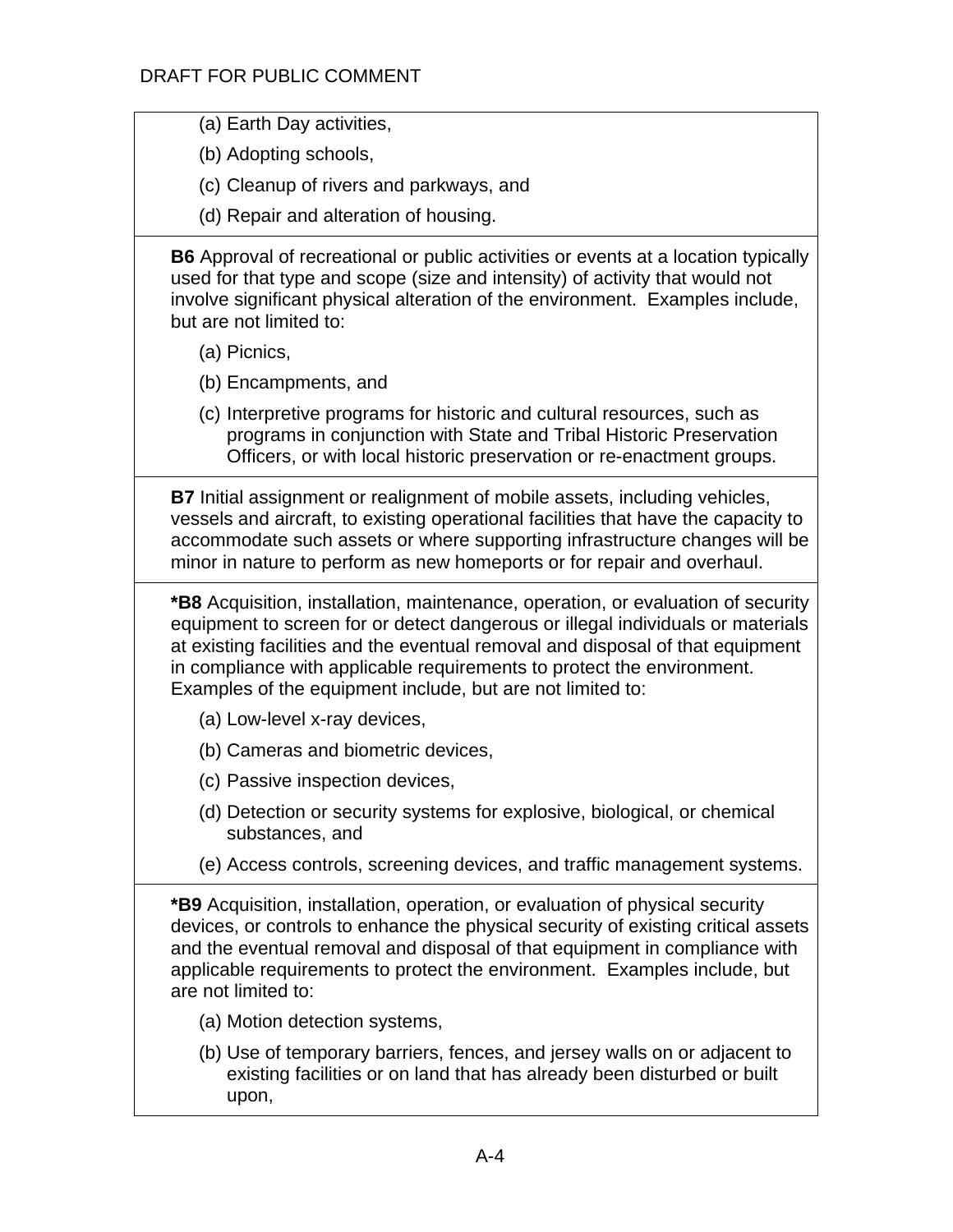(a) Earth Day activities,

(b) Adopting schools,

(c) Cleanup of rivers and parkways, and

(d) Repair and alteration of housing.

**B6** Approval of recreational or public activities or events at a location typically used for that type and scope (size and intensity) of activity that would not involve significant physical alteration of the environment. Examples include, but are not limited to:

(a) Picnics,

(b) Encampments, and

(c) Interpretive programs for historic and cultural resources, such as programs in conjunction with State and Tribal Historic Preservation Officers, or with local historic preservation or re-enactment groups.

**B7** Initial assignment or realignment of mobile assets, including vehicles, vessels and aircraft, to existing operational facilities that have the capacity to accommodate such assets or where supporting infrastructure changes will be minor in nature to perform as new homeports or for repair and overhaul.

***B8** Acquisition, installation, maintenance, operation, or evaluation of security equipment to screen for or detect dangerous or illegal individuals or materials at existing facilities and the eventual removal and disposal of that equipment in compliance with applicable requirements to protect the environment. Examples of the equipment include, but are not limited to:

(a) Low-level x-ray devices,

(b) Cameras and biometric devices,

(c) Passive inspection devices,

(d) Detection or security systems for explosive, biological, or chemical substances, and

(e) Access controls, screening devices, and traffic management systems.

***B9** Acquisition, installation, operation, or evaluation of physical security devices, or controls to enhance the physical security of existing critical assets and the eventual removal and disposal of that equipment in compliance with applicable requirements to protect the environment. Examples include, but are not limited to:

(a) Motion detection systems,

(b) Use of temporary barriers, fences, and jersey walls on or adjacent to existing facilities or on land that has already been disturbed or built upon,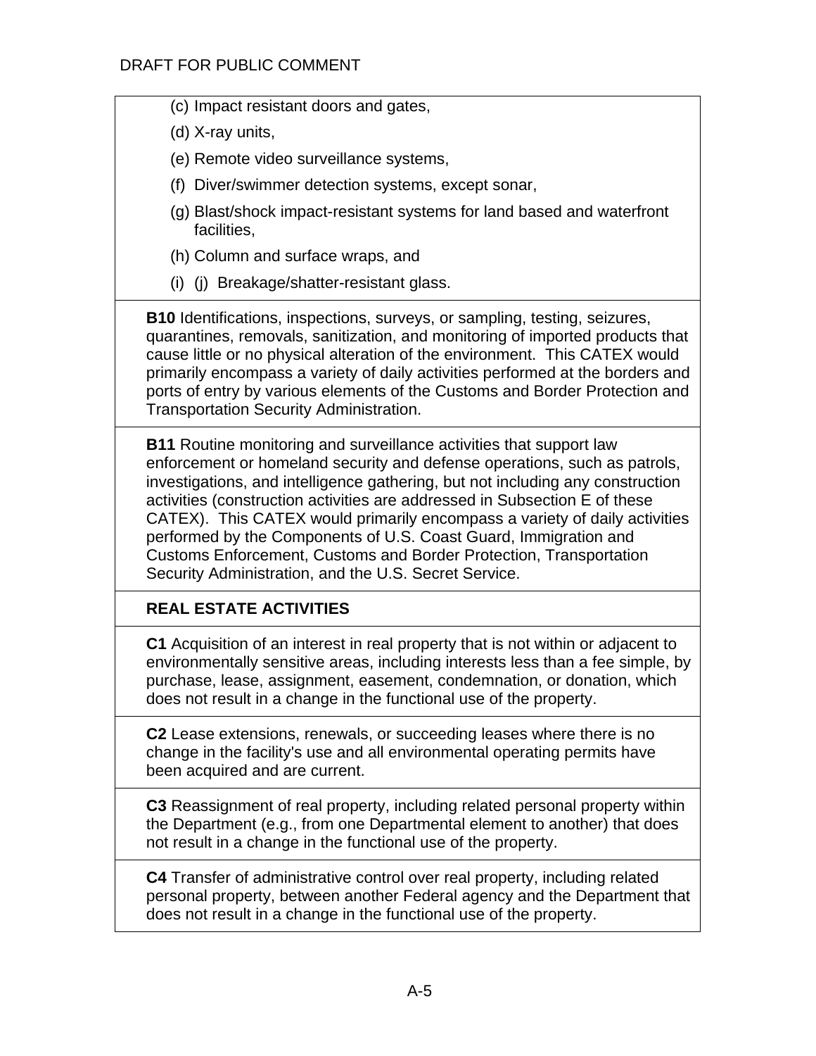(c) Impact resistant doors and gates,

(d) X-ray units,

(e) Remote video surveillance systems,

(f) Diver/swimmer detection systems, except sonar,

(g) Blast/shock impact-resistant systems for land based and waterfront facilities,

(h) Column and surface wraps, and

(i) (j) Breakage/shatter-resistant glass.

**B10** Identifications, inspections, surveys, or sampling, testing, seizures, quarantines, removals, sanitization, and monitoring of imported products that cause little or no physical alteration of the environment. This CATEX would primarily encompass a variety of daily activities performed at the borders and ports of entry by various elements of the Customs and Border Protection and Transportation Security Administration.

**B11** Routine monitoring and surveillance activities that support law enforcement or homeland security and defense operations, such as patrols, investigations, and intelligence gathering, but not including any construction activities (construction activities are addressed in Subsection E of these CATEX). This CATEX would primarily encompass a variety of daily activities performed by the Components of U.S. Coast Guard, Immigration and Customs Enforcement, Customs and Border Protection, Transportation Security Administration, and the U.S. Secret Service.

**REAL ESTATE ACTIVITIES**

**C1** Acquisition of an interest in real property that is not within or adjacent to environmentally sensitive areas, including interests less than a fee simple, by purchase, lease, assignment, easement, condemnation, or donation, which does not result in a change in the functional use of the property.

**C2** Lease extensions, renewals, or succeeding leases where there is no change in the facility's use and all environmental operating permits have been acquired and are current.

**C3** Reassignment of real property, including related personal property within the Department (e.g., from one Departmental element to another) that does not result in a change in the functional use of the property.

**C4** Transfer of administrative control over real property, including related personal property, between another Federal agency and the Department that does not result in a change in the functional use of the property.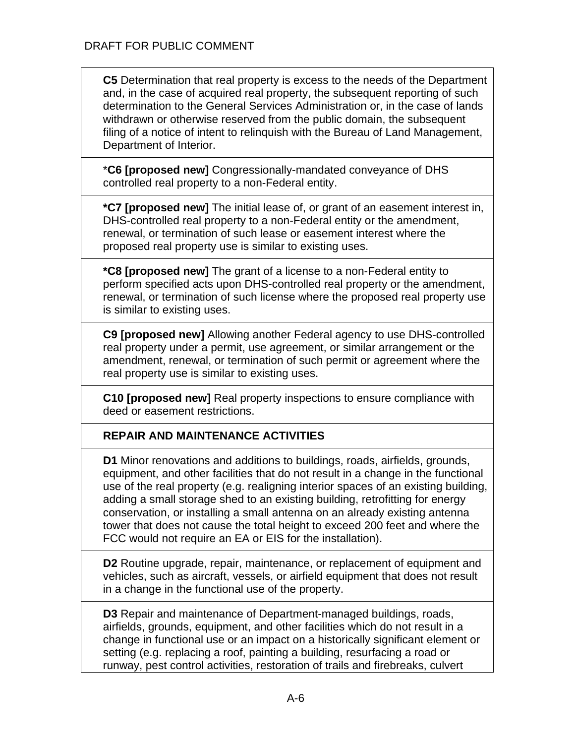| |
|---|
| **C5** Determination that real property is excess to the needs of the Department and, in the case of acquired real property, the subsequent reporting of such determination to the General Services Administration or, in the case of lands withdrawn or otherwise reserved from the public domain, the subsequent filing of a notice of intent to relinquish with the Bureau of Land Management, Department of Interior. |
| ***C6 [proposed new]** Congressionally-mandated conveyance of DHS controlled real property to a non-Federal entity. |
| ***C7 [proposed new]** The initial lease of, or grant of an easement interest in, DHS-controlled real property to a non-Federal entity or the amendment, renewal, or termination of such lease or easement interest where the proposed real property use is similar to existing uses. |
| ***C8 [proposed new]** The grant of a license to a non-Federal entity to perform specified acts upon DHS-controlled real property or the amendment, renewal, or termination of such license where the proposed real property use is similar to existing uses. |
| **C9 [proposed new]** Allowing another Federal agency to use DHS-controlled real property under a permit, use agreement, or similar arrangement or the amendment, renewal, or termination of such permit or agreement where the real property use is similar to existing uses. |
| **C10 [proposed new]** Real property inspections to ensure compliance with deed or easement restrictions. |
| **REPAIR AND MAINTENANCE ACTIVITIES** |
| **D1** Minor renovations and additions to buildings, roads, airfields, grounds, equipment, and other facilities that do not result in a change in the functional use of the real property (e.g. realigning interior spaces of an existing building, adding a small storage shed to an existing building, retrofitting for energy conservation, or installing a small antenna on an already existing antenna tower that does not cause the total height to exceed 200 feet and where the FCC would not require an EA or EIS for the installation). |
| **D2** Routine upgrade, repair, maintenance, or replacement of equipment and vehicles, such as aircraft, vessels, or airfield equipment that does not result in a change in the functional use of the property. |
| **D3** Repair and maintenance of Department-managed buildings, roads, airfields, grounds, equipment, and other facilities which do not result in a change in functional use or an impact on a historically significant element or setting (e.g. replacing a roof, painting a building, resurfacing a road or runway, pest control activities, restoration of trails and firebreaks, culvert |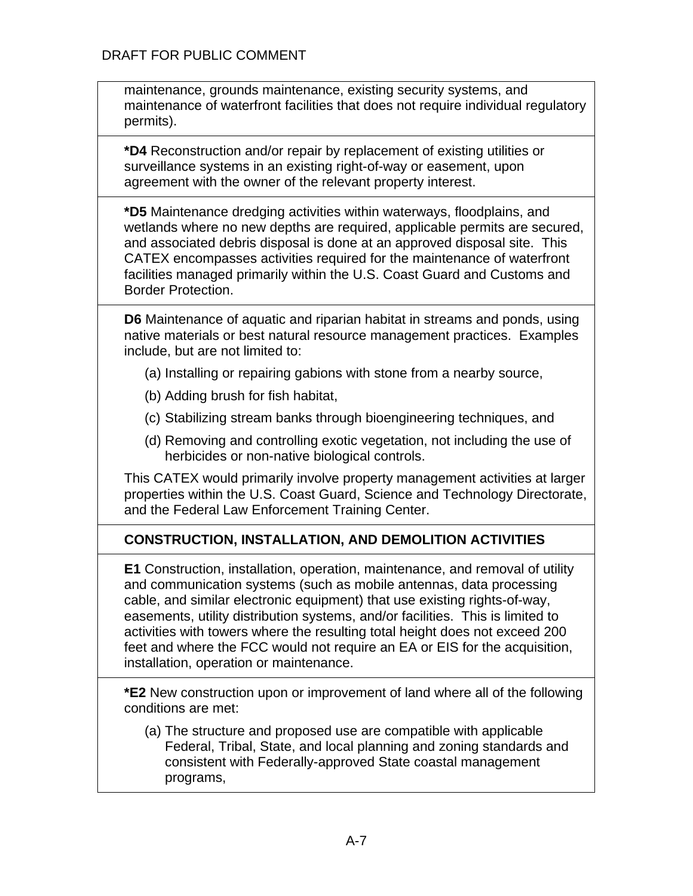maintenance, grounds maintenance, existing security systems, and maintenance of waterfront facilities that does not require individual regulatory permits).

**\*D4** Reconstruction and/or repair by replacement of existing utilities or surveillance systems in an existing right-of-way or easement, upon agreement with the owner of the relevant property interest.

**\*D5** Maintenance dredging activities within waterways, floodplains, and wetlands where no new depths are required, applicable permits are secured, and associated debris disposal is done at an approved disposal site. This CATEX encompasses activities required for the maintenance of waterfront facilities managed primarily within the U.S. Coast Guard and Customs and Border Protection.

**D6** Maintenance of aquatic and riparian habitat in streams and ponds, using native materials or best natural resource management practices. Examples include, but are not limited to:

(a) Installing or repairing gabions with stone from a nearby source,

(b) Adding brush for fish habitat,

(c) Stabilizing stream banks through bioengineering techniques, and

(d) Removing and controlling exotic vegetation, not including the use of herbicides or non-native biological controls.

This CATEX would primarily involve property management activities at larger properties within the U.S. Coast Guard, Science and Technology Directorate, and the Federal Law Enforcement Training Center.

**CONSTRUCTION, INSTALLATION, AND DEMOLITION ACTIVITIES**

**E1** Construction, installation, operation, maintenance, and removal of utility and communication systems (such as mobile antennas, data processing cable, and similar electronic equipment) that use existing rights-of-way, easements, utility distribution systems, and/or facilities. This is limited to activities with towers where the resulting total height does not exceed 200 feet and where the FCC would not require an EA or EIS for the acquisition, installation, operation or maintenance.

**\*E2** New construction upon or improvement of land where all of the following conditions are met:

(a) The structure and proposed use are compatible with applicable Federal, Tribal, State, and local planning and zoning standards and consistent with Federally-approved State coastal management programs,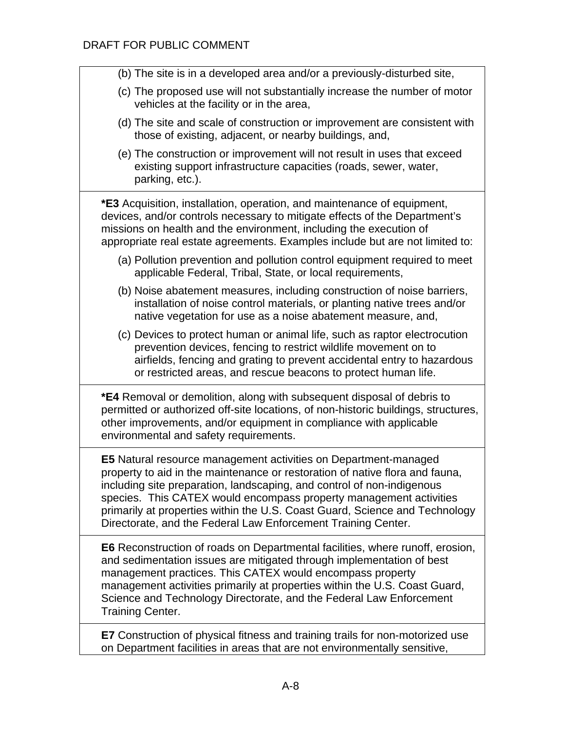(b) The site is in a developed area and/or a previously-disturbed site,

(c) The proposed use will not substantially increase the number of motor vehicles at the facility or in the area,

(d) The site and scale of construction or improvement are consistent with those of existing, adjacent, or nearby buildings, and,

(e) The construction or improvement will not result in uses that exceed existing support infrastructure capacities (roads, sewer, water, parking, etc.).

**\*E3** Acquisition, installation, operation, and maintenance of equipment, devices, and/or controls necessary to mitigate effects of the Department's missions on health and the environment, including the execution of appropriate real estate agreements. Examples include but are not limited to:

(a) Pollution prevention and pollution control equipment required to meet applicable Federal, Tribal, State, or local requirements,

(b) Noise abatement measures, including construction of noise barriers, installation of noise control materials, or planting native trees and/or native vegetation for use as a noise abatement measure, and,

(c) Devices to protect human or animal life, such as raptor electrocution prevention devices, fencing to restrict wildlife movement on to airfields, fencing and grating to prevent accidental entry to hazardous or restricted areas, and rescue beacons to protect human life.

**\*E4** Removal or demolition, along with subsequent disposal of debris to permitted or authorized off-site locations, of non-historic buildings, structures, other improvements, and/or equipment in compliance with applicable environmental and safety requirements.

**E5** Natural resource management activities on Department-managed property to aid in the maintenance or restoration of native flora and fauna, including site preparation, landscaping, and control of non-indigenous species. This CATEX would encompass property management activities primarily at properties within the U.S. Coast Guard, Science and Technology Directorate, and the Federal Law Enforcement Training Center.

**E6** Reconstruction of roads on Departmental facilities, where runoff, erosion, and sedimentation issues are mitigated through implementation of best management practices. This CATEX would encompass property management activities primarily at properties within the U.S. Coast Guard, Science and Technology Directorate, and the Federal Law Enforcement Training Center.

**E7** Construction of physical fitness and training trails for non-motorized use on Department facilities in areas that are not environmentally sensitive,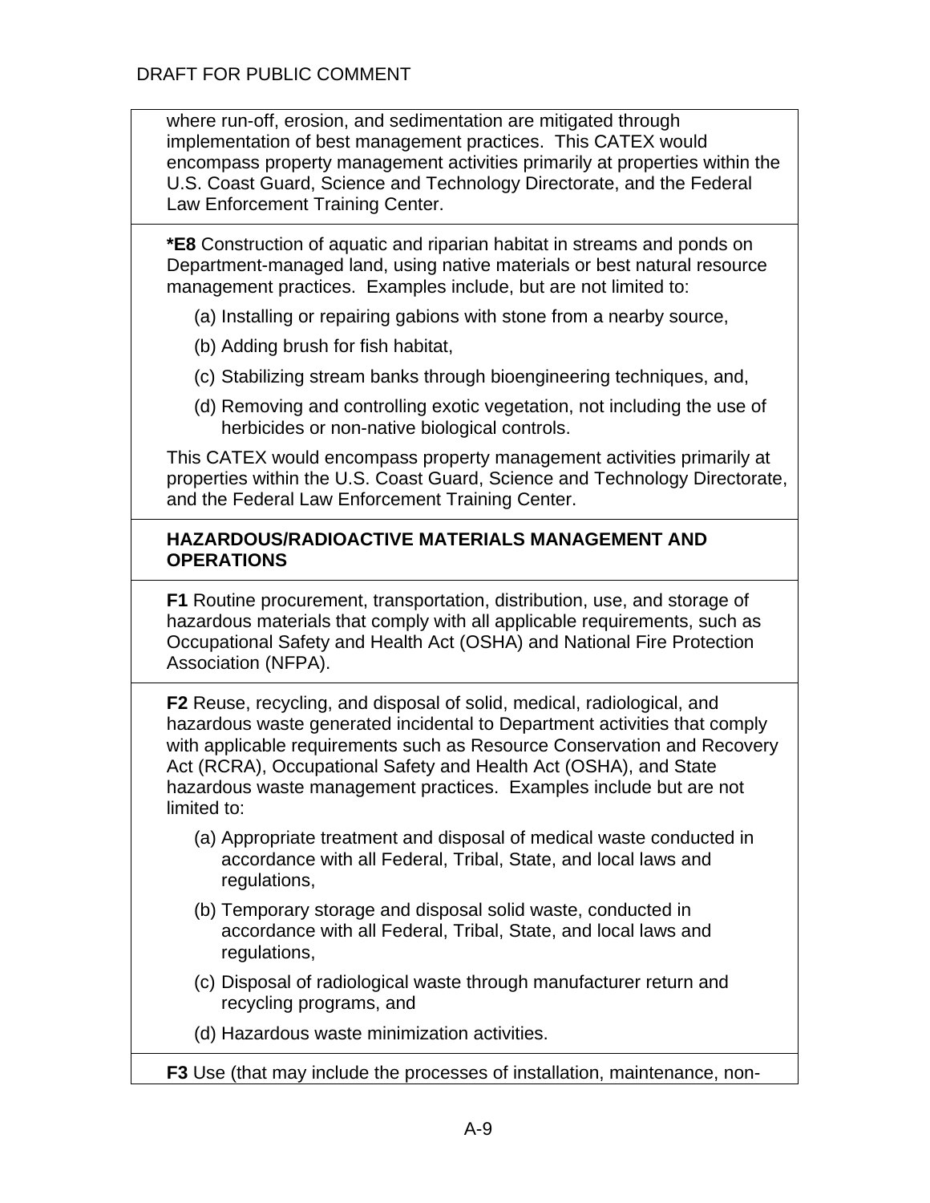where run-off, erosion, and sedimentation are mitigated through implementation of best management practices. This CATEX would encompass property management activities primarily at properties within the U.S. Coast Guard, Science and Technology Directorate, and the Federal Law Enforcement Training Center.

**\*E8** Construction of aquatic and riparian habitat in streams and ponds on Department-managed land, using native materials or best natural resource management practices. Examples include, but are not limited to:

(a) Installing or repairing gabions with stone from a nearby source,

(b) Adding brush for fish habitat,

(c) Stabilizing stream banks through bioengineering techniques, and,

(d) Removing and controlling exotic vegetation, not including the use of herbicides or non-native biological controls.

This CATEX would encompass property management activities primarily at properties within the U.S. Coast Guard, Science and Technology Directorate, and the Federal Law Enforcement Training Center.

**HAZARDOUS/RADIOACTIVE MATERIALS MANAGEMENT AND OPERATIONS**

**F1** Routine procurement, transportation, distribution, use, and storage of hazardous materials that comply with all applicable requirements, such as Occupational Safety and Health Act (OSHA) and National Fire Protection Association (NFPA).

**F2** Reuse, recycling, and disposal of solid, medical, radiological, and hazardous waste generated incidental to Department activities that comply with applicable requirements such as Resource Conservation and Recovery Act (RCRA), Occupational Safety and Health Act (OSHA), and State hazardous waste management practices. Examples include but are not limited to:

(a) Appropriate treatment and disposal of medical waste conducted in accordance with all Federal, Tribal, State, and local laws and regulations,

(b) Temporary storage and disposal solid waste, conducted in accordance with all Federal, Tribal, State, and local laws and regulations,

(c) Disposal of radiological waste through manufacturer return and recycling programs, and

(d) Hazardous waste minimization activities.

**F3** Use (that may include the processes of installation, maintenance, non-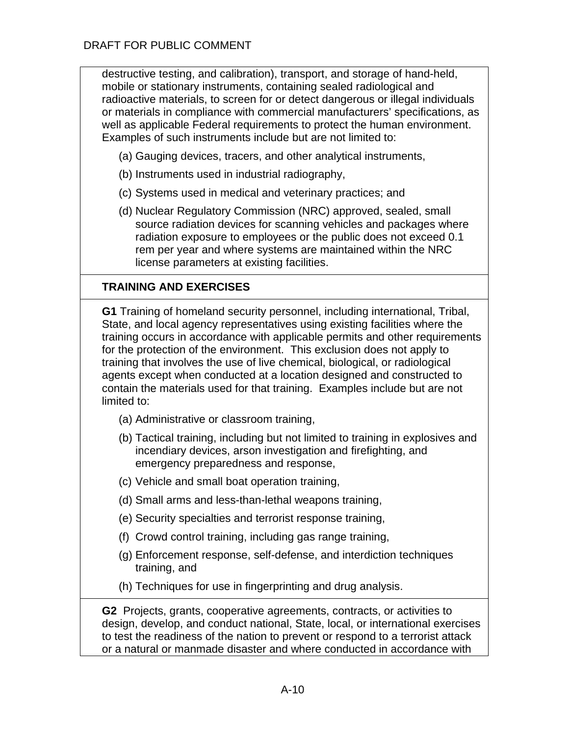destructive testing, and calibration), transport, and storage of hand-held, mobile or stationary instruments, containing sealed radiological and radioactive materials, to screen for or detect dangerous or illegal individuals or materials in compliance with commercial manufacturers' specifications, as well as applicable Federal requirements to protect the human environment. Examples of such instruments include but are not limited to:

(a) Gauging devices, tracers, and other analytical instruments,

(b) Instruments used in industrial radiography,

(c) Systems used in medical and veterinary practices; and

(d) Nuclear Regulatory Commission (NRC) approved, sealed, small source radiation devices for scanning vehicles and packages where radiation exposure to employees or the public does not exceed 0.1 rem per year and where systems are maintained within the NRC license parameters at existing facilities.

**TRAINING AND EXERCISES**

**G1** Training of homeland security personnel, including international, Tribal, State, and local agency representatives using existing facilities where the training occurs in accordance with applicable permits and other requirements for the protection of the environment. This exclusion does not apply to training that involves the use of live chemical, biological, or radiological agents except when conducted at a location designed and constructed to contain the materials used for that training. Examples include but are not limited to:

(a) Administrative or classroom training,

(b) Tactical training, including but not limited to training in explosives and incendiary devices, arson investigation and firefighting, and emergency preparedness and response,

(c) Vehicle and small boat operation training,

(d) Small arms and less-than-lethal weapons training,

(e) Security specialties and terrorist response training,

(f) Crowd control training, including gas range training,

(g) Enforcement response, self-defense, and interdiction techniques training, and

(h) Techniques for use in fingerprinting and drug analysis.

**G2** Projects, grants, cooperative agreements, contracts, or activities to design, develop, and conduct national, State, local, or international exercises to test the readiness of the nation to prevent or respond to a terrorist attack or a natural or manmade disaster and where conducted in accordance with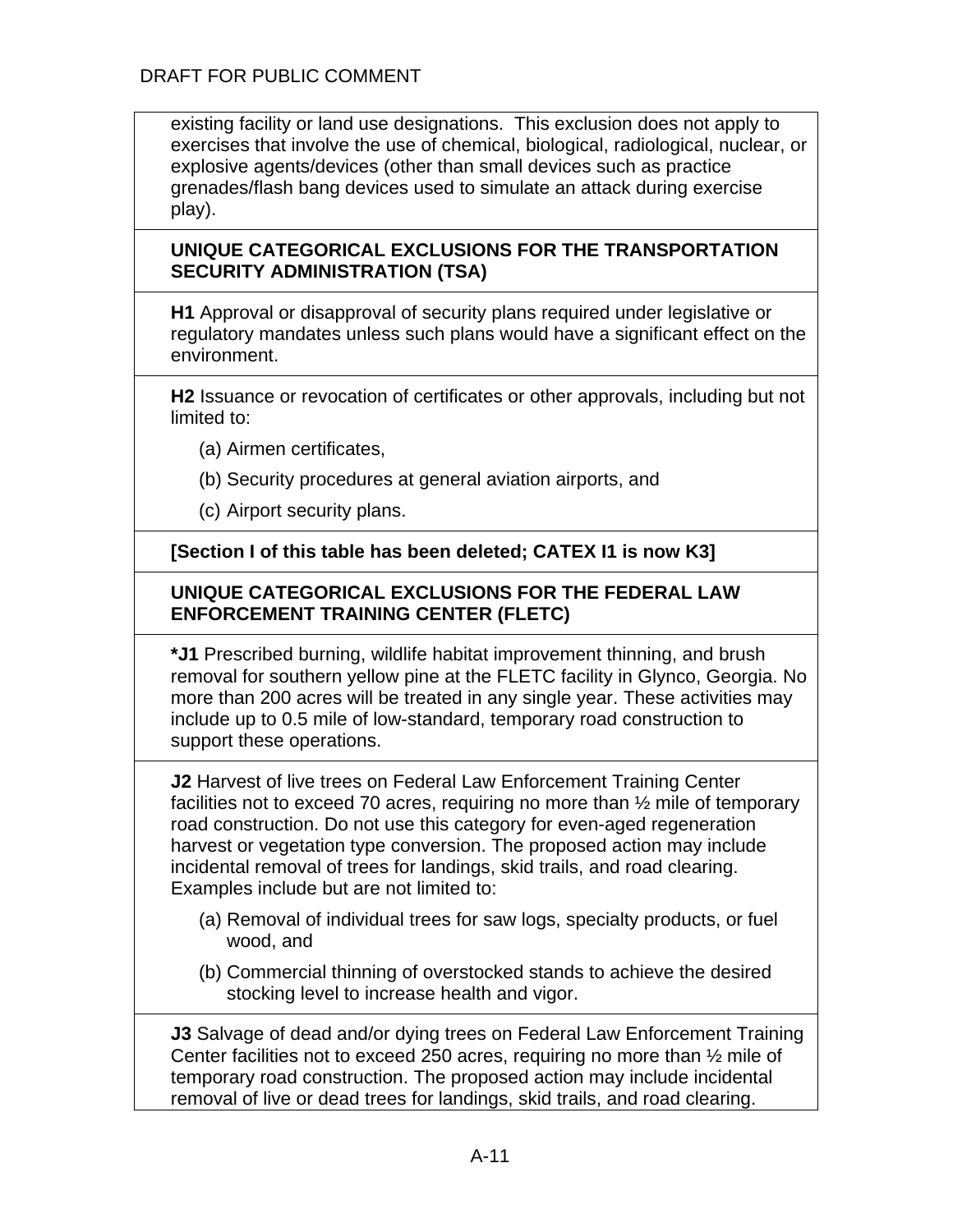existing facility or land use designations. This exclusion does not apply to exercises that involve the use of chemical, biological, radiological, nuclear, or explosive agents/devices (other than small devices such as practice grenades/flash bang devices used to simulate an attack during exercise play).

**UNIQUE CATEGORICAL EXCLUSIONS FOR THE TRANSPORTATION SECURITY ADMINISTRATION (TSA)**

**H1** Approval or disapproval of security plans required under legislative or regulatory mandates unless such plans would have a significant effect on the environment.

**H2** Issuance or revocation of certificates or other approvals, including but not limited to:

(a) Airmen certificates,

(b) Security procedures at general aviation airports, and

(c) Airport security plans.

**[Section I of this table has been deleted; CATEX I1 is now K3]**

**UNIQUE CATEGORICAL EXCLUSIONS FOR THE FEDERAL LAW ENFORCEMENT TRAINING CENTER (FLETC)**

***J1** Prescribed burning, wildlife habitat improvement thinning, and brush removal for southern yellow pine at the FLETC facility in Glynco, Georgia. No more than 200 acres will be treated in any single year. These activities may include up to 0.5 mile of low-standard, temporary road construction to support these operations.

**J2** Harvest of live trees on Federal Law Enforcement Training Center facilities not to exceed 70 acres, requiring no more than ½ mile of temporary road construction. Do not use this category for even-aged regeneration harvest or vegetation type conversion. The proposed action may include incidental removal of trees for landings, skid trails, and road clearing. Examples include but are not limited to:

(a) Removal of individual trees for saw logs, specialty products, or fuel wood, and

(b) Commercial thinning of overstocked stands to achieve the desired stocking level to increase health and vigor.

**J3** Salvage of dead and/or dying trees on Federal Law Enforcement Training Center facilities not to exceed 250 acres, requiring no more than ½ mile of temporary road construction. The proposed action may include incidental removal of live or dead trees for landings, skid trails, and road clearing.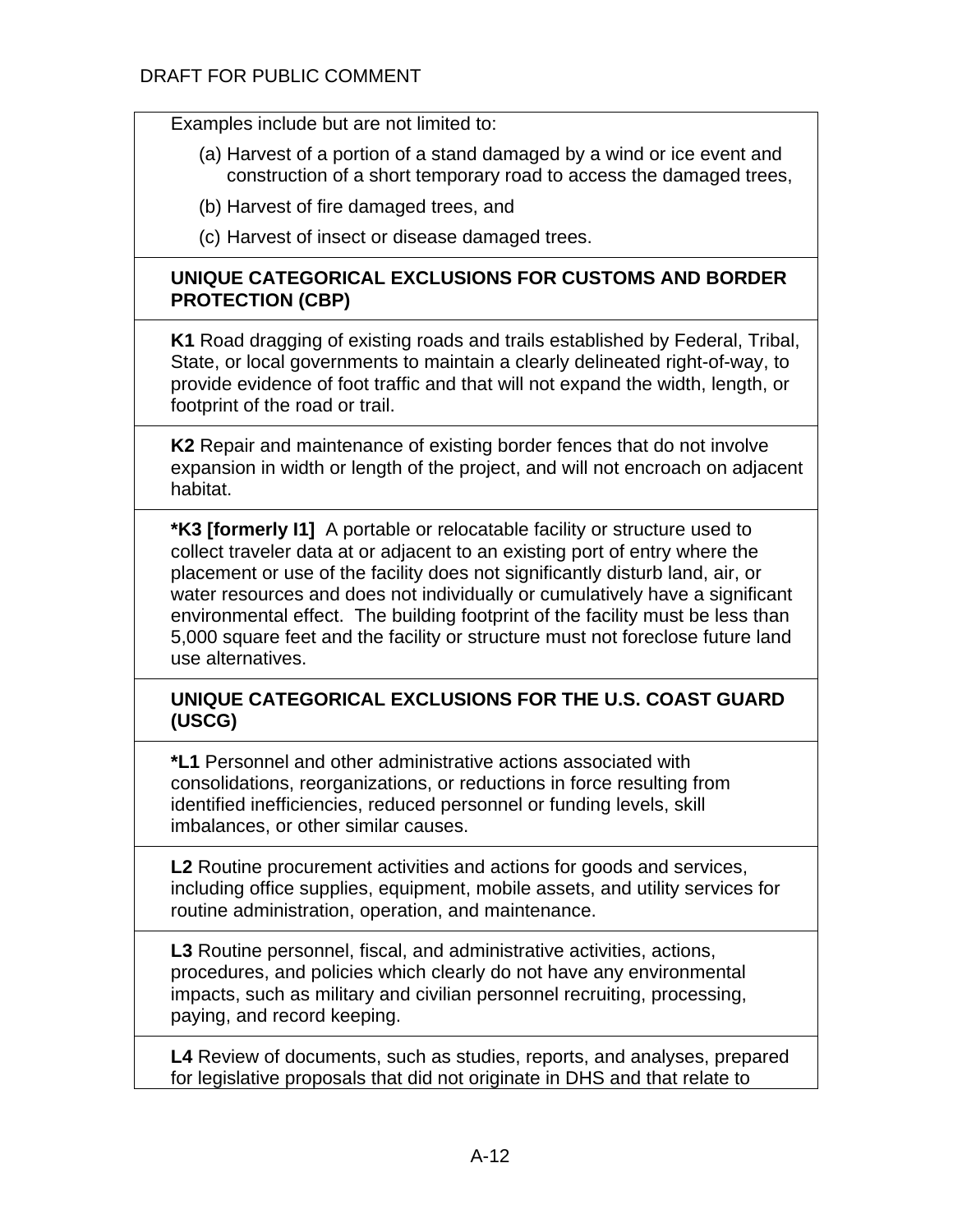DRAFT FOR PUBLIC COMMENT

Examples include but are not limited to:

(a) Harvest of a portion of a stand damaged by a wind or ice event and construction of a short temporary road to access the damaged trees,

(b) Harvest of fire damaged trees, and

(c) Harvest of insect or disease damaged trees.

**UNIQUE CATEGORICAL EXCLUSIONS FOR CUSTOMS AND BORDER PROTECTION (CBP)**

**K1** Road dragging of existing roads and trails established by Federal, Tribal, State, or local governments to maintain a clearly delineated right-of-way, to provide evidence of foot traffic and that will not expand the width, length, or footprint of the road or trail.

**K2** Repair and maintenance of existing border fences that do not involve expansion in width or length of the project, and will not encroach on adjacent habitat.

**\*K3 [formerly I1]** A portable or relocatable facility or structure used to collect traveler data at or adjacent to an existing port of entry where the placement or use of the facility does not significantly disturb land, air, or water resources and does not individually or cumulatively have a significant environmental effect. The building footprint of the facility must be less than 5,000 square feet and the facility or structure must not foreclose future land use alternatives.

**UNIQUE CATEGORICAL EXCLUSIONS FOR THE U.S. COAST GUARD (USCG)**

**\*L1** Personnel and other administrative actions associated with consolidations, reorganizations, or reductions in force resulting from identified inefficiencies, reduced personnel or funding levels, skill imbalances, or other similar causes.

**L2** Routine procurement activities and actions for goods and services, including office supplies, equipment, mobile assets, and utility services for routine administration, operation, and maintenance.

**L3** Routine personnel, fiscal, and administrative activities, actions, procedures, and policies which clearly do not have any environmental impacts, such as military and civilian personnel recruiting, processing, paying, and record keeping.

**L4** Review of documents, such as studies, reports, and analyses, prepared for legislative proposals that did not originate in DHS and that relate to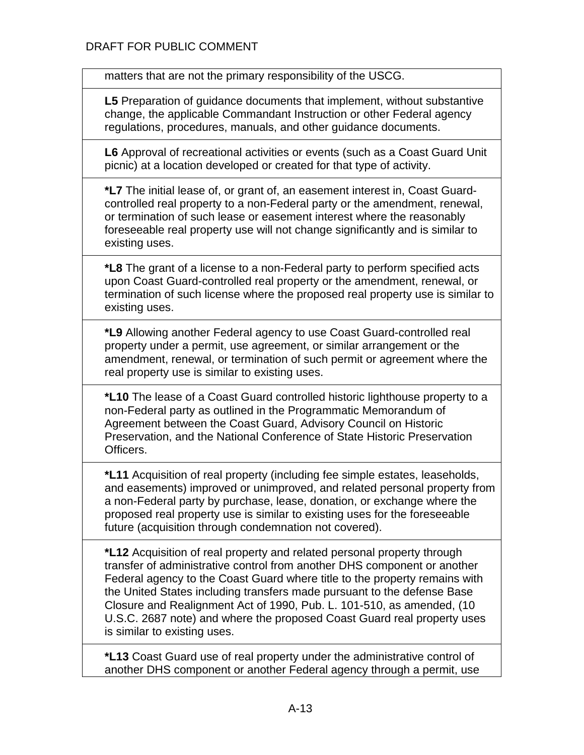| |
|---|
| matters that are not the primary responsibility of the USCG. |
| **L5** Preparation of guidance documents that implement, without substantive change, the applicable Commandant Instruction or other Federal agency regulations, procedures, manuals, and other guidance documents. |
| **L6** Approval of recreational activities or events (such as a Coast Guard Unit picnic) at a location developed or created for that type of activity. |
| ***L7** The initial lease of, or grant of, an easement interest in, Coast Guard-controlled real property to a non-Federal party or the amendment, renewal, or termination of such lease or easement interest where the reasonably foreseeable real property use will not change significantly and is similar to existing uses. |
| ***L8** The grant of a license to a non-Federal party to perform specified acts upon Coast Guard-controlled real property or the amendment, renewal, or termination of such license where the proposed real property use is similar to existing uses. |
| ***L9** Allowing another Federal agency to use Coast Guard-controlled real property under a permit, use agreement, or similar arrangement or the amendment, renewal, or termination of such permit or agreement where the real property use is similar to existing uses. |
| ***L10** The lease of a Coast Guard controlled historic lighthouse property to a non-Federal party as outlined in the Programmatic Memorandum of Agreement between the Coast Guard, Advisory Council on Historic Preservation, and the National Conference of State Historic Preservation Officers. |
| ***L11** Acquisition of real property (including fee simple estates, leaseholds, and easements) improved or unimproved, and related personal property from a non-Federal party by purchase, lease, donation, or exchange where the proposed real property use is similar to existing uses for the foreseeable future (acquisition through condemnation not covered). |
| ***L12** Acquisition of real property and related personal property through transfer of administrative control from another DHS component or another Federal agency to the Coast Guard where title to the property remains with the United States including transfers made pursuant to the defense Base Closure and Realignment Act of 1990, Pub. L. 101-510, as amended, (10 U.S.C. 2687 note) and where the proposed Coast Guard real property uses is similar to existing uses. |
| ***L13** Coast Guard use of real property under the administrative control of another DHS component or another Federal agency through a permit, use |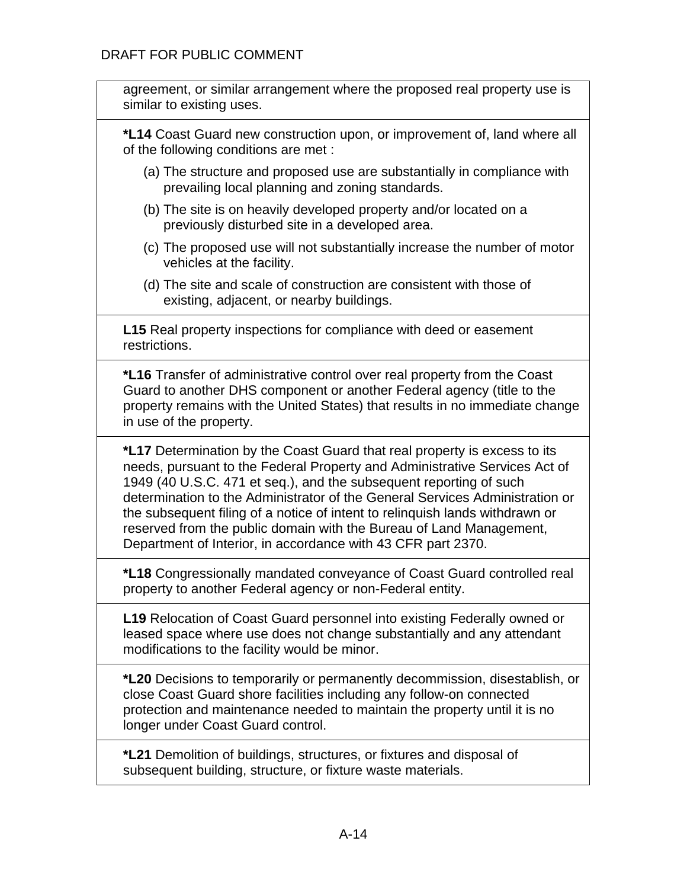| |
|---|
| agreement, or similar arrangement where the proposed real property use is similar to existing uses. |
| **\*L14** Coast Guard new construction upon, or improvement of, land where all of the following conditions are met :<br>(a) The structure and proposed use are substantially in compliance with prevailing local planning and zoning standards.<br>(b) The site is on heavily developed property and/or located on a previously disturbed site in a developed area.<br>(c) The proposed use will not substantially increase the number of motor vehicles at the facility.<br>(d) The site and scale of construction are consistent with those of existing, adjacent, or nearby buildings. |
| **L15** Real property inspections for compliance with deed or easement restrictions. |
| **\*L16** Transfer of administrative control over real property from the Coast Guard to another DHS component or another Federal agency (title to the property remains with the United States) that results in no immediate change in use of the property. |
| **\*L17** Determination by the Coast Guard that real property is excess to its needs, pursuant to the Federal Property and Administrative Services Act of 1949 (40 U.S.C. 471 et seq.), and the subsequent reporting of such determination to the Administrator of the General Services Administration or the subsequent filing of a notice of intent to relinquish lands withdrawn or reserved from the public domain with the Bureau of Land Management, Department of Interior, in accordance with 43 CFR part 2370. |
| **\*L18** Congressionally mandated conveyance of Coast Guard controlled real property to another Federal agency or non-Federal entity. |
| **L19** Relocation of Coast Guard personnel into existing Federally owned or leased space where use does not change substantially and any attendant modifications to the facility would be minor. |
| **\*L20** Decisions to temporarily or permanently decommission, disestablish, or close Coast Guard shore facilities including any follow-on connected protection and maintenance needed to maintain the property until it is no longer under Coast Guard control. |
| **\*L21** Demolition of buildings, structures, or fixtures and disposal of subsequent building, structure, or fixture waste materials. |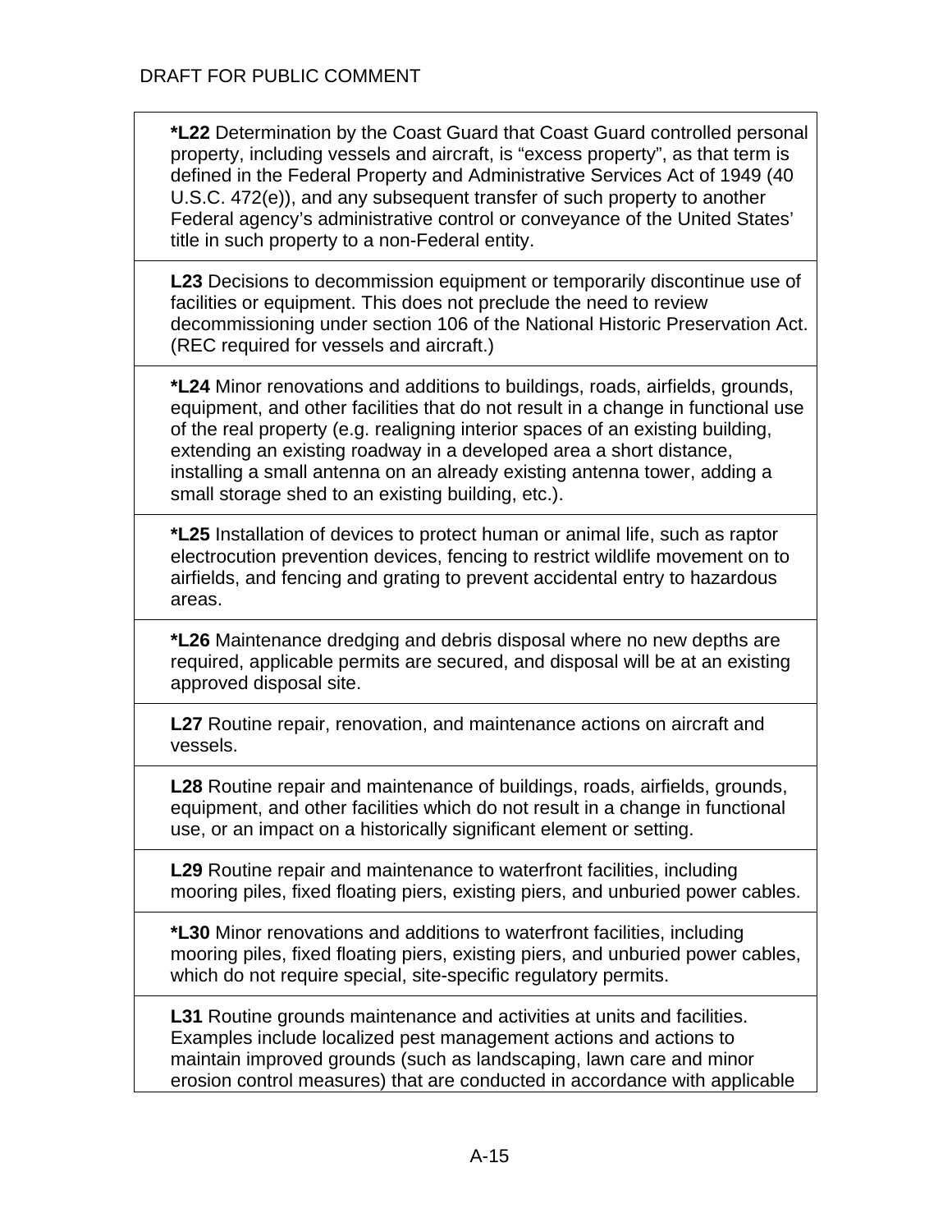| |
|---|
| ***L22** Determination by the Coast Guard that Coast Guard controlled personal property, including vessels and aircraft, is “excess property”, as that term is defined in the Federal Property and Administrative Services Act of 1949 (40 U.S.C. 472(e)), and any subsequent transfer of such property to another Federal agency’s administrative control or conveyance of the United States’ title in such property to a non-Federal entity. |
| **L23** Decisions to decommission equipment or temporarily discontinue use of facilities or equipment. This does not preclude the need to review decommissioning under section 106 of the National Historic Preservation Act. (REC required for vessels and aircraft.) |
| ***L24** Minor renovations and additions to buildings, roads, airfields, grounds, equipment, and other facilities that do not result in a change in functional use of the real property (e.g. realigning interior spaces of an existing building, extending an existing roadway in a developed area a short distance, installing a small antenna on an already existing antenna tower, adding a small storage shed to an existing building, etc.). |
| ***L25** Installation of devices to protect human or animal life, such as raptor electrocution prevention devices, fencing to restrict wildlife movement on to airfields, and fencing and grating to prevent accidental entry to hazardous areas. |
| ***L26** Maintenance dredging and debris disposal where no new depths are required, applicable permits are secured, and disposal will be at an existing approved disposal site. |
| **L27** Routine repair, renovation, and maintenance actions on aircraft and vessels. |
| **L28** Routine repair and maintenance of buildings, roads, airfields, grounds, equipment, and other facilities which do not result in a change in functional use, or an impact on a historically significant element or setting. |
| **L29** Routine repair and maintenance to waterfront facilities, including mooring piles, fixed floating piers, existing piers, and unburied power cables. |
| ***L30** Minor renovations and additions to waterfront facilities, including mooring piles, fixed floating piers, existing piers, and unburied power cables, which do not require special, site-specific regulatory permits. |
| **L31** Routine grounds maintenance and activities at units and facilities. Examples include localized pest management actions and actions to maintain improved grounds (such as landscaping, lawn care and minor erosion control measures) that are conducted in accordance with applicable |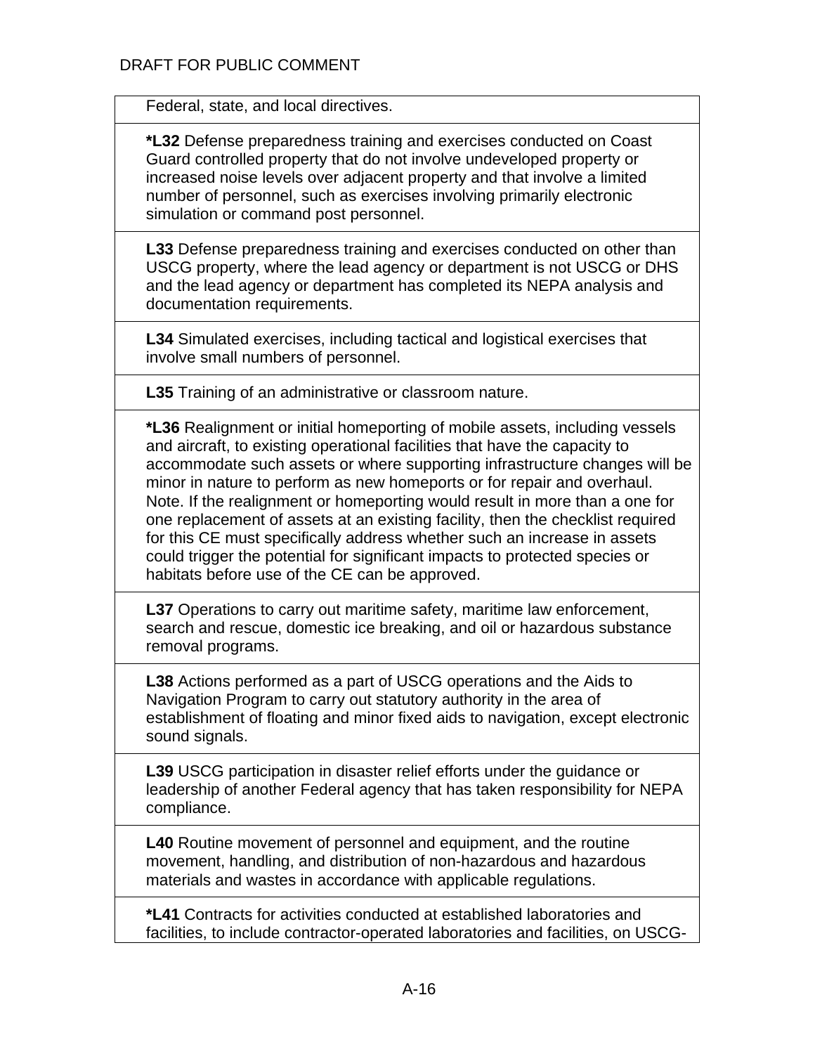| |
|---|
| Federal, state, and local directives. |
| ***L32** Defense preparedness training and exercises conducted on Coast Guard controlled property that do not involve undeveloped property or increased noise levels over adjacent property and that involve a limited number of personnel, such as exercises involving primarily electronic simulation or command post personnel. |
| **L33** Defense preparedness training and exercises conducted on other than USCG property, where the lead agency or department is not USCG or DHS and the lead agency or department has completed its NEPA analysis and documentation requirements. |
| **L34** Simulated exercises, including tactical and logistical exercises that involve small numbers of personnel. |
| **L35** Training of an administrative or classroom nature. |
| ***L36** Realignment or initial homeporting of mobile assets, including vessels and aircraft, to existing operational facilities that have the capacity to accommodate such assets or where supporting infrastructure changes will be minor in nature to perform as new homeports or for repair and overhaul. Note. If the realignment or homeporting would result in more than a one for one replacement of assets at an existing facility, then the checklist required for this CE must specifically address whether such an increase in assets could trigger the potential for significant impacts to protected species or habitats before use of the CE can be approved. |
| **L37** Operations to carry out maritime safety, maritime law enforcement, search and rescue, domestic ice breaking, and oil or hazardous substance removal programs. |
| **L38** Actions performed as a part of USCG operations and the Aids to Navigation Program to carry out statutory authority in the area of establishment of floating and minor fixed aids to navigation, except electronic sound signals. |
| **L39** USCG participation in disaster relief efforts under the guidance or leadership of another Federal agency that has taken responsibility for NEPA compliance. |
| **L40** Routine movement of personnel and equipment, and the routine movement, handling, and distribution of non-hazardous and hazardous materials and wastes in accordance with applicable regulations. |
| ***L41** Contracts for activities conducted at established laboratories and facilities, to include contractor-operated laboratories and facilities, on USCG- |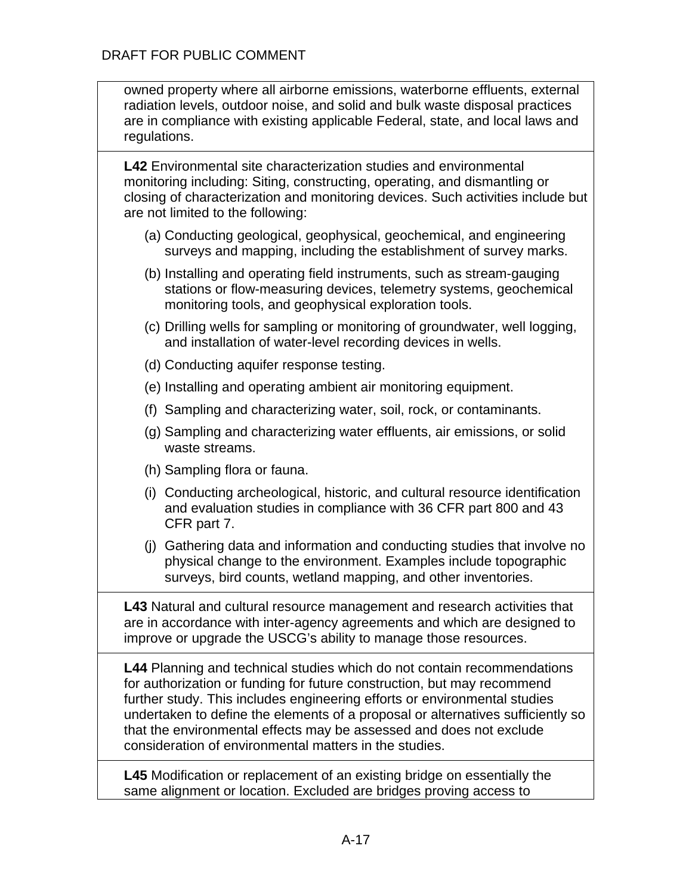owned property where all airborne emissions, waterborne effluents, external radiation levels, outdoor noise, and solid and bulk waste disposal practices are in compliance with existing applicable Federal, state, and local laws and regulations.

**L42** Environmental site characterization studies and environmental monitoring including: Siting, constructing, operating, and dismantling or closing of characterization and monitoring devices. Such activities include but are not limited to the following:

(a) Conducting geological, geophysical, geochemical, and engineering surveys and mapping, including the establishment of survey marks.

(b) Installing and operating field instruments, such as stream-gauging stations or flow-measuring devices, telemetry systems, geochemical monitoring tools, and geophysical exploration tools.

(c) Drilling wells for sampling or monitoring of groundwater, well logging, and installation of water-level recording devices in wells.

(d) Conducting aquifer response testing.

(e) Installing and operating ambient air monitoring equipment.

(f) Sampling and characterizing water, soil, rock, or contaminants.

(g) Sampling and characterizing water effluents, air emissions, or solid waste streams.

(h) Sampling flora or fauna.

(i) Conducting archeological, historic, and cultural resource identification and evaluation studies in compliance with 36 CFR part 800 and 43 CFR part 7.

(j) Gathering data and information and conducting studies that involve no physical change to the environment. Examples include topographic surveys, bird counts, wetland mapping, and other inventories.

**L43** Natural and cultural resource management and research activities that are in accordance with inter-agency agreements and which are designed to improve or upgrade the USCG's ability to manage those resources.

**L44** Planning and technical studies which do not contain recommendations for authorization or funding for future construction, but may recommend further study. This includes engineering efforts or environmental studies undertaken to define the elements of a proposal or alternatives sufficiently so that the environmental effects may be assessed and does not exclude consideration of environmental matters in the studies.

**L45** Modification or replacement of an existing bridge on essentially the same alignment or location. Excluded are bridges proving access to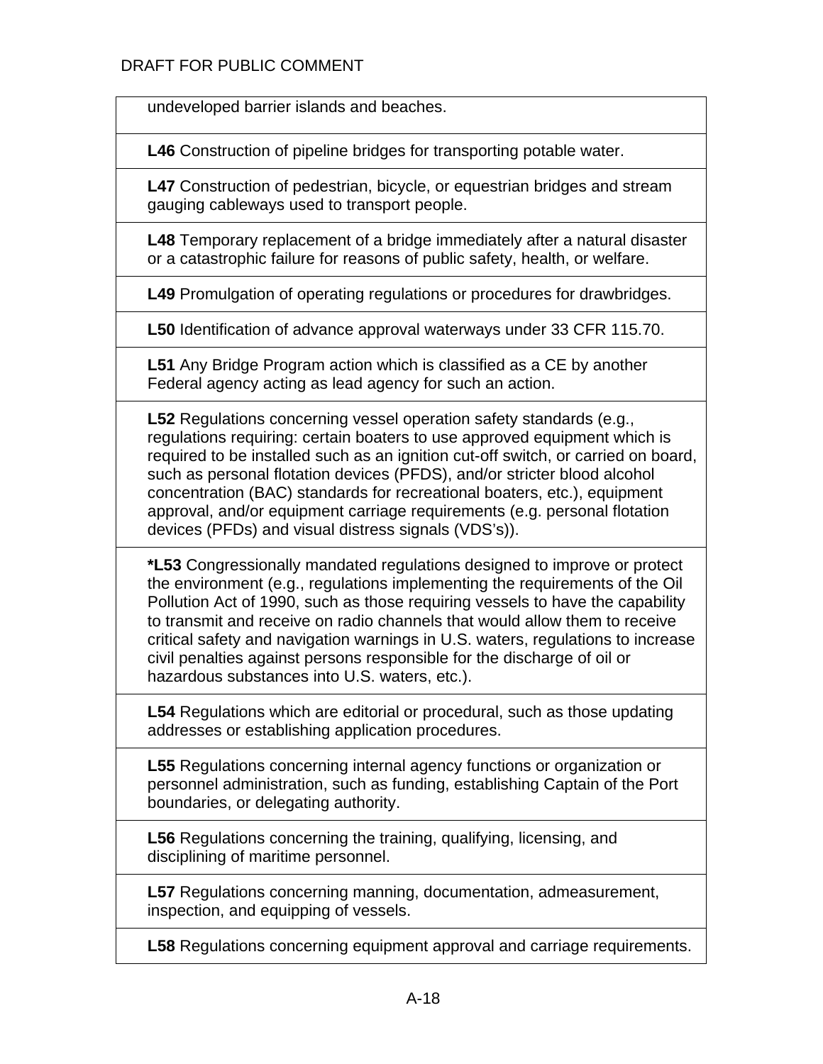| |
|---|
| undeveloped barrier islands and beaches. |
| **L46** Construction of pipeline bridges for transporting potable water. |
| **L47** Construction of pedestrian, bicycle, or equestrian bridges and stream gauging cableways used to transport people. |
| **L48** Temporary replacement of a bridge immediately after a natural disaster or a catastrophic failure for reasons of public safety, health, or welfare. |
| **L49** Promulgation of operating regulations or procedures for drawbridges. |
| **L50** Identification of advance approval waterways under 33 CFR 115.70. |
| **L51** Any Bridge Program action which is classified as a CE by another Federal agency acting as lead agency for such an action. |
| **L52** Regulations concerning vessel operation safety standards (e.g., regulations requiring: certain boaters to use approved equipment which is required to be installed such as an ignition cut-off switch, or carried on board, such as personal flotation devices (PFDS), and/or stricter blood alcohol concentration (BAC) standards for recreational boaters, etc.), equipment approval, and/or equipment carriage requirements (e.g. personal flotation devices (PFDs) and visual distress signals (VDS's)). |
| ***L53** Congressionally mandated regulations designed to improve or protect the environment (e.g., regulations implementing the requirements of the Oil Pollution Act of 1990, such as those requiring vessels to have the capability to transmit and receive on radio channels that would allow them to receive critical safety and navigation warnings in U.S. waters, regulations to increase civil penalties against persons responsible for the discharge of oil or hazardous substances into U.S. waters, etc.). |
| **L54** Regulations which are editorial or procedural, such as those updating addresses or establishing application procedures. |
| **L55** Regulations concerning internal agency functions or organization or personnel administration, such as funding, establishing Captain of the Port boundaries, or delegating authority. |
| **L56** Regulations concerning the training, qualifying, licensing, and disciplining of maritime personnel. |
| **L57** Regulations concerning manning, documentation, admeasurement, inspection, and equipping of vessels. |
| **L58** Regulations concerning equipment approval and carriage requirements. |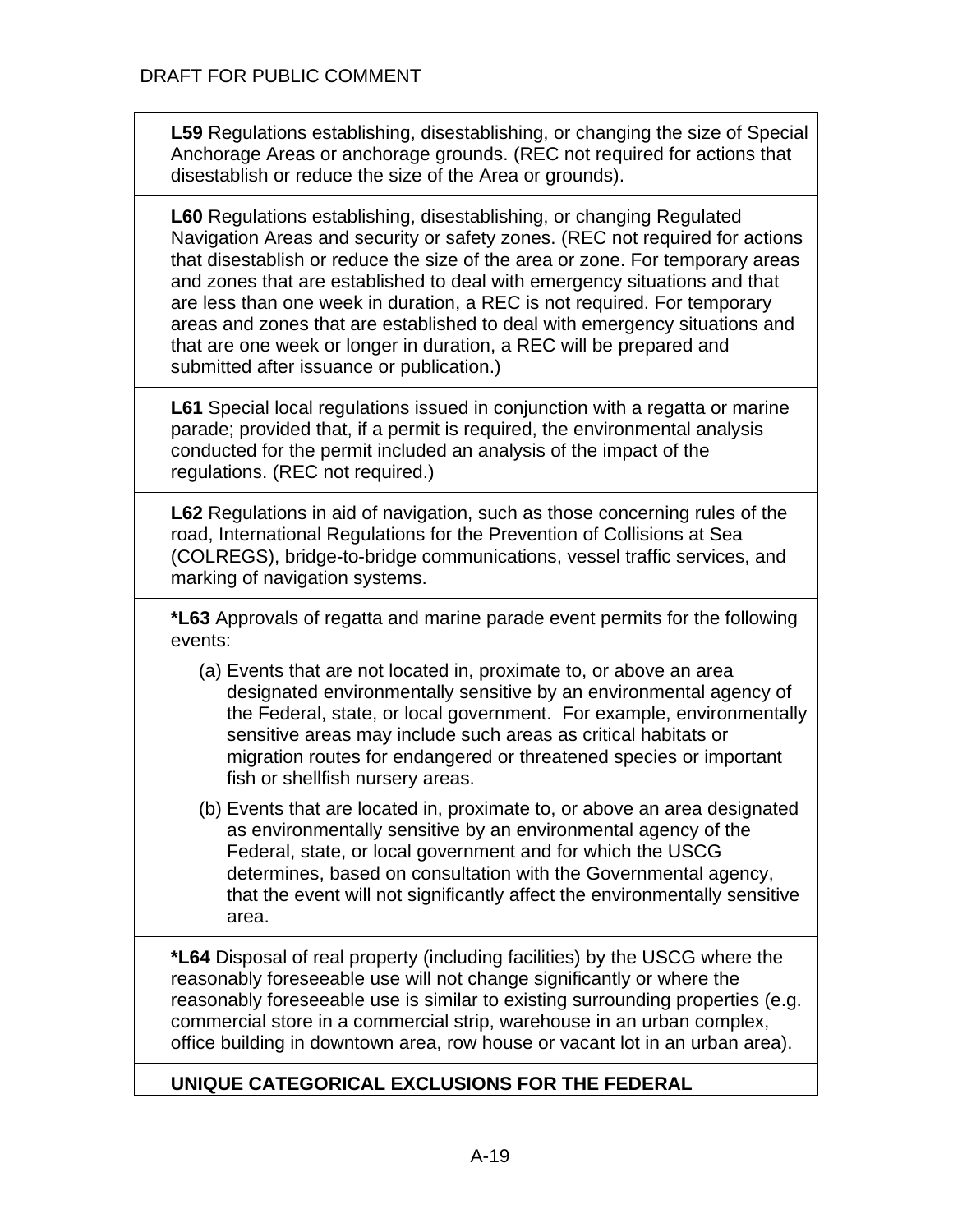DRAFT FOR PUBLIC COMMENT

**L59** Regulations establishing, disestablishing, or changing the size of Special Anchorage Areas or anchorage grounds. (REC not required for actions that disestablish or reduce the size of the Area or grounds).

**L60** Regulations establishing, disestablishing, or changing Regulated Navigation Areas and security or safety zones. (REC not required for actions that disestablish or reduce the size of the area or zone. For temporary areas and zones that are established to deal with emergency situations and that are less than one week in duration, a REC is not required. For temporary areas and zones that are established to deal with emergency situations and that are one week or longer in duration, a REC will be prepared and submitted after issuance or publication.)

**L61** Special local regulations issued in conjunction with a regatta or marine parade; provided that, if a permit is required, the environmental analysis conducted for the permit included an analysis of the impact of the regulations. (REC not required.)

**L62** Regulations in aid of navigation, such as those concerning rules of the road, International Regulations for the Prevention of Collisions at Sea (COLREGS), bridge-to-bridge communications, vessel traffic services, and marking of navigation systems.

***L63** Approvals of regatta and marine parade event permits for the following events:

(a) Events that are not located in, proximate to, or above an area designated environmentally sensitive by an environmental agency of the Federal, state, or local government. For example, environmentally sensitive areas may include such areas as critical habitats or migration routes for endangered or threatened species or important fish or shellfish nursery areas.

(b) Events that are located in, proximate to, or above an area designated as environmentally sensitive by an environmental agency of the Federal, state, or local government and for which the USCG determines, based on consultation with the Governmental agency, that the event will not significantly affect the environmentally sensitive area.

***L64** Disposal of real property (including facilities) by the USCG where the reasonably foreseeable use will not change significantly or where the reasonably foreseeable use is similar to existing surrounding properties (e.g. commercial store in a commercial strip, warehouse in an urban complex, office building in downtown area, row house or vacant lot in an urban area).

**UNIQUE CATEGORICAL EXCLUSIONS FOR THE FEDERAL**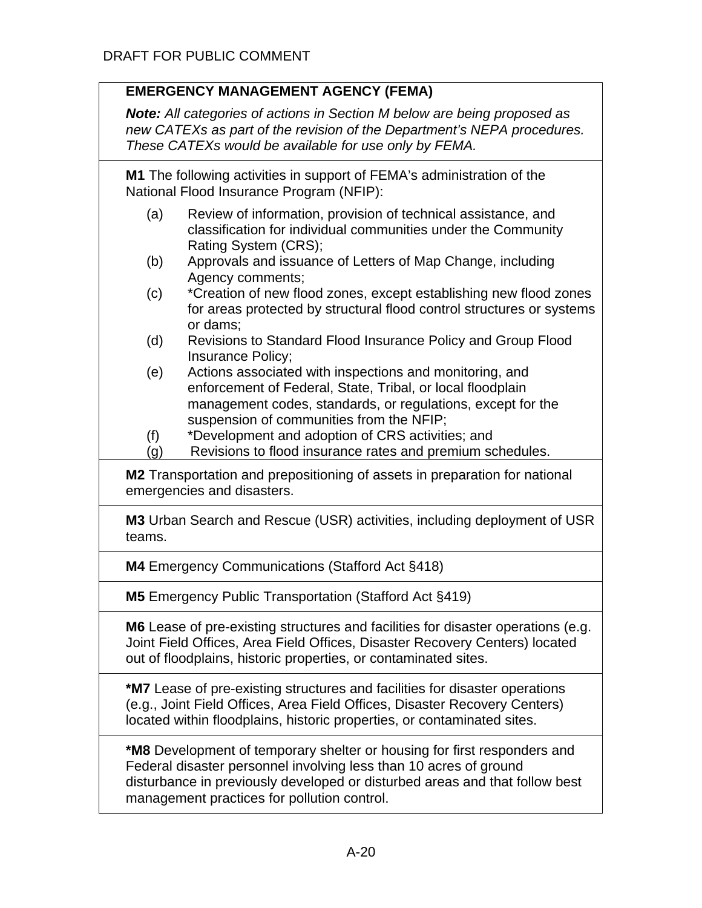DRAFT FOR PUBLIC COMMENT

| **EMERGENCY MANAGEMENT AGENCY (FEMA)**<br><br>***Note:*** *All categories of actions in Section M below are being proposed as new CATEXs as part of the revision of the Department's NEPA procedures. These CATEXs would be available for use only by FEMA.* |
|---|
| **M1** The following activities in support of FEMA's administration of the National Flood Insurance Program (NFIP):<br><br>(a) Review of information, provision of technical assistance, and classification for individual communities under the Community Rating System (CRS);<br>(b) Approvals and issuance of Letters of Map Change, including Agency comments;<br>(c) *Creation of new flood zones, except establishing new flood zones for areas protected by structural flood control structures or systems or dams;<br>(d) Revisions to Standard Flood Insurance Policy and Group Flood Insurance Policy;<br>(e) Actions associated with inspections and monitoring, and enforcement of Federal, State, Tribal, or local floodplain management codes, standards, or regulations, except for the suspension of communities from the NFIP;<br>(f) *Development and adoption of CRS activities; and<br>(g) Revisions to flood insurance rates and premium schedules. |
| **M2** Transportation and prepositioning of assets in preparation for national emergencies and disasters. |
| **M3** Urban Search and Rescue (USR) activities, including deployment of USR teams. |
| **M4** Emergency Communications (Stafford Act §418) |
| **M5** Emergency Public Transportation (Stafford Act §419) |
| **M6** Lease of pre-existing structures and facilities for disaster operations (e.g. Joint Field Offices, Area Field Offices, Disaster Recovery Centers) located out of floodplains, historic properties, or contaminated sites. |
| ***M7** Lease of pre-existing structures and facilities for disaster operations (e.g., Joint Field Offices, Area Field Offices, Disaster Recovery Centers) located within floodplains, historic properties, or contaminated sites. |
| ***M8** Development of temporary shelter or housing for first responders and Federal disaster personnel involving less than 10 acres of ground disturbance in previously developed or disturbed areas and that follow best management practices for pollution control. |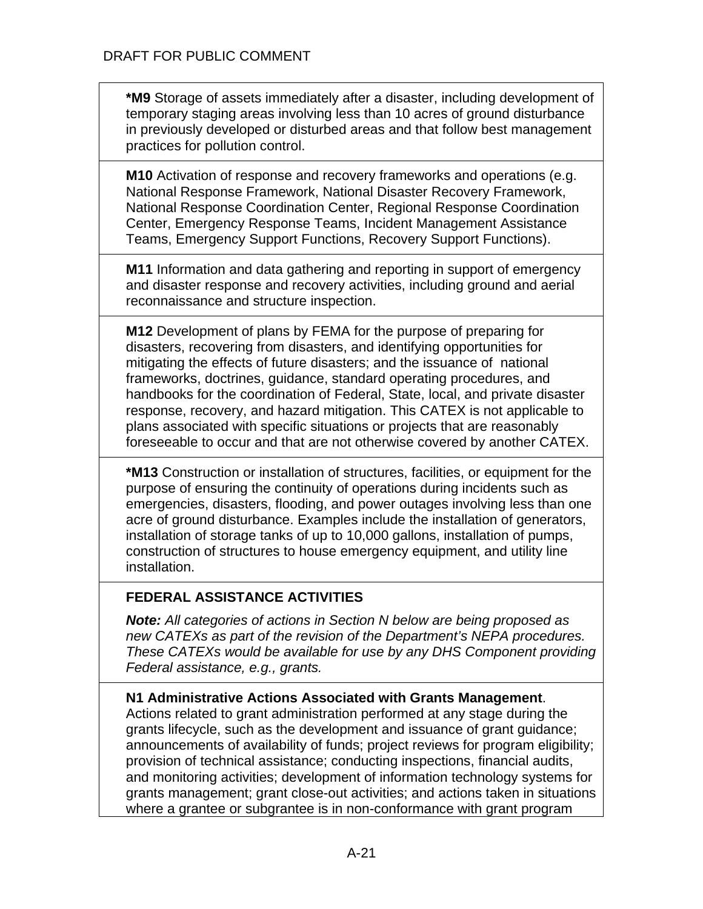DRAFT FOR PUBLIC COMMENT

**\*M9** Storage of assets immediately after a disaster, including development of temporary staging areas involving less than 10 acres of ground disturbance in previously developed or disturbed areas and that follow best management practices for pollution control.

**M10** Activation of response and recovery frameworks and operations (e.g. National Response Framework, National Disaster Recovery Framework, National Response Coordination Center, Regional Response Coordination Center, Emergency Response Teams, Incident Management Assistance Teams, Emergency Support Functions, Recovery Support Functions).

**M11** Information and data gathering and reporting in support of emergency and disaster response and recovery activities, including ground and aerial reconnaissance and structure inspection.

**M12** Development of plans by FEMA for the purpose of preparing for disasters, recovering from disasters, and identifying opportunities for mitigating the effects of future disasters; and the issuance of national frameworks, doctrines, guidance, standard operating procedures, and handbooks for the coordination of Federal, State, local, and private disaster response, recovery, and hazard mitigation. This CATEX is not applicable to plans associated with specific situations or projects that are reasonably foreseeable to occur and that are not otherwise covered by another CATEX.

**\*M13** Construction or installation of structures, facilities, or equipment for the purpose of ensuring the continuity of operations during incidents such as emergencies, disasters, flooding, and power outages involving less than one acre of ground disturbance. Examples include the installation of generators, installation of storage tanks of up to 10,000 gallons, installation of pumps, construction of structures to house emergency equipment, and utility line installation.

## FEDERAL ASSISTANCE ACTIVITIES

***Note:*** *All categories of actions in Section N below are being proposed as new CATEXs as part of the revision of the Department's NEPA procedures. These CATEXs would be available for use by any DHS Component providing Federal assistance, e.g., grants.*

**N1 Administrative Actions Associated with Grants Management**. Actions related to grant administration performed at any stage during the grants lifecycle, such as the development and issuance of grant guidance; announcements of availability of funds; project reviews for program eligibility; provision of technical assistance; conducting inspections, financial audits, and monitoring activities; development of information technology systems for grants management; grant close-out activities; and actions taken in situations where a grantee or subgrantee is in non-conformance with grant program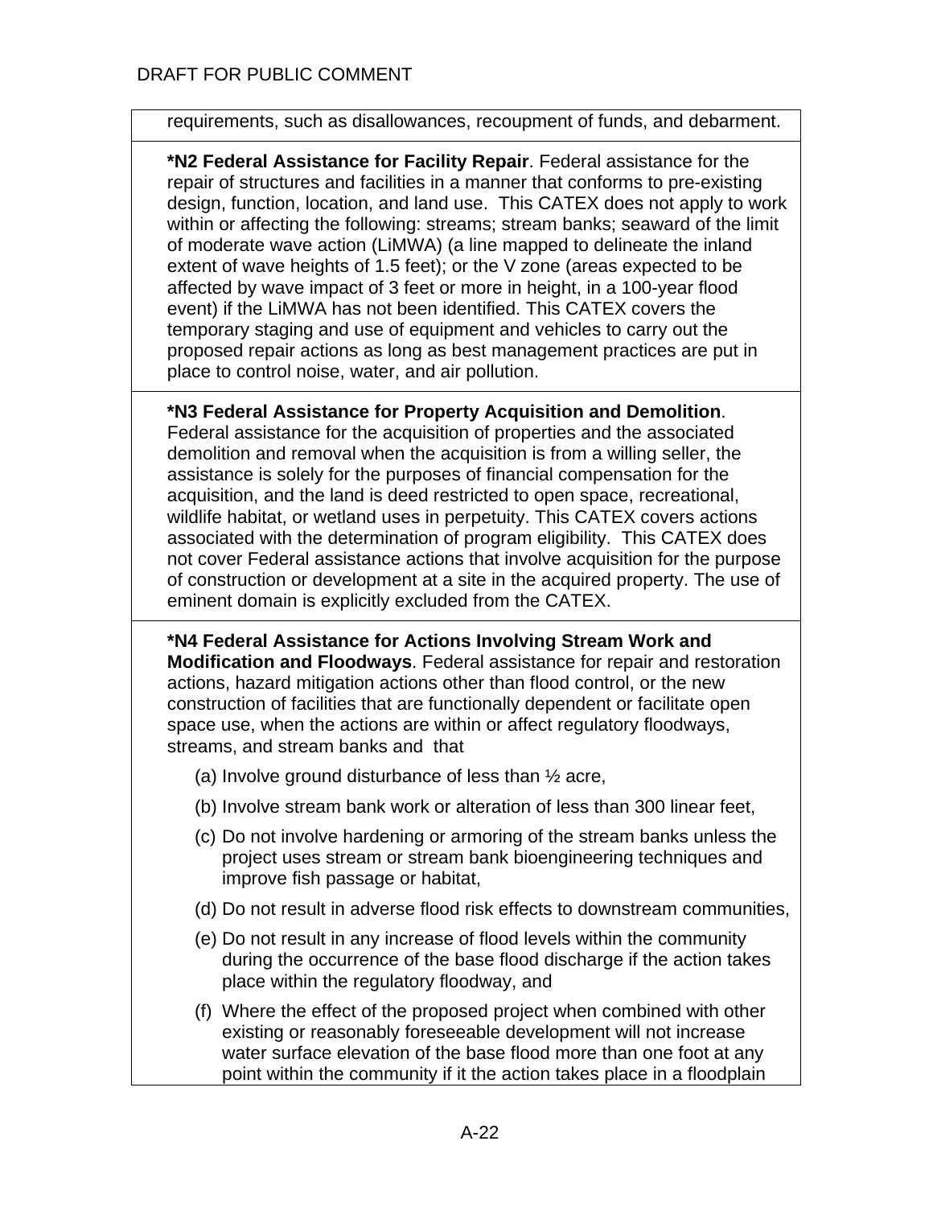requirements, such as disallowances, recoupment of funds, and debarment.

**\*N2 Federal Assistance for Facility Repair**. Federal assistance for the repair of structures and facilities in a manner that conforms to pre-existing design, function, location, and land use. This CATEX does not apply to work within or affecting the following: streams; stream banks; seaward of the limit of moderate wave action (LiMWA) (a line mapped to delineate the inland extent of wave heights of 1.5 feet); or the V zone (areas expected to be affected by wave impact of 3 feet or more in height, in a 100-year flood event) if the LiMWA has not been identified. This CATEX covers the temporary staging and use of equipment and vehicles to carry out the proposed repair actions as long as best management practices are put in place to control noise, water, and air pollution.

**\*N3 Federal Assistance for Property Acquisition and Demolition**. Federal assistance for the acquisition of properties and the associated demolition and removal when the acquisition is from a willing seller, the assistance is solely for the purposes of financial compensation for the acquisition, and the land is deed restricted to open space, recreational, wildlife habitat, or wetland uses in perpetuity. This CATEX covers actions associated with the determination of program eligibility. This CATEX does not cover Federal assistance actions that involve acquisition for the purpose of construction or development at a site in the acquired property. The use of eminent domain is explicitly excluded from the CATEX.

**\*N4 Federal Assistance for Actions Involving Stream Work and Modification and Floodways**. Federal assistance for repair and restoration actions, hazard mitigation actions other than flood control, or the new construction of facilities that are functionally dependent or facilitate open space use, when the actions are within or affect regulatory floodways, streams, and stream banks and that

(a) Involve ground disturbance of less than ½ acre,

(b) Involve stream bank work or alteration of less than 300 linear feet,

(c) Do not involve hardening or armoring of the stream banks unless the project uses stream or stream bank bioengineering techniques and improve fish passage or habitat,

(d) Do not result in adverse flood risk effects to downstream communities,

(e) Do not result in any increase of flood levels within the community during the occurrence of the base flood discharge if the action takes place within the regulatory floodway, and

(f) Where the effect of the proposed project when combined with other existing or reasonably foreseeable development will not increase water surface elevation of the base flood more than one foot at any point within the community if it the action takes place in a floodplain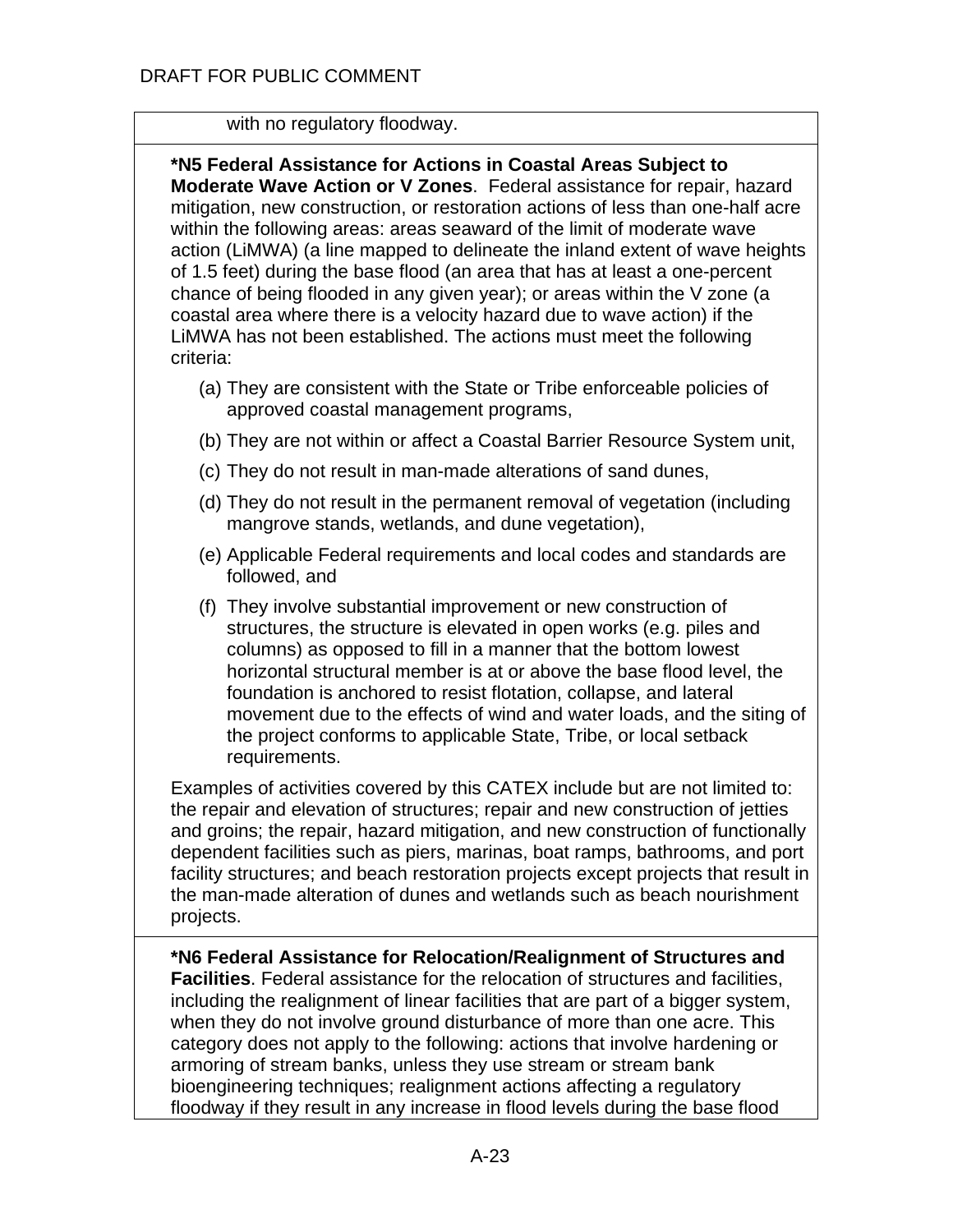with no regulatory floodway.

**\*N5 Federal Assistance for Actions in Coastal Areas Subject to Moderate Wave Action or V Zones**. Federal assistance for repair, hazard mitigation, new construction, or restoration actions of less than one-half acre within the following areas: areas seaward of the limit of moderate wave action (LiMWA) (a line mapped to delineate the inland extent of wave heights of 1.5 feet) during the base flood (an area that has at least a one-percent chance of being flooded in any given year); or areas within the V zone (a coastal area where there is a velocity hazard due to wave action) if the LiMWA has not been established. The actions must meet the following criteria:

(a) They are consistent with the State or Tribe enforceable policies of approved coastal management programs,

(b) They are not within or affect a Coastal Barrier Resource System unit,

(c) They do not result in man-made alterations of sand dunes,

(d) They do not result in the permanent removal of vegetation (including mangrove stands, wetlands, and dune vegetation),

(e) Applicable Federal requirements and local codes and standards are followed, and

(f) They involve substantial improvement or new construction of structures, the structure is elevated in open works (e.g. piles and columns) as opposed to fill in a manner that the bottom lowest horizontal structural member is at or above the base flood level, the foundation is anchored to resist flotation, collapse, and lateral movement due to the effects of wind and water loads, and the siting of the project conforms to applicable State, Tribe, or local setback requirements.

Examples of activities covered by this CATEX include but are not limited to: the repair and elevation of structures; repair and new construction of jetties and groins; the repair, hazard mitigation, and new construction of functionally dependent facilities such as piers, marinas, boat ramps, bathrooms, and port facility structures; and beach restoration projects except projects that result in the man-made alteration of dunes and wetlands such as beach nourishment projects.

**\*N6 Federal Assistance for Relocation/Realignment of Structures and Facilities**. Federal assistance for the relocation of structures and facilities, including the realignment of linear facilities that are part of a bigger system, when they do not involve ground disturbance of more than one acre. This category does not apply to the following: actions that involve hardening or armoring of stream banks, unless they use stream or stream bank bioengineering techniques; realignment actions affecting a regulatory floodway if they result in any increase in flood levels during the base flood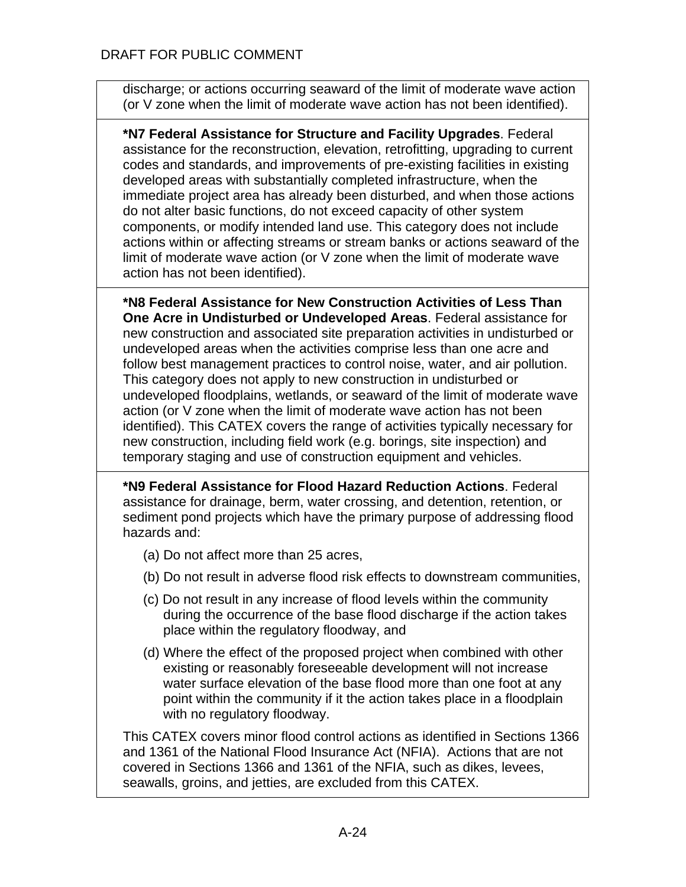DRAFT FOR PUBLIC COMMENT

discharge; or actions occurring seaward of the limit of moderate wave action (or V zone when the limit of moderate wave action has not been identified).

**\*N7 Federal Assistance for Structure and Facility Upgrades**. Federal assistance for the reconstruction, elevation, retrofitting, upgrading to current codes and standards, and improvements of pre-existing facilities in existing developed areas with substantially completed infrastructure, when the immediate project area has already been disturbed, and when those actions do not alter basic functions, do not exceed capacity of other system components, or modify intended land use. This category does not include actions within or affecting streams or stream banks or actions seaward of the limit of moderate wave action (or V zone when the limit of moderate wave action has not been identified).

**\*N8 Federal Assistance for New Construction Activities of Less Than One Acre in Undisturbed or Undeveloped Areas**. Federal assistance for new construction and associated site preparation activities in undisturbed or undeveloped areas when the activities comprise less than one acre and follow best management practices to control noise, water, and air pollution. This category does not apply to new construction in undisturbed or undeveloped floodplains, wetlands, or seaward of the limit of moderate wave action (or V zone when the limit of moderate wave action has not been identified). This CATEX covers the range of activities typically necessary for new construction, including field work (e.g. borings, site inspection) and temporary staging and use of construction equipment and vehicles.

**\*N9 Federal Assistance for Flood Hazard Reduction Actions**. Federal assistance for drainage, berm, water crossing, and detention, retention, or sediment pond projects which have the primary purpose of addressing flood hazards and:

(a) Do not affect more than 25 acres,

(b) Do not result in adverse flood risk effects to downstream communities,

(c) Do not result in any increase of flood levels within the community during the occurrence of the base flood discharge if the action takes place within the regulatory floodway, and

(d) Where the effect of the proposed project when combined with other existing or reasonably foreseeable development will not increase water surface elevation of the base flood more than one foot at any point within the community if it the action takes place in a floodplain with no regulatory floodway.

This CATEX covers minor flood control actions as identified in Sections 1366 and 1361 of the National Flood Insurance Act (NFIA). Actions that are not covered in Sections 1366 and 1361 of the NFIA, such as dikes, levees, seawalls, groins, and jetties, are excluded from this CATEX.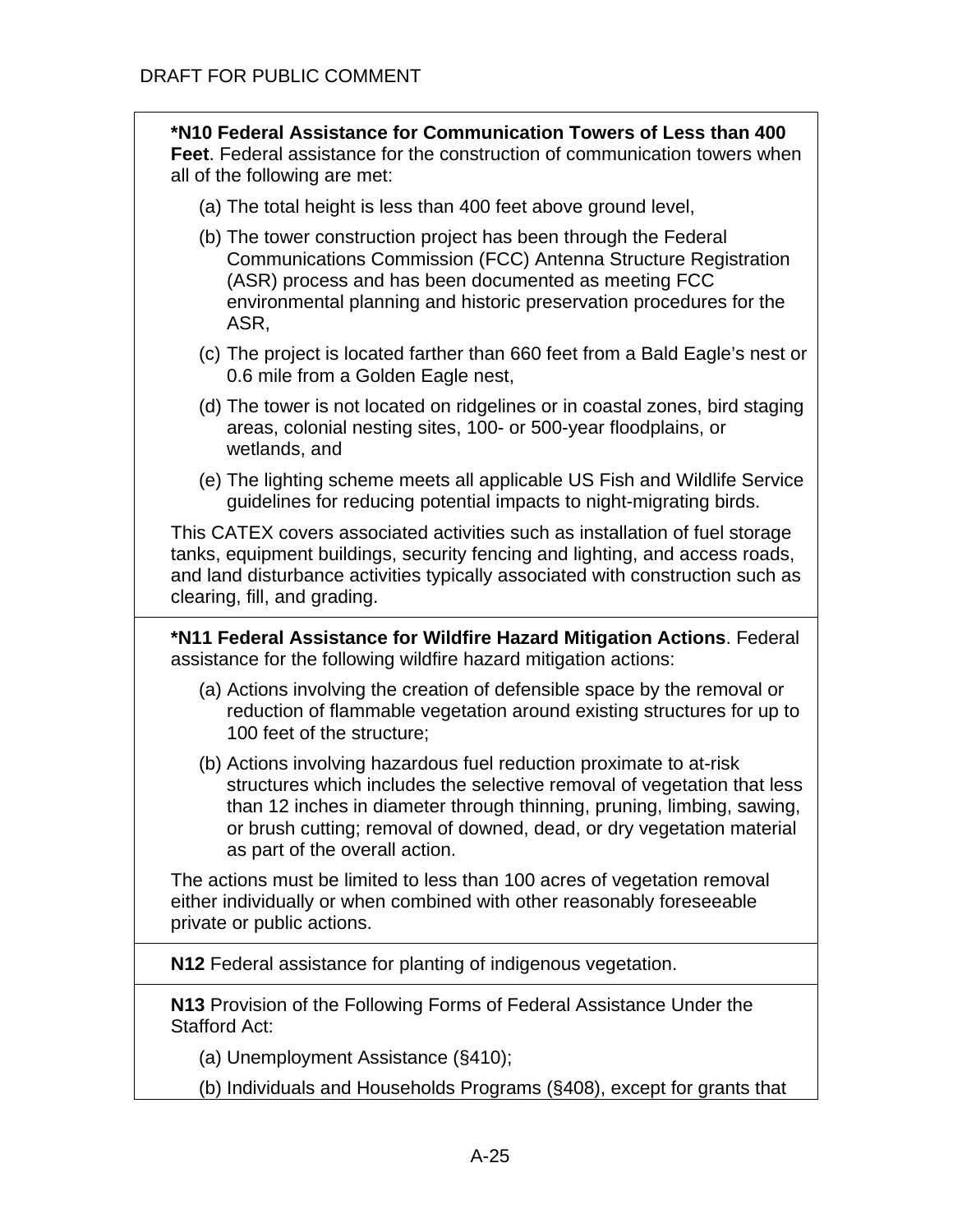**\*N10 Federal Assistance for Communication Towers of Less than 400 Feet**. Federal assistance for the construction of communication towers when all of the following are met:

(a) The total height is less than 400 feet above ground level,

(b) The tower construction project has been through the Federal Communications Commission (FCC) Antenna Structure Registration (ASR) process and has been documented as meeting FCC environmental planning and historic preservation procedures for the ASR,

(c) The project is located farther than 660 feet from a Bald Eagle's nest or 0.6 mile from a Golden Eagle nest,

(d) The tower is not located on ridgelines or in coastal zones, bird staging areas, colonial nesting sites, 100- or 500-year floodplains, or wetlands, and

(e) The lighting scheme meets all applicable US Fish and Wildlife Service guidelines for reducing potential impacts to night-migrating birds.

This CATEX covers associated activities such as installation of fuel storage tanks, equipment buildings, security fencing and lighting, and access roads, and land disturbance activities typically associated with construction such as clearing, fill, and grading.

**\*N11 Federal Assistance for Wildfire Hazard Mitigation Actions**. Federal assistance for the following wildfire hazard mitigation actions:

(a) Actions involving the creation of defensible space by the removal or reduction of flammable vegetation around existing structures for up to 100 feet of the structure;

(b) Actions involving hazardous fuel reduction proximate to at-risk structures which includes the selective removal of vegetation that less than 12 inches in diameter through thinning, pruning, limbing, sawing, or brush cutting; removal of downed, dead, or dry vegetation material as part of the overall action.

The actions must be limited to less than 100 acres of vegetation removal either individually or when combined with other reasonably foreseeable private or public actions.

**N12** Federal assistance for planting of indigenous vegetation.

**N13** Provision of the Following Forms of Federal Assistance Under the Stafford Act:

(a) Unemployment Assistance (§410);

(b) Individuals and Households Programs (§408), except for grants that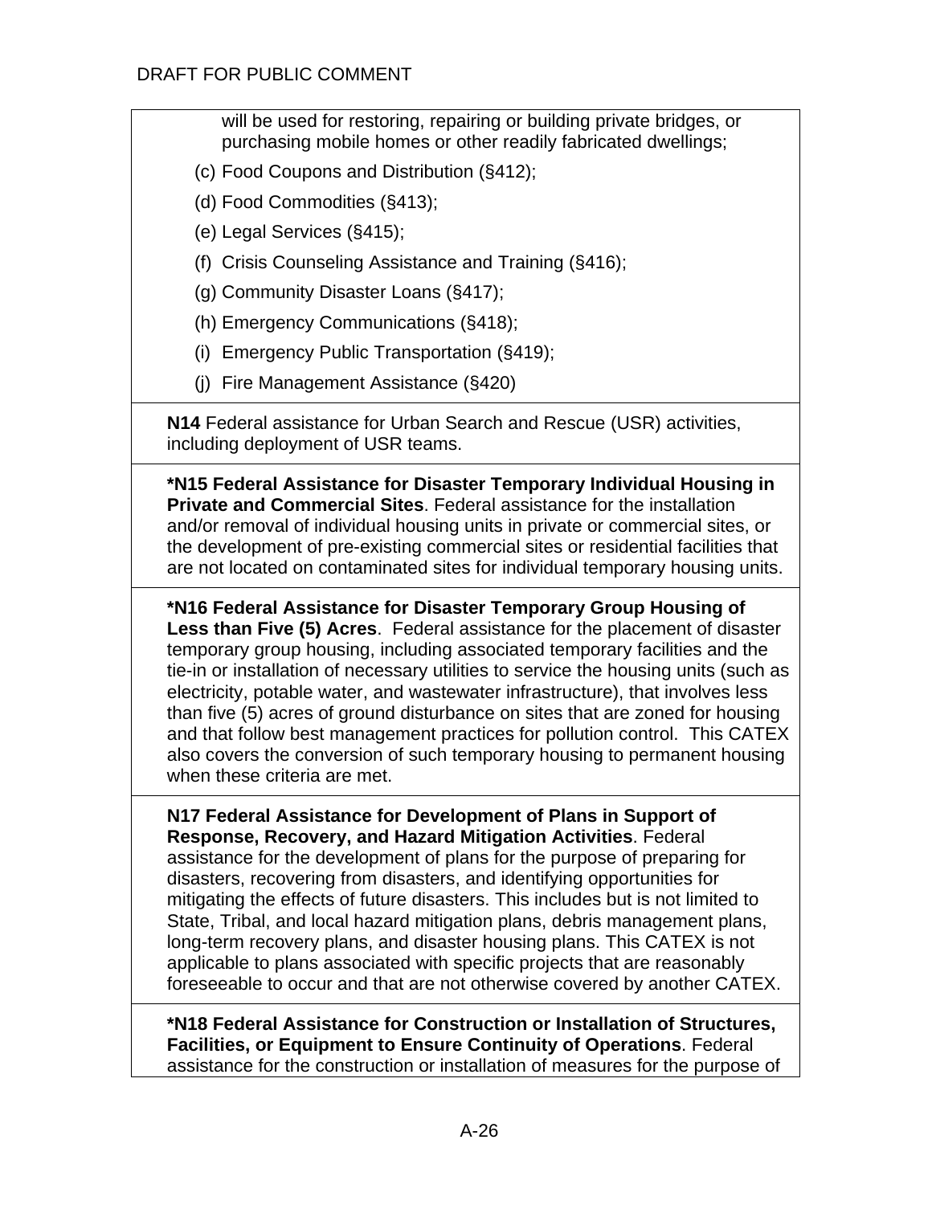will be used for restoring, repairing or building private bridges, or purchasing mobile homes or other readily fabricated dwellings;

(c) Food Coupons and Distribution (§412);

(d) Food Commodities (§413);

(e) Legal Services (§415);

(f) Crisis Counseling Assistance and Training (§416);

(g) Community Disaster Loans (§417);

(h) Emergency Communications (§418);

(i) Emergency Public Transportation (§419);

(j) Fire Management Assistance (§420)

**N14** Federal assistance for Urban Search and Rescue (USR) activities, including deployment of USR teams.

***N15 Federal Assistance for Disaster Temporary Individual Housing in Private and Commercial Sites**. Federal assistance for the installation and/or removal of individual housing units in private or commercial sites, or the development of pre-existing commercial sites or residential facilities that are not located on contaminated sites for individual temporary housing units.

***N16 Federal Assistance for Disaster Temporary Group Housing of Less than Five (5) Acres**. Federal assistance for the placement of disaster temporary group housing, including associated temporary facilities and the tie-in or installation of necessary utilities to service the housing units (such as electricity, potable water, and wastewater infrastructure), that involves less than five (5) acres of ground disturbance on sites that are zoned for housing and that follow best management practices for pollution control. This CATEX also covers the conversion of such temporary housing to permanent housing when these criteria are met.

**N17 Federal Assistance for Development of Plans in Support of Response, Recovery, and Hazard Mitigation Activities**. Federal assistance for the development of plans for the purpose of preparing for disasters, recovering from disasters, and identifying opportunities for mitigating the effects of future disasters. This includes but is not limited to State, Tribal, and local hazard mitigation plans, debris management plans, long-term recovery plans, and disaster housing plans. This CATEX is not applicable to plans associated with specific projects that are reasonably foreseeable to occur and that are not otherwise covered by another CATEX.

***N18 Federal Assistance for Construction or Installation of Structures, Facilities, or Equipment to Ensure Continuity of Operations**. Federal assistance for the construction or installation of measures for the purpose of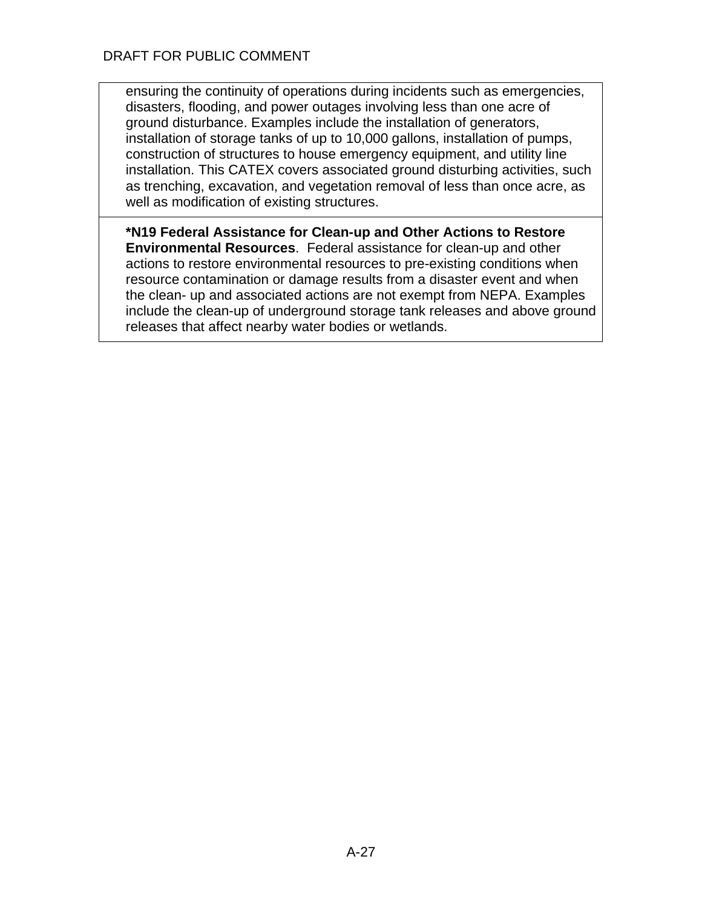ensuring the continuity of operations during incidents such as emergencies, disasters, flooding, and power outages involving less than one acre of ground disturbance. Examples include the installation of generators, installation of storage tanks of up to 10,000 gallons, installation of pumps, construction of structures to house emergency equipment, and utility line installation. This CATEX covers associated ground disturbing activities, such as trenching, excavation, and vegetation removal of less than once acre, as well as modification of existing structures.

**\*N19 Federal Assistance for Clean-up and Other Actions to Restore Environmental Resources**. Federal assistance for clean-up and other actions to restore environmental resources to pre-existing conditions when resource contamination or damage results from a disaster event and when the clean- up and associated actions are not exempt from NEPA. Examples include the clean-up of underground storage tank releases and above ground releases that affect nearby water bodies or wetlands.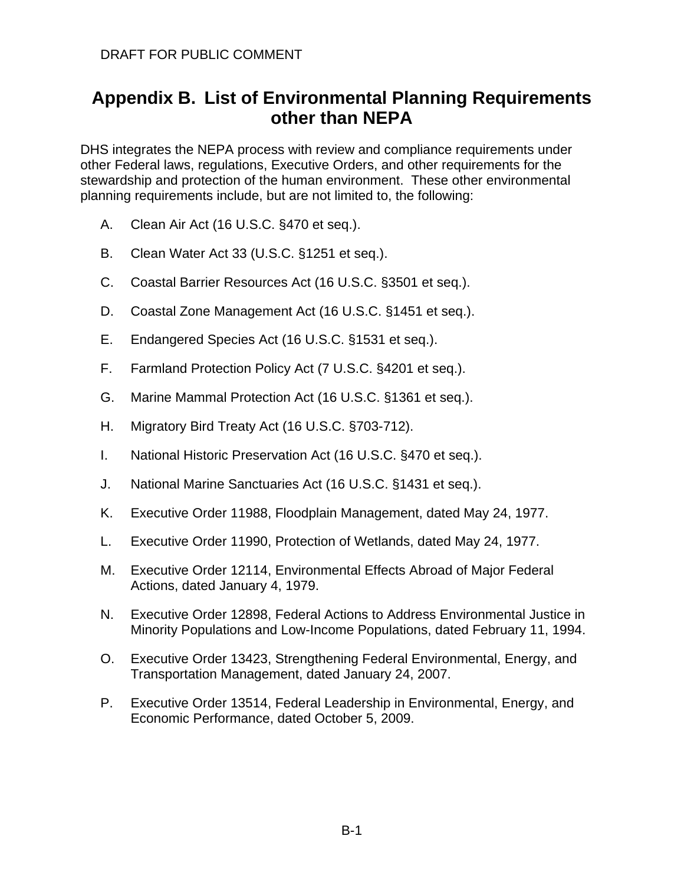DRAFT FOR PUBLIC COMMENT

# Appendix B. List of Environmental Planning Requirements other than NEPA

DHS integrates the NEPA process with review and compliance requirements under other Federal laws, regulations, Executive Orders, and other requirements for the stewardship and protection of the human environment. These other environmental planning requirements include, but are not limited to, the following:

A. Clean Air Act (16 U.S.C. §470 et seq.).

B. Clean Water Act 33 (U.S.C. §1251 et seq.).

C. Coastal Barrier Resources Act (16 U.S.C. §3501 et seq.).

D. Coastal Zone Management Act (16 U.S.C. §1451 et seq.).

E. Endangered Species Act (16 U.S.C. §1531 et seq.).

F. Farmland Protection Policy Act (7 U.S.C. §4201 et seq.).

G. Marine Mammal Protection Act (16 U.S.C. §1361 et seq.).

H. Migratory Bird Treaty Act (16 U.S.C. §703-712).

I. National Historic Preservation Act (16 U.S.C. §470 et seq.).

J. National Marine Sanctuaries Act (16 U.S.C. §1431 et seq.).

K. Executive Order 11988, Floodplain Management, dated May 24, 1977.

L. Executive Order 11990, Protection of Wetlands, dated May 24, 1977.

M. Executive Order 12114, Environmental Effects Abroad of Major Federal Actions, dated January 4, 1979.

N. Executive Order 12898, Federal Actions to Address Environmental Justice in Minority Populations and Low-Income Populations, dated February 11, 1994.

O. Executive Order 13423, Strengthening Federal Environmental, Energy, and Transportation Management, dated January 24, 2007.

P. Executive Order 13514, Federal Leadership in Environmental, Energy, and Economic Performance, dated October 5, 2009.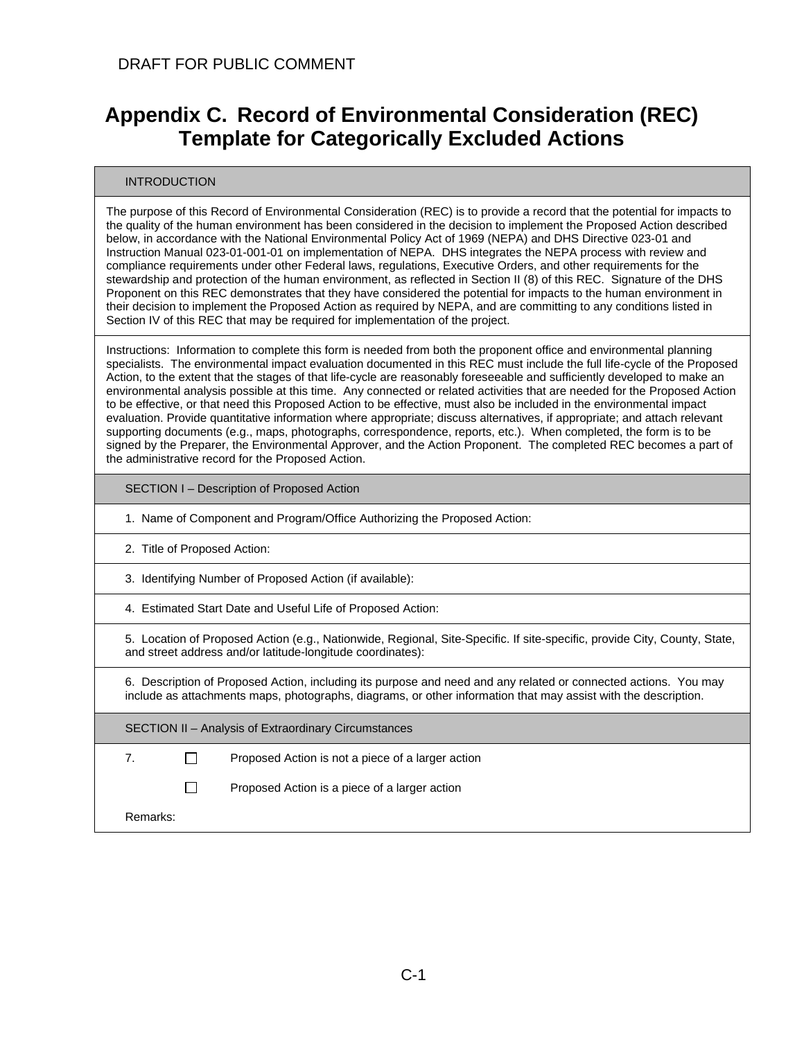DRAFT FOR PUBLIC COMMENT

# Appendix C. Record of Environmental Consideration (REC) Template for Categorically Excluded Actions

## INTRODUCTION

The purpose of this Record of Environmental Consideration (REC) is to provide a record that the potential for impacts to the quality of the human environment has been considered in the decision to implement the Proposed Action described below, in accordance with the National Environmental Policy Act of 1969 (NEPA) and DHS Directive 023-01 and Instruction Manual 023-01-001-01 on implementation of NEPA. DHS integrates the NEPA process with review and compliance requirements under other Federal laws, regulations, Executive Orders, and other requirements for the stewardship and protection of the human environment, as reflected in Section II (8) of this REC. Signature of the DHS Proponent on this REC demonstrates that they have considered the potential for impacts to the human environment in their decision to implement the Proposed Action as required by NEPA, and are committing to any conditions listed in Section IV of this REC that may be required for implementation of the project.

Instructions: Information to complete this form is needed from both the proponent office and environmental planning specialists. The environmental impact evaluation documented in this REC must include the full life-cycle of the Proposed Action, to the extent that the stages of that life-cycle are reasonably foreseeable and sufficiently developed to make an environmental analysis possible at this time. Any connected or related activities that are needed for the Proposed Action to be effective, or that need this Proposed Action to be effective, must also be included in the environmental impact evaluation. Provide quantitative information where appropriate; discuss alternatives, if appropriate; and attach relevant supporting documents (e.g., maps, photographs, correspondence, reports, etc.). When completed, the form is to be signed by the Preparer, the Environmental Approver, and the Action Proponent. The completed REC becomes a part of the administrative record for the Proposed Action.

## SECTION I – Description of Proposed Action

1. Name of Component and Program/Office Authorizing the Proposed Action:

2. Title of Proposed Action:

3. Identifying Number of Proposed Action (if available):

4. Estimated Start Date and Useful Life of Proposed Action:

5. Location of Proposed Action (e.g., Nationwide, Regional, Site-Specific. If site-specific, provide City, County, State, and street address and/or latitude-longitude coordinates):

6. Description of Proposed Action, including its purpose and need and any related or connected actions. You may include as attachments maps, photographs, diagrams, or other information that may assist with the description.

## SECTION II – Analysis of Extraordinary Circumstances

7. ☐ Proposed Action is not a piece of a larger action

   ☐ Proposed Action is a piece of a larger action

Remarks: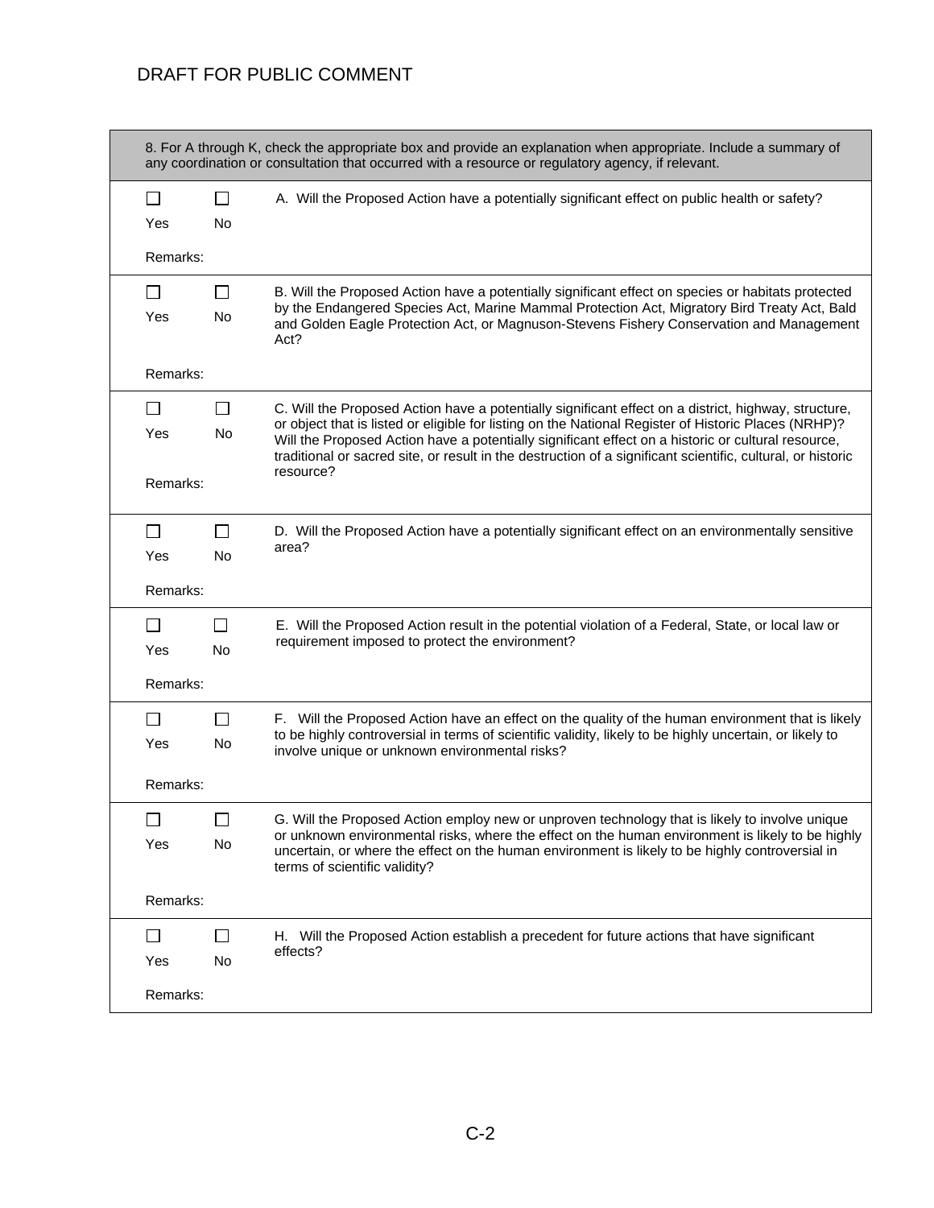DRAFT FOR PUBLIC COMMENT

| 8. For A through K, check the appropriate box and provide an explanation when appropriate. Include a summary of any coordination or consultation that occurred with a resource or regulatory agency, if relevant. | | |
|---|---|---|
| ☐ Yes | ☐ No | A. Will the Proposed Action have a potentially significant effect on public health or safety? |
| Remarks: | | |
| ☐ Yes | ☐ No | B. Will the Proposed Action have a potentially significant effect on species or habitats protected by the Endangered Species Act, Marine Mammal Protection Act, Migratory Bird Treaty Act, Bald and Golden Eagle Protection Act, or Magnuson-Stevens Fishery Conservation and Management Act? |
| Remarks: | | |
| ☐ Yes | ☐ No | C. Will the Proposed Action have a potentially significant effect on a district, highway, structure, or object that is listed or eligible for listing on the National Register of Historic Places (NRHP)? Will the Proposed Action have a potentially significant effect on a historic or cultural resource, traditional or sacred site, or result in the destruction of a significant scientific, cultural, or historic resource? |
| Remarks: | | |
| ☐ Yes | ☐ No | D. Will the Proposed Action have a potentially significant effect on an environmentally sensitive area? |
| Remarks: | | |
| ☐ Yes | ☐ No | E. Will the Proposed Action result in the potential violation of a Federal, State, or local law or requirement imposed to protect the environment? |
| Remarks: | | |
| ☐ Yes | ☐ No | F. Will the Proposed Action have an effect on the quality of the human environment that is likely to be highly controversial in terms of scientific validity, likely to be highly uncertain, or likely to involve unique or unknown environmental risks? |
| Remarks: | | |
| ☐ Yes | ☐ No | G. Will the Proposed Action employ new or unproven technology that is likely to involve unique or unknown environmental risks, where the effect on the human environment is likely to be highly uncertain, or where the effect on the human environment is likely to be highly controversial in terms of scientific validity? |
| Remarks: | | |
| ☐ Yes | ☐ No | H. Will the Proposed Action establish a precedent for future actions that have significant effects? |
| Remarks: | | |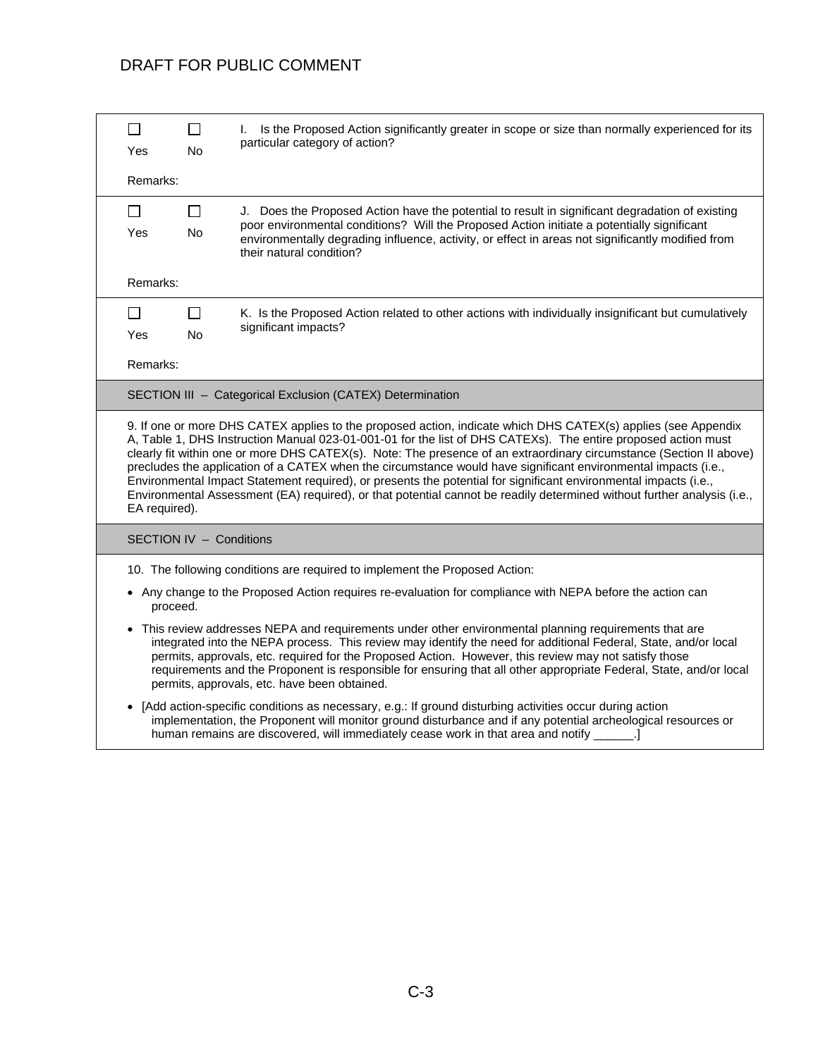DRAFT FOR PUBLIC COMMENT

☐ Yes ☐ No

I. Is the Proposed Action significantly greater in scope or size than normally experienced for its particular category of action?

Remarks:

☐ Yes ☐ No

J. Does the Proposed Action have the potential to result in significant degradation of existing poor environmental conditions? Will the Proposed Action initiate a potentially significant environmentally degrading influence, activity, or effect in areas not significantly modified from their natural condition?

Remarks:

☐ Yes ☐ No

K. Is the Proposed Action related to other actions with individually insignificant but cumulatively significant impacts?

Remarks:

## SECTION III – Categorical Exclusion (CATEX) Determination

9. If one or more DHS CATEX applies to the proposed action, indicate which DHS CATEX(s) applies (see Appendix A, Table 1, DHS Instruction Manual 023-01-001-01 for the list of DHS CATEXs). The entire proposed action must clearly fit within one or more DHS CATEX(s). Note: The presence of an extraordinary circumstance (Section II above) precludes the application of a CATEX when the circumstance would have significant environmental impacts (i.e., Environmental Impact Statement required), or presents the potential for significant environmental impacts (i.e., Environmental Assessment (EA) required), or that potential cannot be readily determined without further analysis (i.e., EA required).

## SECTION IV – Conditions

10. The following conditions are required to implement the Proposed Action:

- Any change to the Proposed Action requires re-evaluation for compliance with NEPA before the action can proceed.
- This review addresses NEPA and requirements under other environmental planning requirements that are integrated into the NEPA process. This review may identify the need for additional Federal, State, and/or local permits, approvals, etc. required for the Proposed Action. However, this review may not satisfy those requirements and the Proponent is responsible for ensuring that all other appropriate Federal, State, and/or local permits, approvals, etc. have been obtained.
- [Add action-specific conditions as necessary, e.g.: If ground disturbing activities occur during action implementation, the Proponent will monitor ground disturbance and if any potential archeological resources or human remains are discovered, will immediately cease work in that area and notify ______.]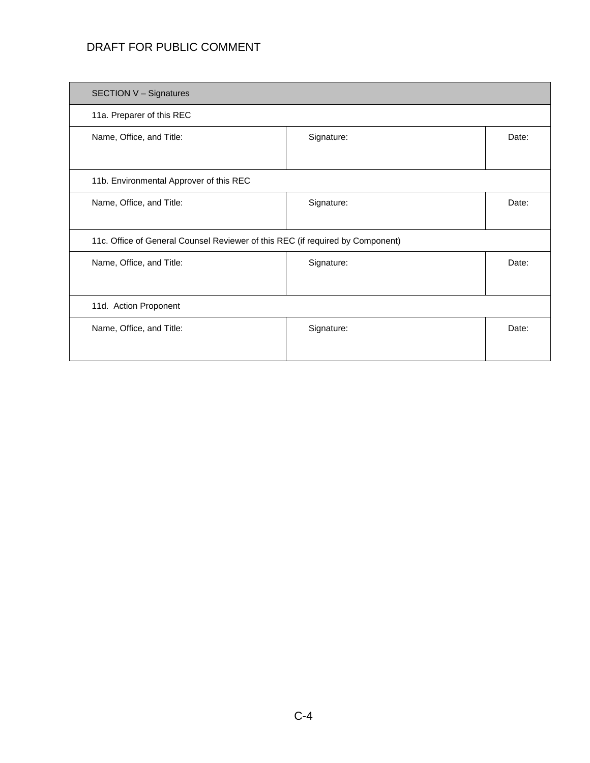DRAFT FOR PUBLIC COMMENT

| SECTION V – Signatures | | |
|---|---|---|
| 11a. Preparer of this REC | | |
| Name, Office, and Title: | Signature: | Date: |
| 11b. Environmental Approver of this REC | | |
| Name, Office, and Title: | Signature: | Date: |
| 11c. Office of General Counsel Reviewer of this REC (if required by Component) | | |
| Name, Office, and Title: | Signature: | Date: |
| 11d. Action Proponent | | |
| Name, Office, and Title: | Signature: | Date: |